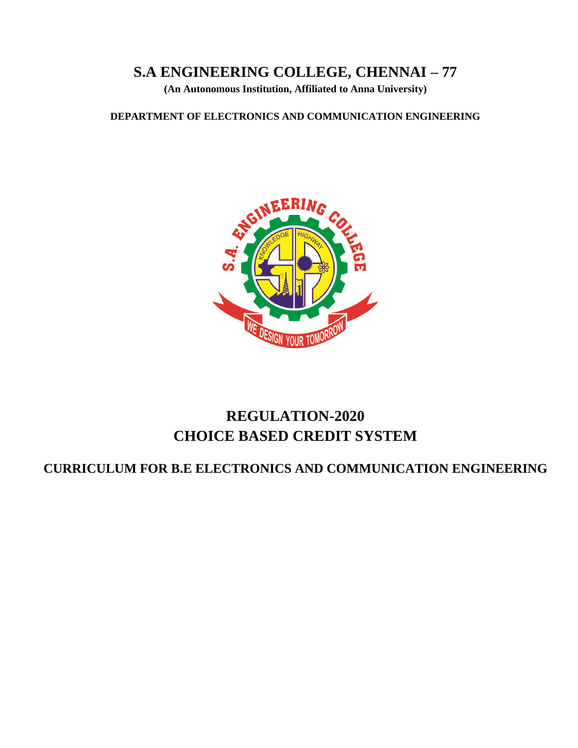# S.A ENGINEERING COLLEGE, CHENNAI – 77

**(An Autonomous Institution, Affiliated to Anna University)**

**DEPARTMENT OF ELECTRONICS AND COMMUNICATION ENGINEERING**

## REGULATION-2020
## CHOICE BASED CREDIT SYSTEM

### CURRICULUM FOR B.E ELECTRONICS AND COMMUNICATION ENGINEERING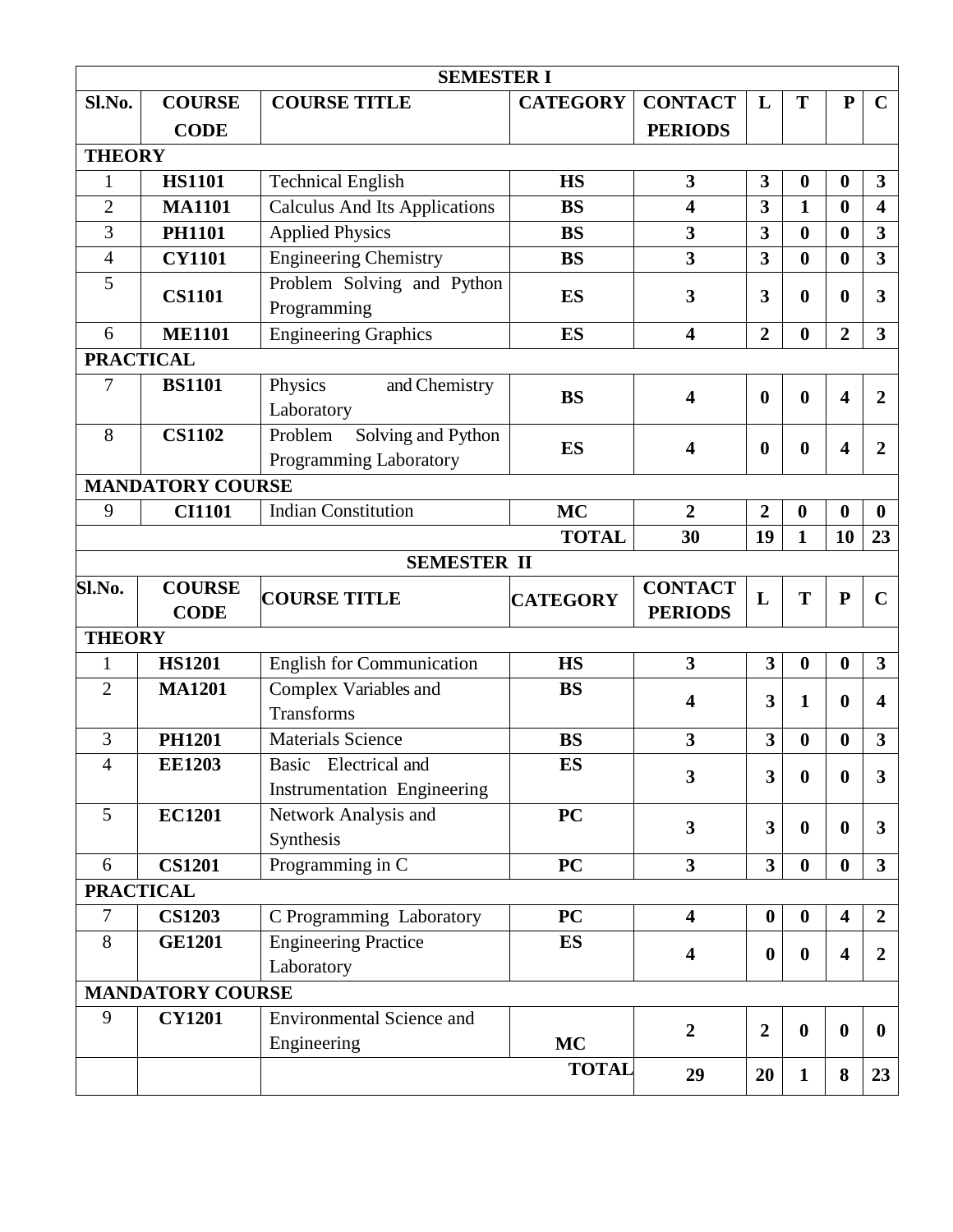## SEMESTER I

| Sl.No. | COURSE CODE | COURSE TITLE | CATEGORY | CONTACT PERIODS | L | T | P | C |
|---|---|---|---|---|---|---|---|---|
| **THEORY** | | | | | | | | |
| 1 | **HS1101** | Technical English | **HS** | **3** | **3** | **0** | **0** | **3** |
| 2 | **MA1101** | Calculus And Its Applications | **BS** | **4** | **3** | **1** | **0** | **4** |
| 3 | **PH1101** | Applied Physics | **BS** | **3** | **3** | **0** | **0** | **3** |
| 4 | **CY1101** | Engineering Chemistry | **BS** | **3** | **3** | **0** | **0** | **3** |
| 5 | **CS1101** | Problem Solving and Python Programming | **ES** | **3** | **3** | **0** | **0** | **3** |
| 6 | **ME1101** | Engineering Graphics | **ES** | **4** | **2** | **0** | **2** | **3** |
| **PRACTICAL** | | | | | | | | |
| 7 | **BS1101** | Physics and Chemistry Laboratory | **BS** | **4** | **0** | **0** | **4** | **2** |
| 8 | **CS1102** | Problem Solving and Python Programming Laboratory | **ES** | **4** | **0** | **0** | **4** | **2** |
| **MANDATORY COURSE** | | | | | | | | |
| 9 | **CI1101** | Indian Constitution | **MC** | **2** | **2** | **0** | **0** | **0** |
| | | | **TOTAL** | **30** | **19** | **1** | **10** | **23** |

## SEMESTER II

| Sl.No. | COURSE CODE | COURSE TITLE | CATEGORY | CONTACT PERIODS | L | T | P | C |
|---|---|---|---|---|---|---|---|---|
| **THEORY** | | | | | | | | |
| 1 | **HS1201** | English for Communication | **HS** | **3** | **3** | **0** | **0** | **3** |
| 2 | **MA1201** | Complex Variables and Transforms | **BS** | **4** | **3** | **1** | **0** | **4** |
| 3 | **PH1201** | Materials Science | **BS** | **3** | **3** | **0** | **0** | **3** |
| 4 | **EE1203** | Basic Electrical and Instrumentation Engineering | **ES** | **3** | **3** | **0** | **0** | **3** |
| 5 | **EC1201** | Network Analysis and Synthesis | **PC** | **3** | **3** | **0** | **0** | **3** |
| 6 | **CS1201** | Programming in C | **PC** | **3** | **3** | **0** | **0** | **3** |
| **PRACTICAL** | | | | | | | | |
| 7 | **CS1203** | C Programming Laboratory | **PC** | **4** | **0** | **0** | **4** | **2** |
| 8 | **GE1201** | Engineering Practice Laboratory | **ES** | **4** | **0** | **0** | **4** | **2** |
| **MANDATORY COURSE** | | | | | | | | |
| 9 | **CY1201** | Environmental Science and Engineering | **MC** | **2** | **2** | **0** | **0** | **0** |
| | | | **TOTAL** | **29** | **20** | **1** | **8** | **23** |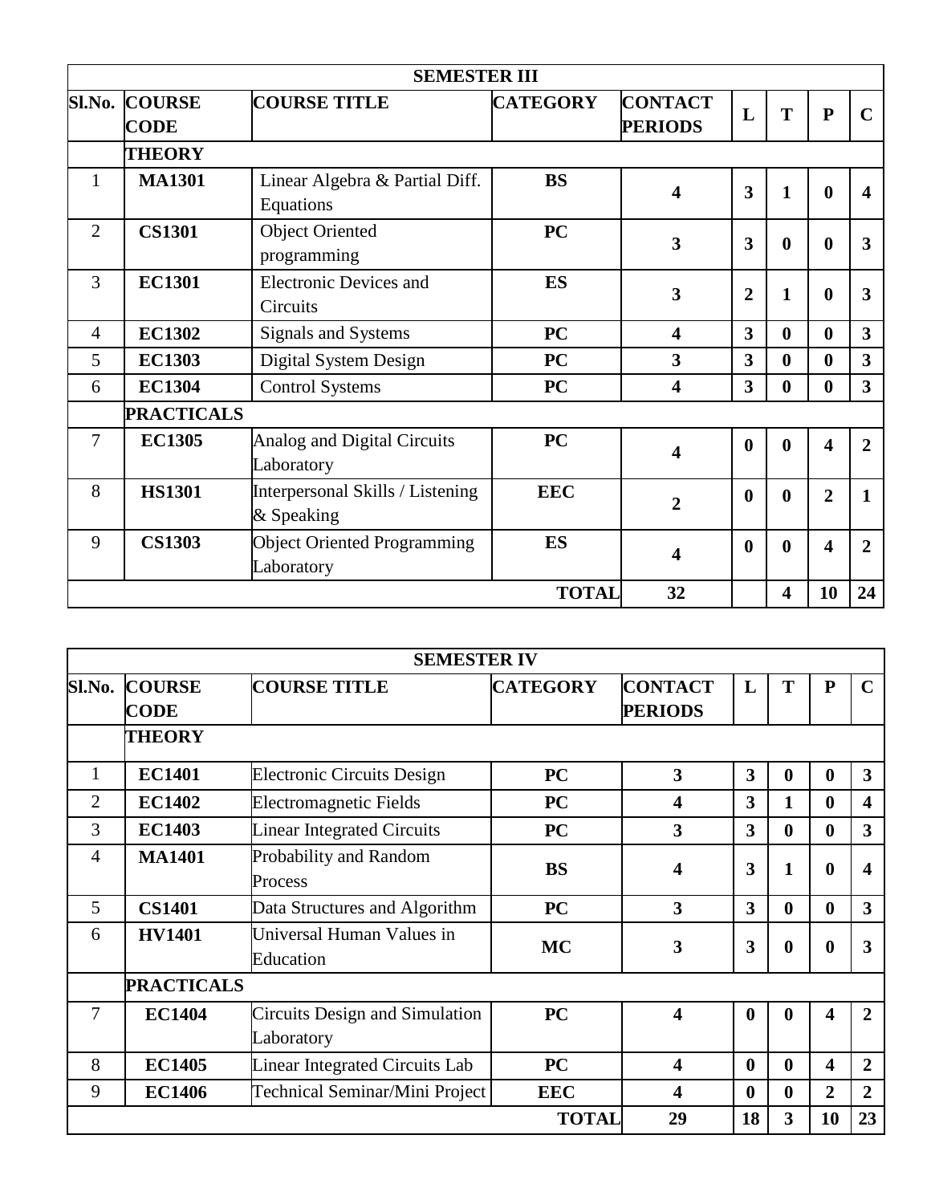| SEMESTER III | | | | | | | | |
|---|---|---|---|---|---|---|---|---|
| **Sl.No.** | **COURSE CODE** | **COURSE TITLE** | **CATEGORY** | **CONTACT PERIODS** | **L** | **T** | **P** | **C** |
| | **THEORY** | | | | | | | |
| 1 | **MA1301** | Linear Algebra & Partial Diff. Equations | **BS** | **4** | **3** | **1** | **0** | **4** |
| 2 | **CS1301** | Object Oriented programming | **PC** | **3** | **3** | **0** | **0** | **3** |
| 3 | **EC1301** | Electronic Devices and Circuits | **ES** | **3** | **2** | **1** | **0** | **3** |
| 4 | **EC1302** | Signals and Systems | **PC** | **4** | **3** | **0** | **0** | **3** |
| 5 | **EC1303** | Digital System Design | **PC** | **3** | **3** | **0** | **0** | **3** |
| 6 | **EC1304** | Control Systems | **PC** | **4** | **3** | **0** | **0** | **3** |
| | **PRACTICALS** | | | | | | | |
| 7 | **EC1305** | Analog and Digital Circuits Laboratory | **PC** | **4** | **0** | **0** | **4** | **2** |
| 8 | **HS1301** | Interpersonal Skills / Listening & Speaking | **EEC** | **2** | **0** | **0** | **2** | **1** |
| 9 | **CS1303** | Object Oriented Programming Laboratory | **ES** | **4** | **0** | **0** | **4** | **2** |
| | | | **TOTAL** | **32** | | **4** | **10** | **24** |

| SEMESTER IV | | | | | | | | |
|---|---|---|---|---|---|---|---|---|
| **Sl.No.** | **COURSE CODE** | **COURSE TITLE** | **CATEGORY** | **CONTACT PERIODS** | **L** | **T** | **P** | **C** |
| | **THEORY** | | | | | | | |
| 1 | **EC1401** | Electronic Circuits Design | **PC** | **3** | **3** | **0** | **0** | **3** |
| 2 | **EC1402** | Electromagnetic Fields | **PC** | **4** | **3** | **1** | **0** | **4** |
| 3 | **EC1403** | Linear Integrated Circuits | **PC** | **3** | **3** | **0** | **0** | **3** |
| 4 | **MA1401** | Probability and Random Process | **BS** | **4** | **3** | **1** | **0** | **4** |
| 5 | **CS1401** | Data Structures and Algorithm | **PC** | **3** | **3** | **0** | **0** | **3** |
| 6 | **HV1401** | Universal Human Values in Education | **MC** | **3** | **3** | **0** | **0** | **3** |
| | **PRACTICALS** | | | | | | | |
| 7 | **EC1404** | Circuits Design and Simulation Laboratory | **PC** | **4** | **0** | **0** | **4** | **2** |
| 8 | **EC1405** | Linear Integrated Circuits Lab | **PC** | **4** | **0** | **0** | **4** | **2** |
| 9 | **EC1406** | Technical Seminar/Mini Project | **EEC** | **4** | **0** | **0** | **2** | **2** |
| | | | **TOTAL** | **29** | **18** | **3** | **10** | **23** |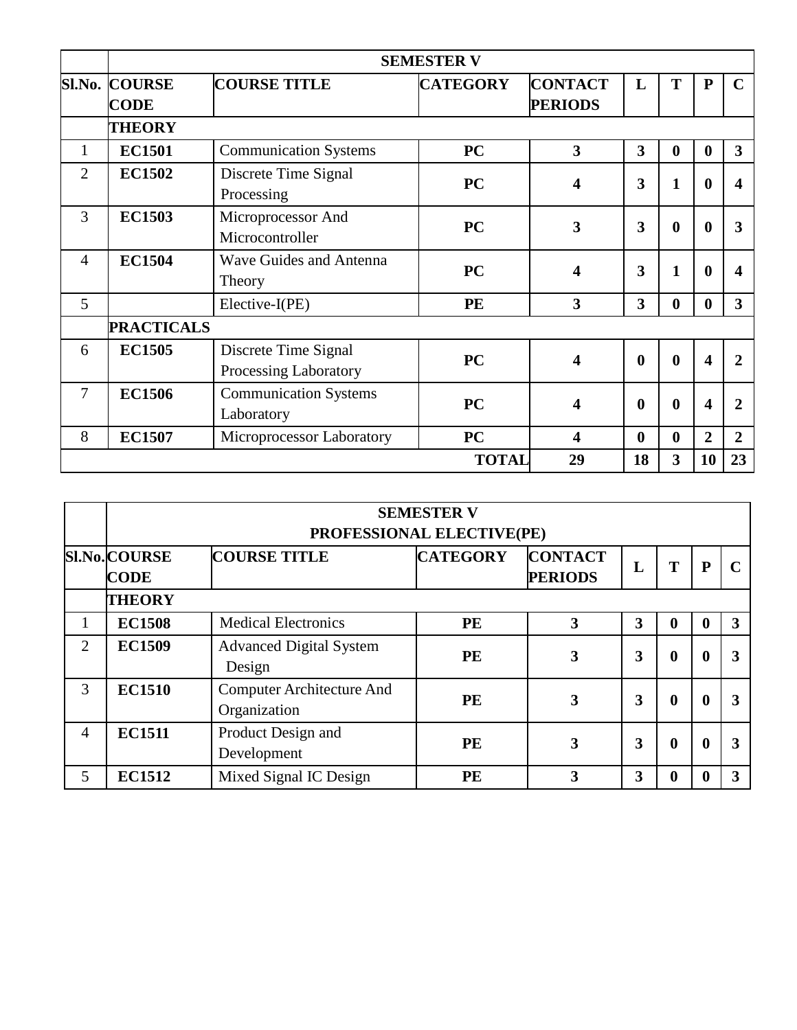| | **SEMESTER V** | | | | | | | |
|---|---|---|---|---|---|---|---|---|
| **Sl.No.** | **COURSE CODE** | **COURSE TITLE** | **CATEGORY** | **CONTACT PERIODS** | **L** | **T** | **P** | **C** |
| | **THEORY** | | | | | | | |
| 1 | **EC1501** | Communication Systems | **PC** | **3** | **3** | **0** | **0** | **3** |
| 2 | **EC1502** | Discrete Time Signal Processing | **PC** | **4** | **3** | **1** | **0** | **4** |
| 3 | **EC1503** | Microprocessor And Microcontroller | **PC** | **3** | **3** | **0** | **0** | **3** |
| 4 | **EC1504** | Wave Guides and Antenna Theory | **PC** | **4** | **3** | **1** | **0** | **4** |
| 5 | | Elective-I(PE) | **PE** | **3** | **3** | **0** | **0** | **3** |
| | **PRACTICALS** | | | | | | | |
| 6 | **EC1505** | Discrete Time Signal Processing Laboratory | **PC** | **4** | **0** | **0** | **4** | **2** |
| 7 | **EC1506** | Communication Systems Laboratory | **PC** | **4** | **0** | **0** | **4** | **2** |
| 8 | **EC1507** | Microprocessor Laboratory | **PC** | **4** | **0** | **0** | **2** | **2** |
| | | | **TOTAL** | **29** | **18** | **3** | **10** | **23** |

| | **SEMESTER V PROFESSIONAL ELECTIVE(PE)** | | | | | | | |
|---|---|---|---|---|---|---|---|---|
| **Sl.No.** | **COURSE CODE** | **COURSE TITLE** | **CATEGORY** | **CONTACT PERIODS** | **L** | **T** | **P** | **C** |
| | **THEORY** | | | | | | | |
| 1 | **EC1508** | Medical Electronics | **PE** | **3** | **3** | **0** | **0** | **3** |
| 2 | **EC1509** | Advanced Digital System Design | **PE** | **3** | **3** | **0** | **0** | **3** |
| 3 | **EC1510** | Computer Architecture And Organization | **PE** | **3** | **3** | **0** | **0** | **3** |
| 4 | **EC1511** | Product Design and Development | **PE** | **3** | **3** | **0** | **0** | **3** |
| 5 | **EC1512** | Mixed Signal IC Design | **PE** | **3** | **3** | **0** | **0** | **3** |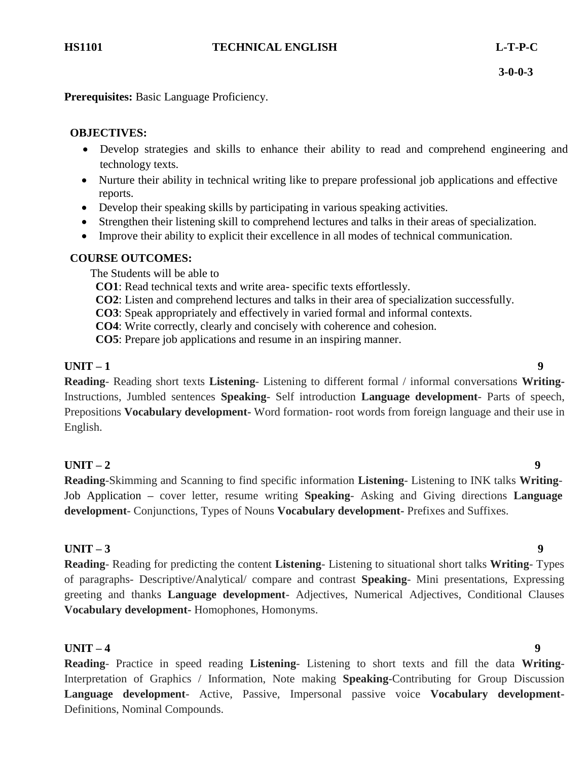**HS1101** **TECHNICAL ENGLISH** **L-T-P-C**

**3-0-0-3**

**Prerequisites:** Basic Language Proficiency.

**OBJECTIVES:**

- Develop strategies and skills to enhance their ability to read and comprehend engineering and technology texts.
- Nurture their ability in technical writing like to prepare professional job applications and effective reports.
- Develop their speaking skills by participating in various speaking activities.
- Strengthen their listening skill to comprehend lectures and talks in their areas of specialization.
- Improve their ability to explicit their excellence in all modes of technical communication.

**COURSE OUTCOMES:**

The Students will be able to

**CO1**: Read technical texts and write area- specific texts effortlessly.
**CO2**: Listen and comprehend lectures and talks in their area of specialization successfully.
**CO3**: Speak appropriately and effectively in varied formal and informal contexts.
**CO4**: Write correctly, clearly and concisely with coherence and cohesion.
**CO5**: Prepare job applications and resume in an inspiring manner.

**UNIT – 1** **9**

**Reading**- Reading short texts **Listening**- Listening to different formal / informal conversations **Writing-** Instructions, Jumbled sentences **Speaking**- Self introduction **Language development**- Parts of speech, Prepositions **Vocabulary development-** Word formation- root words from foreign language and their use in English.

**UNIT – 2** **9**

**Reading**-Skimming and Scanning to find specific information **Listening**- Listening to INK talks **Writing**- Job Application – cover letter, resume writing **Speaking**- Asking and Giving directions **Language development**- Conjunctions, Types of Nouns **Vocabulary development-** Prefixes and Suffixes.

**UNIT – 3** **9**

**Reading**- Reading for predicting the content **Listening**- Listening to situational short talks **Writing**- Types of paragraphs- Descriptive/Analytical/ compare and contrast **Speaking**- Mini presentations, Expressing greeting and thanks **Language development**- Adjectives, Numerical Adjectives, Conditional Clauses **Vocabulary development-** Homophones, Homonyms.

**UNIT – 4** **9**

**Reading**- Practice in speed reading **Listening**- Listening to short texts and fill the data **Writing**- Interpretation of Graphics / Information, Note making **Speaking**-Contributing for Group Discussion **Language development**- Active, Passive, Impersonal passive voice **Vocabulary development**- Definitions, Nominal Compounds.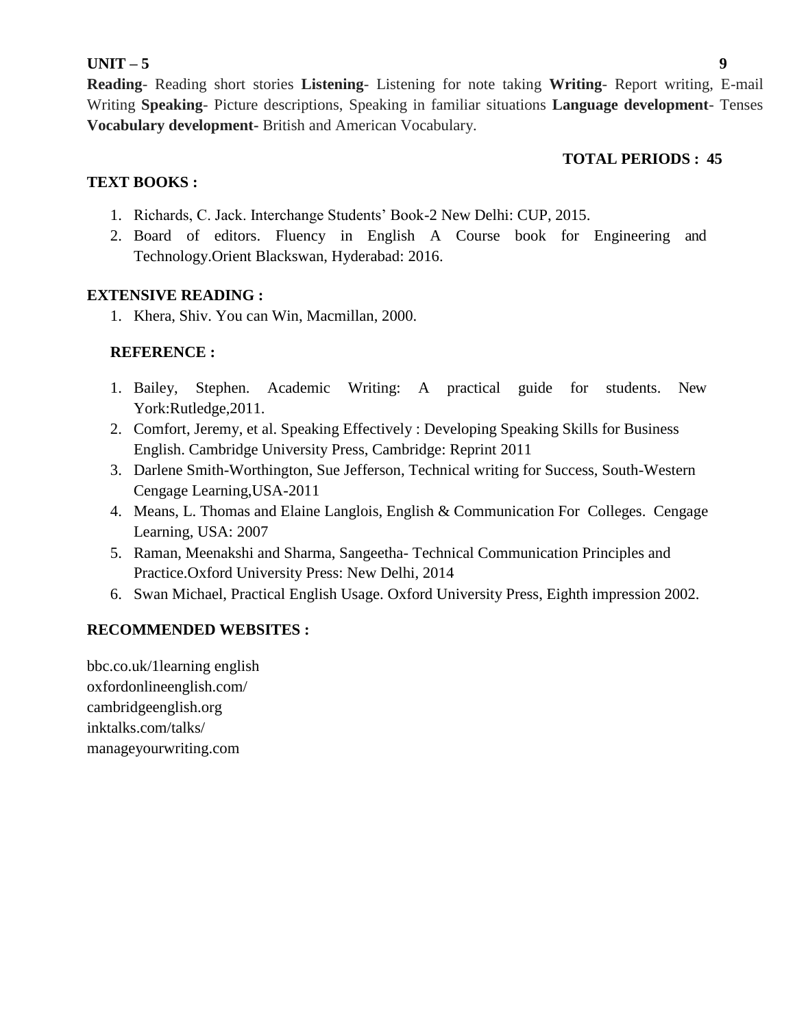**UNIT – 5** **9**

**Reading**- Reading short stories **Listening**- Listening for note taking **Writing**- Report writing, E-mail Writing **Speaking**- Picture descriptions, Speaking in familiar situations **Language development**- Tenses **Vocabulary development-** British and American Vocabulary.

**TOTAL PERIODS : 45**

**TEXT BOOKS :**

1. Richards, C. Jack. Interchange Students' Book-2 New Delhi: CUP, 2015.
2. Board of editors. Fluency in English A Course book for Engineering and Technology.Orient Blackswan, Hyderabad: 2016.

**EXTENSIVE READING :**

1. Khera, Shiv. You can Win, Macmillan, 2000.

**REFERENCE :**

1. Bailey, Stephen. Academic Writing: A practical guide for students. New York:Rutledge,2011.
2. Comfort, Jeremy, et al. Speaking Effectively : Developing Speaking Skills for Business English. Cambridge University Press, Cambridge: Reprint 2011
3. Darlene Smith-Worthington, Sue Jefferson, Technical writing for Success, South-Western Cengage Learning,USA-2011
4. Means, L. Thomas and Elaine Langlois, English & Communication For Colleges. Cengage Learning, USA: 2007
5. Raman, Meenakshi and Sharma, Sangeetha- Technical Communication Principles and Practice.Oxford University Press: New Delhi, 2014
6. Swan Michael, Practical English Usage. Oxford University Press, Eighth impression 2002.

**RECOMMENDED WEBSITES :**

bbc.co.uk/1learning english
oxfordonlineenglish.com/
cambridgeenglish.org
inktalks.com/talks/
manageyourwriting.com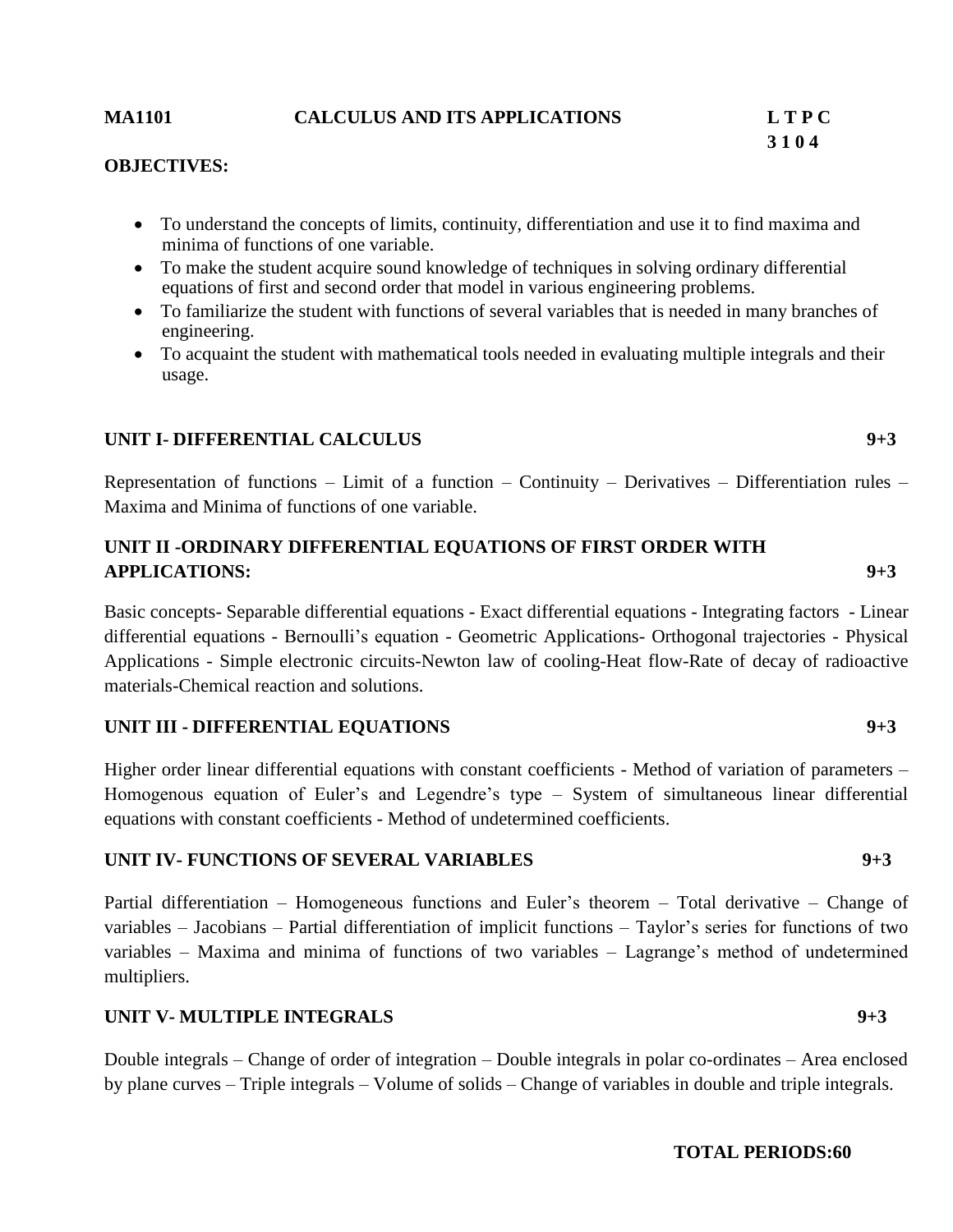**MA1101 CALCULUS AND ITS APPLICATIONS**

| L | T | P | C |
|---|---|---|---|
| 3 | 1 | 0 | 4 |

**OBJECTIVES:**

- To understand the concepts of limits, continuity, differentiation and use it to find maxima and minima of functions of one variable.
- To make the student acquire sound knowledge of techniques in solving ordinary differential equations of first and second order that model in various engineering problems.
- To familiarize the student with functions of several variables that is needed in many branches of engineering.
- To acquaint the student with mathematical tools needed in evaluating multiple integrals and their usage.

**UNIT I- DIFFERENTIAL CALCULUS 9+3**

Representation of functions – Limit of a function – Continuity – Derivatives – Differentiation rules – Maxima and Minima of functions of one variable.

**UNIT II -ORDINARY DIFFERENTIAL EQUATIONS OF FIRST ORDER WITH APPLICATIONS: 9+3**

Basic concepts- Separable differential equations - Exact differential equations - Integrating factors - Linear differential equations - Bernoulli's equation - Geometric Applications- Orthogonal trajectories - Physical Applications - Simple electronic circuits-Newton law of cooling-Heat flow-Rate of decay of radioactive materials-Chemical reaction and solutions.

**UNIT III - DIFFERENTIAL EQUATIONS 9+3**

Higher order linear differential equations with constant coefficients - Method of variation of parameters – Homogenous equation of Euler's and Legendre's type – System of simultaneous linear differential equations with constant coefficients - Method of undetermined coefficients.

**UNIT IV- FUNCTIONS OF SEVERAL VARIABLES 9+3**

Partial differentiation – Homogeneous functions and Euler's theorem – Total derivative – Change of variables – Jacobians – Partial differentiation of implicit functions – Taylor's series for functions of two variables – Maxima and minima of functions of two variables – Lagrange's method of undetermined multipliers.

**UNIT V- MULTIPLE INTEGRALS 9+3**

Double integrals – Change of order of integration – Double integrals in polar co-ordinates – Area enclosed by plane curves – Triple integrals – Volume of solids – Change of variables in double and triple integrals.

**TOTAL PERIODS:60**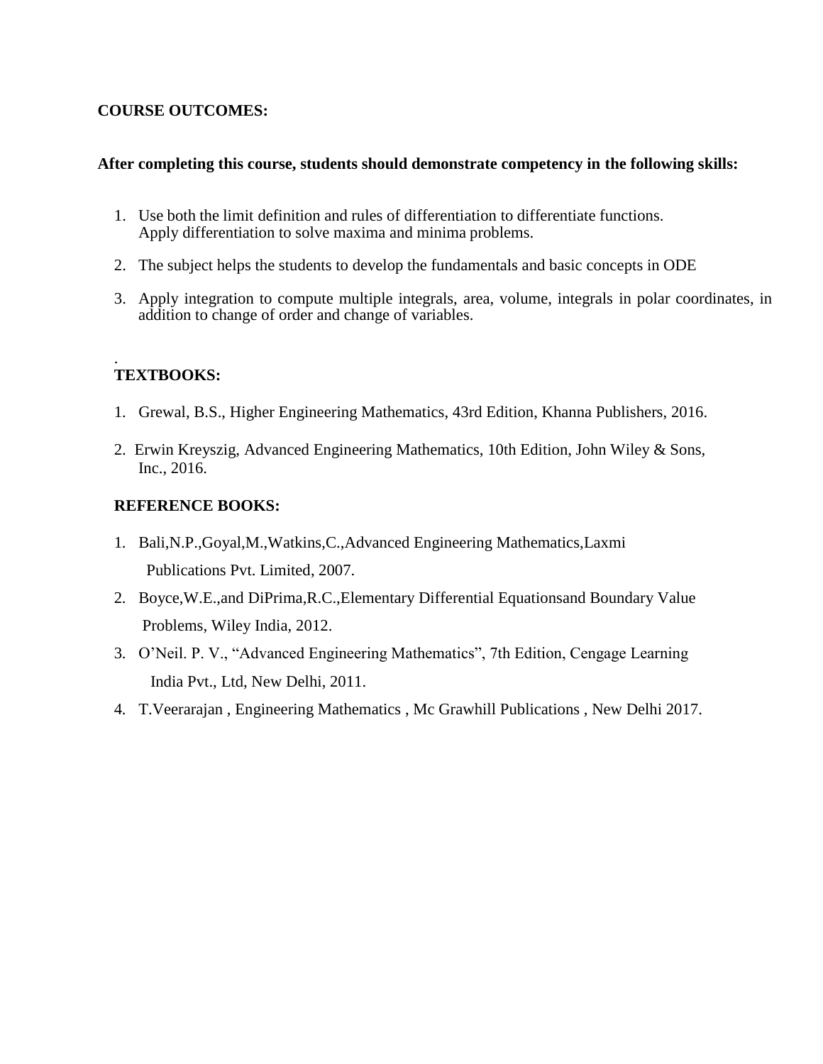**COURSE OUTCOMES:**

**After completing this course, students should demonstrate competency in the following skills:**

1. Use both the limit definition and rules of differentiation to differentiate functions. Apply differentiation to solve maxima and minima problems.
2. The subject helps the students to develop the fundamentals and basic concepts in ODE
3. Apply integration to compute multiple integrals, area, volume, integrals in polar coordinates, in addition to change of order and change of variables.

.

**TEXTBOOKS:**

1. Grewal, B.S., Higher Engineering Mathematics, 43rd Edition, Khanna Publishers, 2016.
2. Erwin Kreyszig, Advanced Engineering Mathematics, 10th Edition, John Wiley & Sons, Inc., 2016.

**REFERENCE BOOKS:**

1. Bali,N.P.,Goyal,M.,Watkins,C.,Advanced Engineering Mathematics,Laxmi Publications Pvt. Limited, 2007.
2. Boyce,W.E.,and DiPrima,R.C.,Elementary Differential Equationsand Boundary Value Problems, Wiley India, 2012.
3. O'Neil. P. V., "Advanced Engineering Mathematics", 7th Edition, Cengage Learning India Pvt., Ltd, New Delhi, 2011.
4. T.Veerarajan , Engineering Mathematics , Mc Grawhill Publications , New Delhi 2017.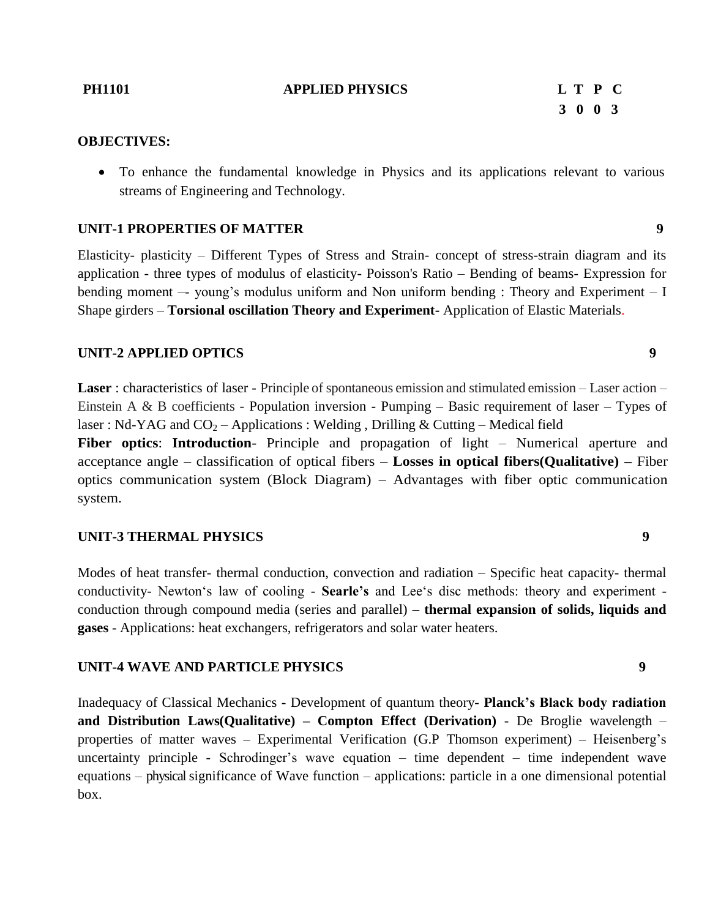| **PH1101** | **APPLIED PHYSICS** | **L T P C** |
|---|---|---|
| | | **3 0 0 3** |

**OBJECTIVES:**

- To enhance the fundamental knowledge in Physics and its applications relevant to various streams of Engineering and Technology.

**UNIT-1 PROPERTIES OF MATTER** **9**

Elasticity- plasticity – Different Types of Stress and Strain- concept of stress-strain diagram and its application - three types of modulus of elasticity- Poisson's Ratio – Bending of beams- Expression for bending moment –- young's modulus uniform and Non uniform bending : Theory and Experiment – I Shape girders – **Torsional oscillation Theory and Experiment-** Application of Elastic Materials.

**UNIT-2 APPLIED OPTICS** **9**

**Laser** : characteristics of laser - Principle of spontaneous emission and stimulated emission – Laser action – Einstein A & B coefficients - Population inversion - Pumping – Basic requirement of laser – Types of laser : Nd-YAG and $CO_2$ – Applications : Welding , Drilling & Cutting – Medical field

**Fiber optics**: **Introduction**- Principle and propagation of light – Numerical aperture and acceptance angle – classification of optical fibers – **Losses in optical fibers(Qualitative) –** Fiber optics communication system (Block Diagram) – Advantages with fiber optic communication system.

**UNIT-3 THERMAL PHYSICS** **9**

Modes of heat transfer- thermal conduction, convection and radiation – Specific heat capacity- thermal conductivity- Newton's law of cooling - **Searle's** and Lee's disc methods: theory and experiment - conduction through compound media (series and parallel) – **thermal expansion of solids, liquids and gases** - Applications: heat exchangers, refrigerators and solar water heaters.

**UNIT-4 WAVE AND PARTICLE PHYSICS** **9**

Inadequacy of Classical Mechanics - Development of quantum theory- **Planck's Black body radiation and Distribution Laws(Qualitative) – Compton Effect (Derivation)** - De Broglie wavelength – properties of matter waves – Experimental Verification (G.P Thomson experiment) – Heisenberg's uncertainty principle - Schrodinger's wave equation – time dependent – time independent wave equations – physical significance of Wave function – applications: particle in a one dimensional potential box.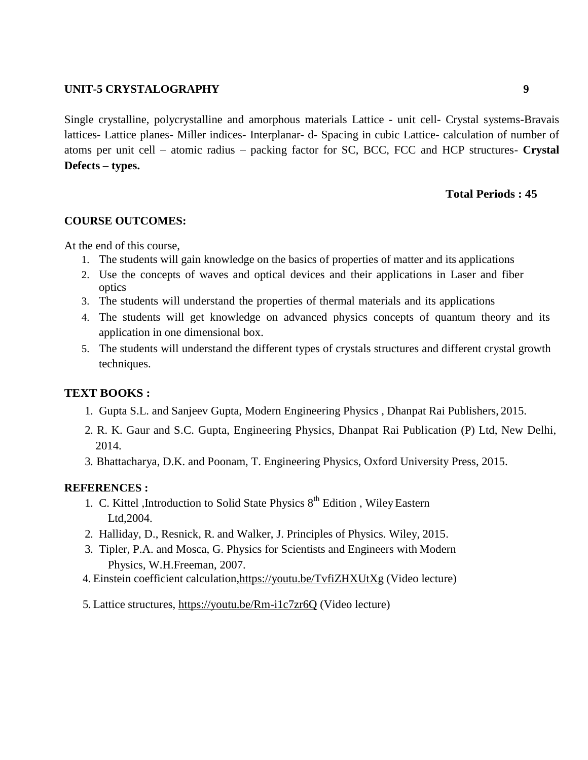**UNIT-5 CRYSTALOGRAPHY 9**

Single crystalline, polycrystalline and amorphous materials Lattice - unit cell- Crystal systems-Bravais lattices- Lattice planes- Miller indices- Interplanar- d- Spacing in cubic Lattice- calculation of number of atoms per unit cell – atomic radius – packing factor for SC, BCC, FCC and HCP structures- **Crystal Defects – types.**

**Total Periods : 45**

**COURSE OUTCOMES:**

At the end of this course,

1. The students will gain knowledge on the basics of properties of matter and its applications
2. Use the concepts of waves and optical devices and their applications in Laser and fiber optics
3. The students will understand the properties of thermal materials and its applications
4. The students will get knowledge on advanced physics concepts of quantum theory and its application in one dimensional box.
5. The students will understand the different types of crystals structures and different crystal growth techniques.

**TEXT BOOKS :**

1. Gupta S.L. and Sanjeev Gupta, Modern Engineering Physics , Dhanpat Rai Publishers, 2015.
2. R. K. Gaur and S.C. Gupta, Engineering Physics, Dhanpat Rai Publication (P) Ltd, New Delhi, 2014.
3. Bhattacharya, D.K. and Poonam, T. Engineering Physics, Oxford University Press, 2015.

**REFERENCES :**

1. C. Kittel ,Introduction to Solid State Physics $8^{th}$ Edition , Wiley Eastern Ltd,2004.
2. Halliday, D., Resnick, R. and Walker, J. Principles of Physics. Wiley, 2015.
3. Tipler, P.A. and Mosca, G. Physics for Scientists and Engineers with Modern Physics, W.H.Freeman, 2007.
4. Einstein coefficient calculation,https://youtu.be/TvfiZHXUtXg (Video lecture)
5. Lattice structures, https://youtu.be/Rm-i1c7zr6Q (Video lecture)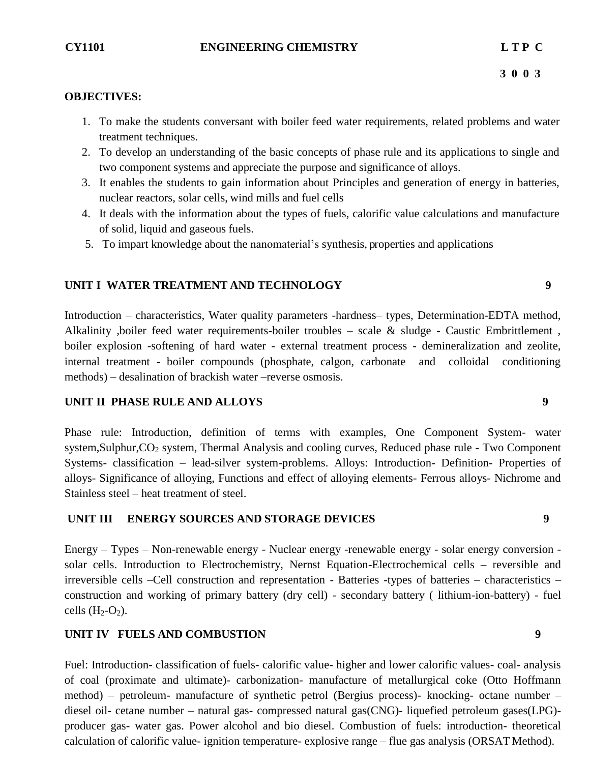**CY1101 ENGINEERING CHEMISTRY**

| L | T | P | C |
|---|---|---|---|
| 3 | 0 | 0 | 3 |

**OBJECTIVES:**

1. To make the students conversant with boiler feed water requirements, related problems and water treatment techniques.
2. To develop an understanding of the basic concepts of phase rule and its applications to single and two component systems and appreciate the purpose and significance of alloys.
3. It enables the students to gain information about Principles and generation of energy in batteries, nuclear reactors, solar cells, wind mills and fuel cells
4. It deals with the information about the types of fuels, calorific value calculations and manufacture of solid, liquid and gaseous fuels.
5. To impart knowledge about the nanomaterial's synthesis, properties and applications

**UNIT I WATER TREATMENT AND TECHNOLOGY 9**

Introduction – characteristics, Water quality parameters -hardness– types, Determination-EDTA method, Alkalinity ,boiler feed water requirements-boiler troubles – scale & sludge - Caustic Embrittlement , boiler explosion -softening of hard water - external treatment process - demineralization and zeolite, internal treatment - boiler compounds (phosphate, calgon, carbonate and colloidal conditioning methods) – desalination of brackish water –reverse osmosis.

**UNIT II PHASE RULE AND ALLOYS 9**

Phase rule: Introduction, definition of terms with examples, One Component System- water system,Sulphur,$CO_2$ system, Thermal Analysis and cooling curves, Reduced phase rule - Two Component Systems- classification – lead-silver system-problems. Alloys: Introduction- Definition- Properties of alloys- Significance of alloying, Functions and effect of alloying elements- Ferrous alloys- Nichrome and Stainless steel – heat treatment of steel.

**UNIT III ENERGY SOURCES AND STORAGE DEVICES 9**

Energy – Types – Non-renewable energy - Nuclear energy -renewable energy - solar energy conversion - solar cells. Introduction to Electrochemistry, Nernst Equation-Electrochemical cells – reversible and irreversible cells –Cell construction and representation - Batteries -types of batteries – characteristics – construction and working of primary battery (dry cell) - secondary battery ( lithium-ion-battery) - fuel cells ($H_2$-$O_2$).

**UNIT IV FUELS AND COMBUSTION 9**

Fuel: Introduction- classification of fuels- calorific value- higher and lower calorific values- coal- analysis of coal (proximate and ultimate)- carbonization- manufacture of metallurgical coke (Otto Hoffmann method) – petroleum- manufacture of synthetic petrol (Bergius process)- knocking- octane number – diesel oil- cetane number – natural gas- compressed natural gas(CNG)- liquefied petroleum gases(LPG)- producer gas- water gas. Power alcohol and bio diesel. Combustion of fuels: introduction- theoretical calculation of calorific value- ignition temperature- explosive range – flue gas analysis (ORSAT Method).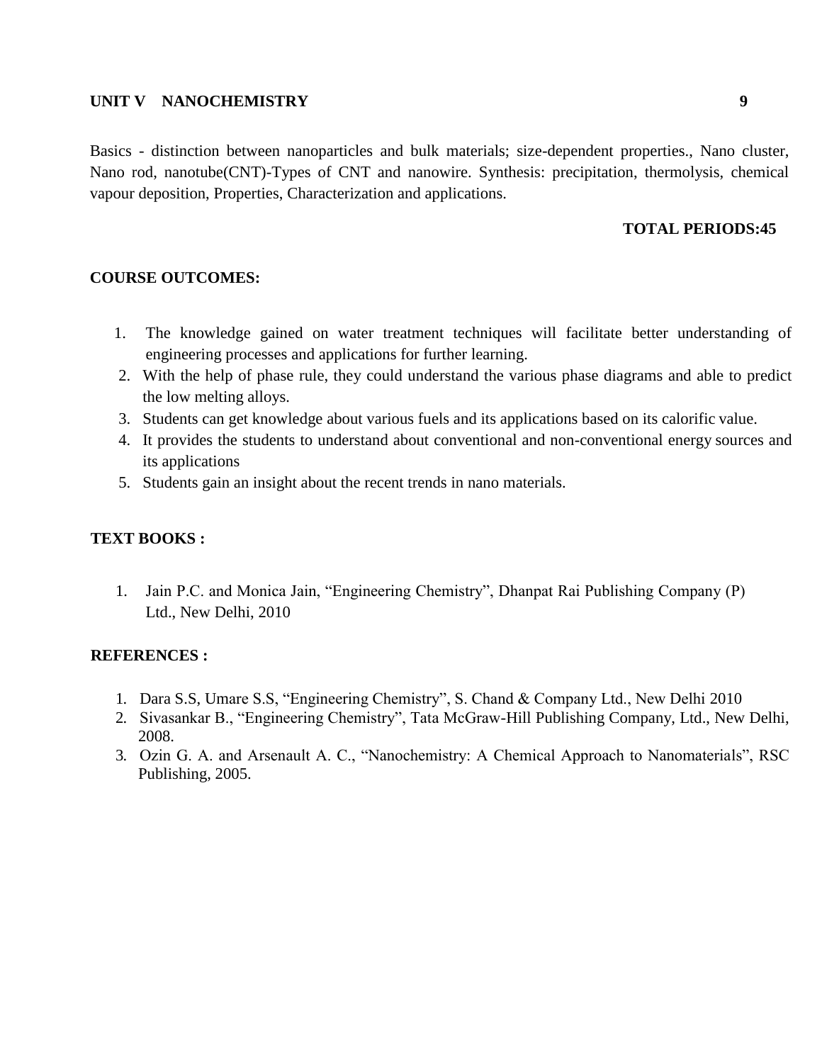## UNIT V NANOCHEMISTRY 9

Basics - distinction between nanoparticles and bulk materials; size-dependent properties., Nano cluster, Nano rod, nanotube(CNT)-Types of CNT and nanowire. Synthesis: precipitation, thermolysis, chemical vapour deposition, Properties, Characterization and applications.

**TOTAL PERIODS:45**

## COURSE OUTCOMES:

1. The knowledge gained on water treatment techniques will facilitate better understanding of engineering processes and applications for further learning.
2. With the help of phase rule, they could understand the various phase diagrams and able to predict the low melting alloys.
3. Students can get knowledge about various fuels and its applications based on its calorific value.
4. It provides the students to understand about conventional and non-conventional energy sources and its applications
5. Students gain an insight about the recent trends in nano materials.

## TEXT BOOKS :

1. Jain P.C. and Monica Jain, "Engineering Chemistry", Dhanpat Rai Publishing Company (P) Ltd., New Delhi, 2010

## REFERENCES :

1. Dara S.S, Umare S.S, "Engineering Chemistry", S. Chand & Company Ltd., New Delhi 2010
2. Sivasankar B., "Engineering Chemistry", Tata McGraw-Hill Publishing Company, Ltd., New Delhi, 2008.
3. Ozin G. A. and Arsenault A. C., "Nanochemistry: A Chemical Approach to Nanomaterials", RSC Publishing, 2005.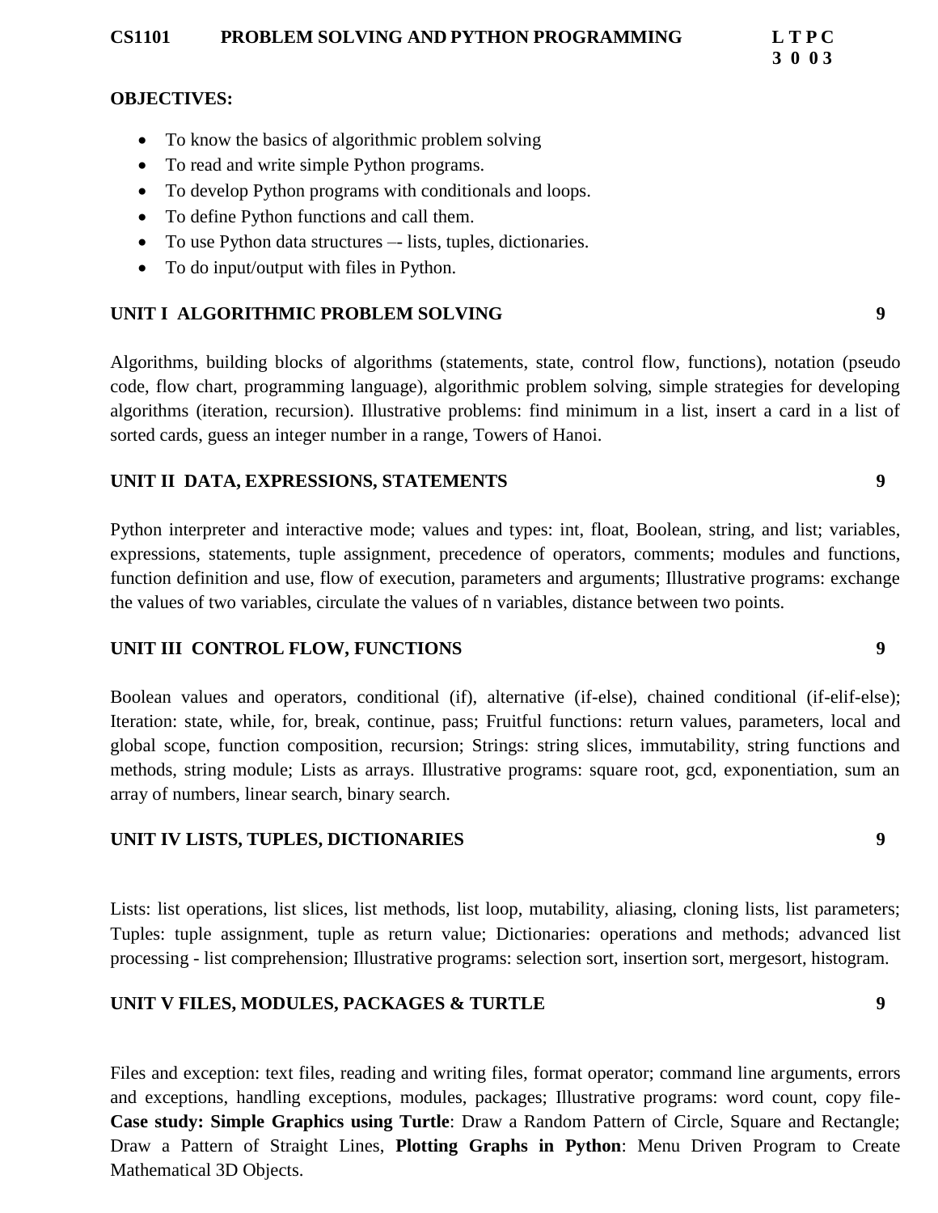**CS1101 PROBLEM SOLVING AND PYTHON PROGRAMMING** **L T P C**
**3 0 0 3**

**OBJECTIVES:**

- To know the basics of algorithmic problem solving
- To read and write simple Python programs.
- To develop Python programs with conditionals and loops.
- To define Python functions and call them.
- To use Python data structures –- lists, tuples, dictionaries.
- To do input/output with files in Python.

**UNIT I ALGORITHMIC PROBLEM SOLVING** **9**

Algorithms, building blocks of algorithms (statements, state, control flow, functions), notation (pseudo code, flow chart, programming language), algorithmic problem solving, simple strategies for developing algorithms (iteration, recursion). Illustrative problems: find minimum in a list, insert a card in a list of sorted cards, guess an integer number in a range, Towers of Hanoi.

**UNIT II DATA, EXPRESSIONS, STATEMENTS** **9**

Python interpreter and interactive mode; values and types: int, float, Boolean, string, and list; variables, expressions, statements, tuple assignment, precedence of operators, comments; modules and functions, function definition and use, flow of execution, parameters and arguments; Illustrative programs: exchange the values of two variables, circulate the values of n variables, distance between two points.

**UNIT III CONTROL FLOW, FUNCTIONS** **9**

Boolean values and operators, conditional (if), alternative (if-else), chained conditional (if-elif-else); Iteration: state, while, for, break, continue, pass; Fruitful functions: return values, parameters, local and global scope, function composition, recursion; Strings: string slices, immutability, string functions and methods, string module; Lists as arrays. Illustrative programs: square root, gcd, exponentiation, sum an array of numbers, linear search, binary search.

**UNIT IV LISTS, TUPLES, DICTIONARIES** **9**

Lists: list operations, list slices, list methods, list loop, mutability, aliasing, cloning lists, list parameters; Tuples: tuple assignment, tuple as return value; Dictionaries: operations and methods; advanced list processing - list comprehension; Illustrative programs: selection sort, insertion sort, mergesort, histogram.

**UNIT V FILES, MODULES, PACKAGES & TURTLE** **9**

Files and exception: text files, reading and writing files, format operator; command line arguments, errors and exceptions, handling exceptions, modules, packages; Illustrative programs: word count, copy file- **Case study: Simple Graphics using Turtle**: Draw a Random Pattern of Circle, Square and Rectangle; Draw a Pattern of Straight Lines, **Plotting Graphs in Python**: Menu Driven Program to Create Mathematical 3D Objects.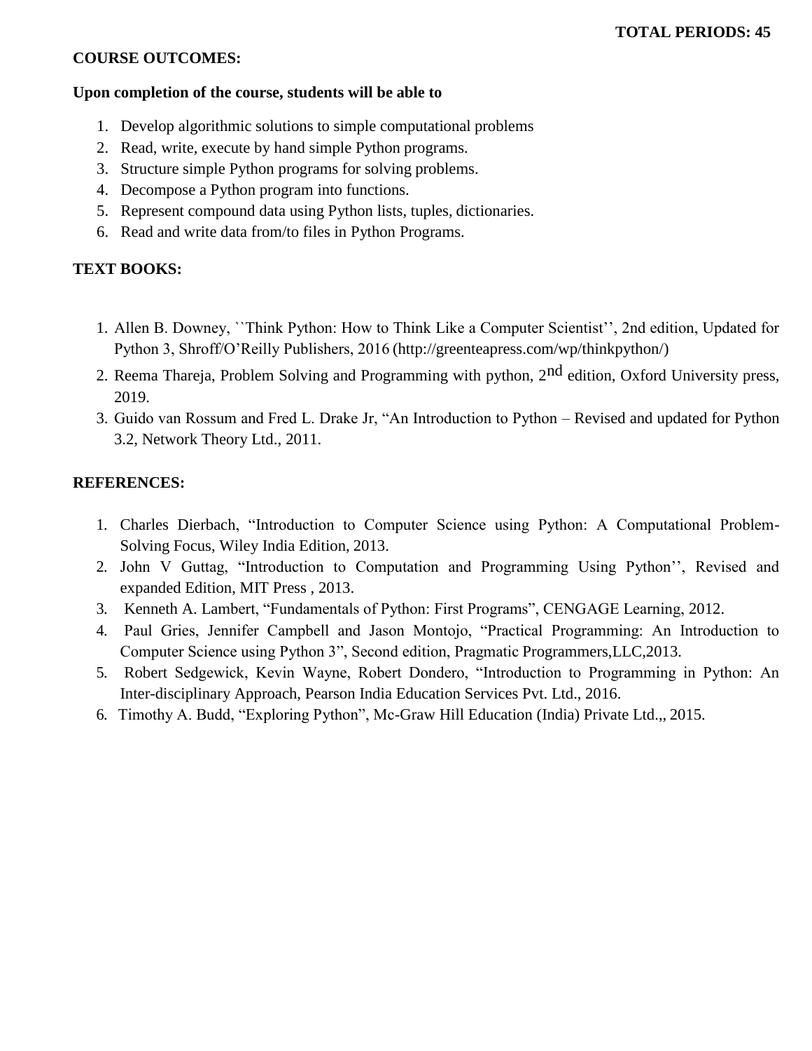**TOTAL PERIODS: 45**

**COURSE OUTCOMES:**

**Upon completion of the course, students will be able to**

1. Develop algorithmic solutions to simple computational problems
2. Read, write, execute by hand simple Python programs.
3. Structure simple Python programs for solving problems.
4. Decompose a Python program into functions.
5. Represent compound data using Python lists, tuples, dictionaries.
6. Read and write data from/to files in Python Programs.

**TEXT BOOKS:**

1. Allen B. Downey, ``Think Python: How to Think Like a Computer Scientist'', 2nd edition, Updated for Python 3, Shroff/O'Reilly Publishers, 2016 (http://greenteapress.com/wp/thinkpython/)
2. Reema Thareja, Problem Solving and Programming with python, 2nd edition, Oxford University press, 2019.
3. Guido van Rossum and Fred L. Drake Jr, "An Introduction to Python – Revised and updated for Python 3.2, Network Theory Ltd., 2011.

**REFERENCES:**

1. Charles Dierbach, "Introduction to Computer Science using Python: A Computational Problem-Solving Focus, Wiley India Edition, 2013.
2. John V Guttag, "Introduction to Computation and Programming Using Python'', Revised and expanded Edition, MIT Press , 2013.
3. Kenneth A. Lambert, "Fundamentals of Python: First Programs", CENGAGE Learning, 2012.
4. Paul Gries, Jennifer Campbell and Jason Montojo, "Practical Programming: An Introduction to Computer Science using Python 3", Second edition, Pragmatic Programmers,LLC,2013.
5. Robert Sedgewick, Kevin Wayne, Robert Dondero, "Introduction to Programming in Python: An Inter-disciplinary Approach, Pearson India Education Services Pvt. Ltd., 2016.
6. Timothy A. Budd, "Exploring Python", Mc-Graw Hill Education (India) Private Ltd.,, 2015.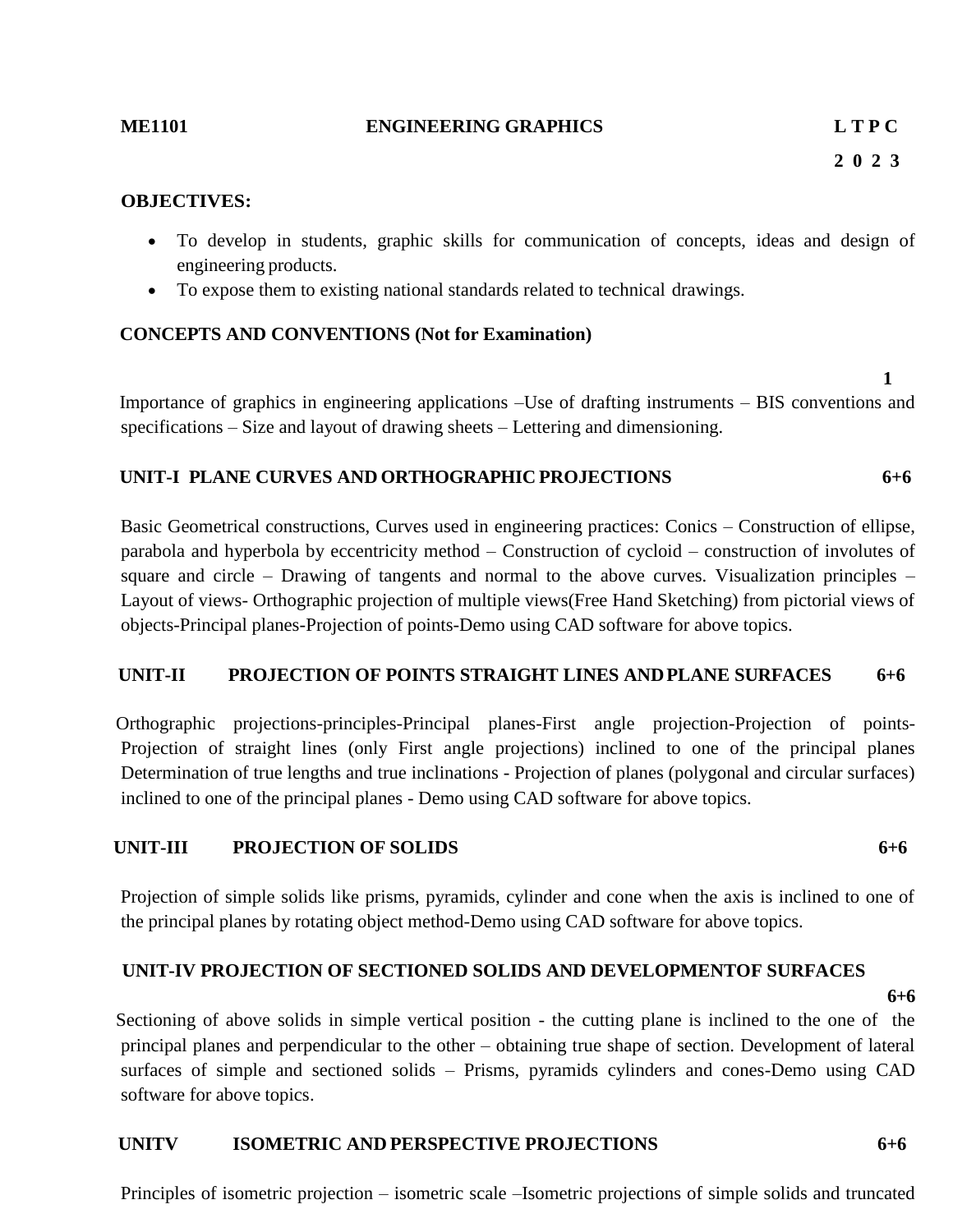**ME1101 ENGINEERING GRAPHICS L T P C**

**2 0 2 3**

**OBJECTIVES:**

- To develop in students, graphic skills for communication of concepts, ideas and design of engineering products.
- To expose them to existing national standards related to technical drawings.

**CONCEPTS AND CONVENTIONS (Not for Examination)**

**1**

Importance of graphics in engineering applications –Use of drafting instruments – BIS conventions and specifications – Size and layout of drawing sheets – Lettering and dimensioning.

**UNIT-I PLANE CURVES AND ORTHOGRAPHIC PROJECTIONS 6+6**

Basic Geometrical constructions, Curves used in engineering practices: Conics – Construction of ellipse, parabola and hyperbola by eccentricity method – Construction of cycloid – construction of involutes of square and circle – Drawing of tangents and normal to the above curves. Visualization principles – Layout of views- Orthographic projection of multiple views(Free Hand Sketching) from pictorial views of objects-Principal planes-Projection of points-Demo using CAD software for above topics.

**UNIT-II PROJECTION OF POINTS STRAIGHT LINES AND PLANE SURFACES 6+6**

Orthographic projections-principles-Principal planes-First angle projection-Projection of points-Projection of straight lines (only First angle projections) inclined to one of the principal planes Determination of true lengths and true inclinations - Projection of planes (polygonal and circular surfaces) inclined to one of the principal planes - Demo using CAD software for above topics.

**UNIT-III PROJECTION OF SOLIDS 6+6**

Projection of simple solids like prisms, pyramids, cylinder and cone when the axis is inclined to one of the principal planes by rotating object method-Demo using CAD software for above topics.

**UNIT-IV PROJECTION OF SECTIONED SOLIDS AND DEVELOPMENTOF SURFACES**

**6+6**

Sectioning of above solids in simple vertical position - the cutting plane is inclined to the one of the principal planes and perpendicular to the other – obtaining true shape of section. Development of lateral surfaces of simple and sectioned solids – Prisms, pyramids cylinders and cones-Demo using CAD software for above topics.

**UNITV ISOMETRIC AND PERSPECTIVE PROJECTIONS 6+6**

Principles of isometric projection – isometric scale –Isometric projections of simple solids and truncated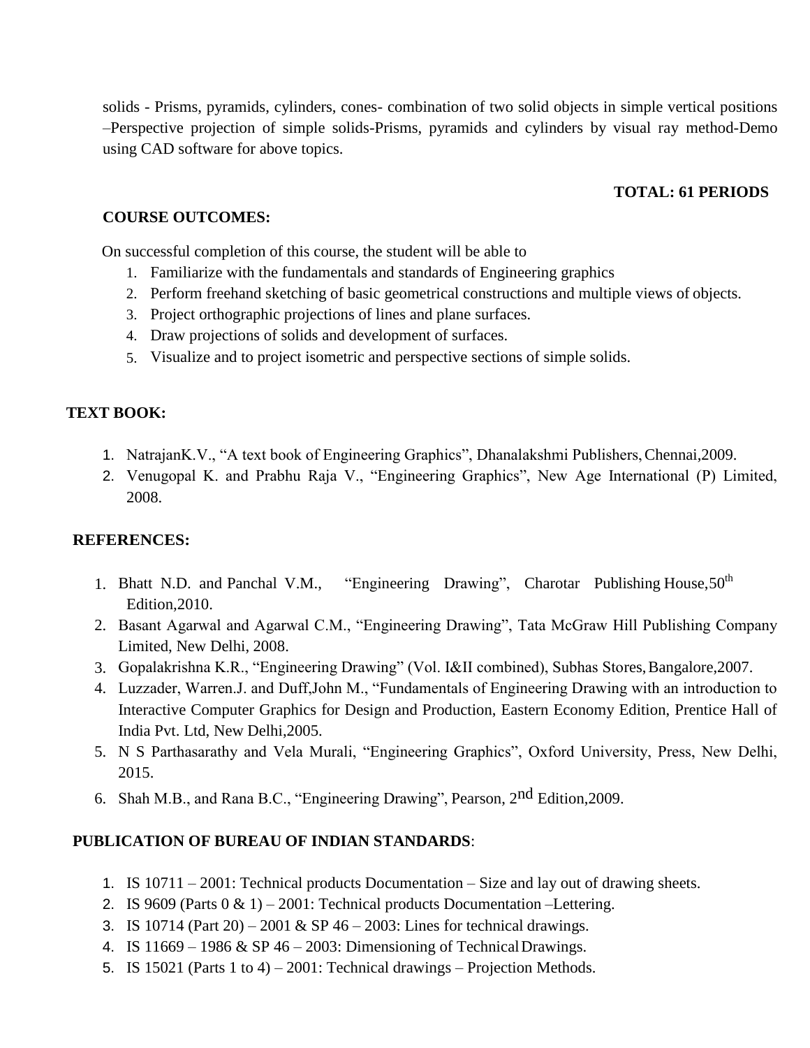solids - Prisms, pyramids, cylinders, cones- combination of two solid objects in simple vertical positions –Perspective projection of simple solids-Prisms, pyramids and cylinders by visual ray method-Demo using CAD software for above topics.

**TOTAL: 61 PERIODS**

**COURSE OUTCOMES:**

On successful completion of this course, the student will be able to

1. Familiarize with the fundamentals and standards of Engineering graphics
2. Perform freehand sketching of basic geometrical constructions and multiple views of objects.
3. Project orthographic projections of lines and plane surfaces.
4. Draw projections of solids and development of surfaces.
5. Visualize and to project isometric and perspective sections of simple solids.

**TEXT BOOK:**

1. NatrajanK.V., "A text book of Engineering Graphics", Dhanalakshmi Publishers, Chennai,2009.
2. Venugopal K. and Prabhu Raja V., "Engineering Graphics", New Age International (P) Limited, 2008.

**REFERENCES:**

1. Bhatt N.D. and Panchal V.M., "Engineering Drawing", Charotar Publishing House, 50th Edition,2010.
2. Basant Agarwal and Agarwal C.M., "Engineering Drawing", Tata McGraw Hill Publishing Company Limited, New Delhi, 2008.
3. Gopalakrishna K.R., "Engineering Drawing" (Vol. I&II combined), Subhas Stores, Bangalore,2007.
4. Luzzader, Warren.J. and Duff,John M., "Fundamentals of Engineering Drawing with an introduction to Interactive Computer Graphics for Design and Production, Eastern Economy Edition, Prentice Hall of India Pvt. Ltd, New Delhi,2005.
5. N S Parthasarathy and Vela Murali, "Engineering Graphics", Oxford University, Press, New Delhi, 2015.
6. Shah M.B., and Rana B.C., "Engineering Drawing", Pearson, 2nd Edition,2009.

**PUBLICATION OF BUREAU OF INDIAN STANDARDS**:

1. IS 10711 – 2001: Technical products Documentation – Size and lay out of drawing sheets.
2. IS 9609 (Parts 0 & 1) – 2001: Technical products Documentation –Lettering.
3. IS 10714 (Part 20) – 2001 & SP 46 – 2003: Lines for technical drawings.
4. IS 11669 – 1986 & SP 46 – 2003: Dimensioning of Technical Drawings.
5. IS 15021 (Parts 1 to 4) – 2001: Technical drawings – Projection Methods.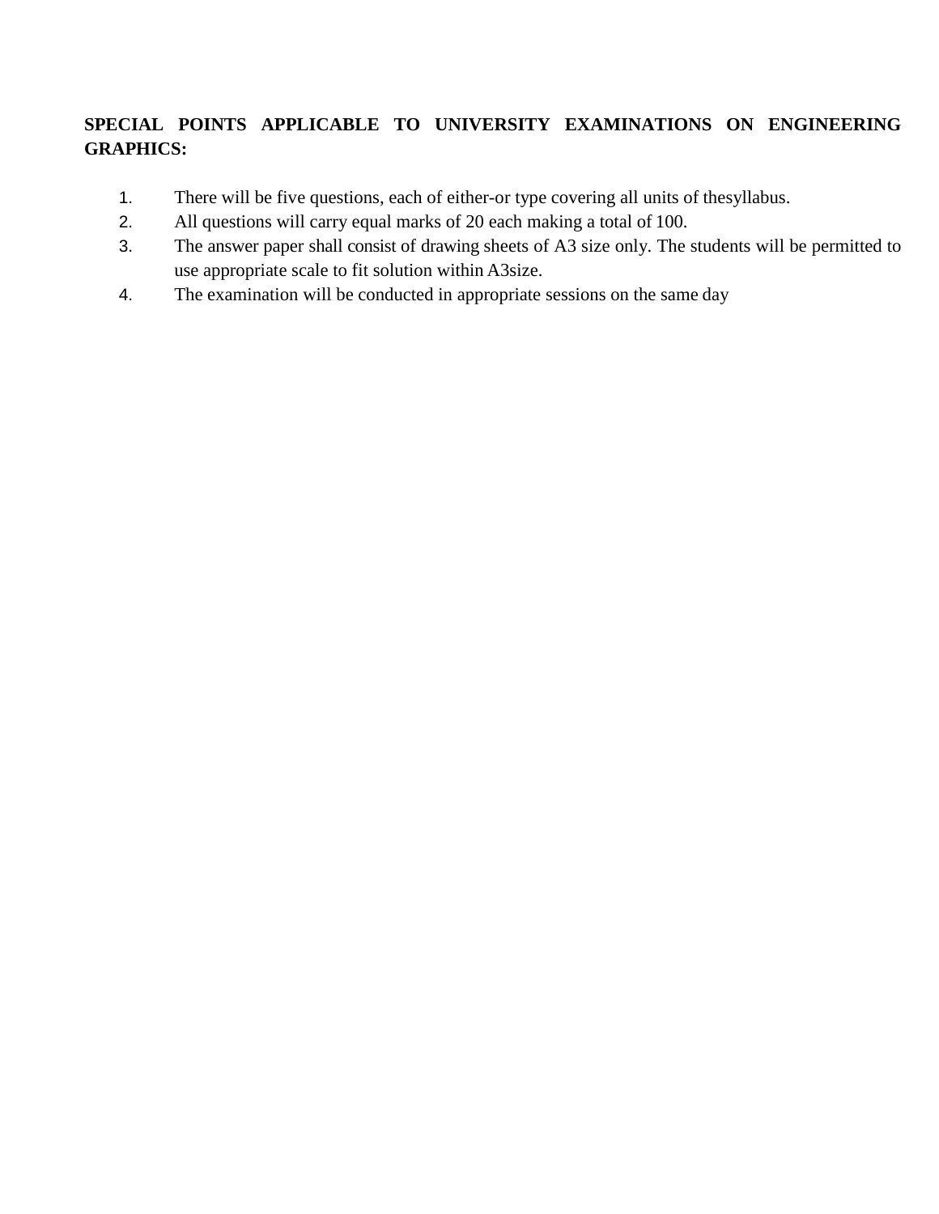**SPECIAL POINTS APPLICABLE TO UNIVERSITY EXAMINATIONS ON ENGINEERING GRAPHICS:**

1. There will be five questions, each of either-or type covering all units of thesyllabus.
2. All questions will carry equal marks of 20 each making a total of 100.
3. The answer paper shall consist of drawing sheets of A3 size only. The students will be permitted to use appropriate scale to fit solution within A3size.
4. The examination will be conducted in appropriate sessions on the same day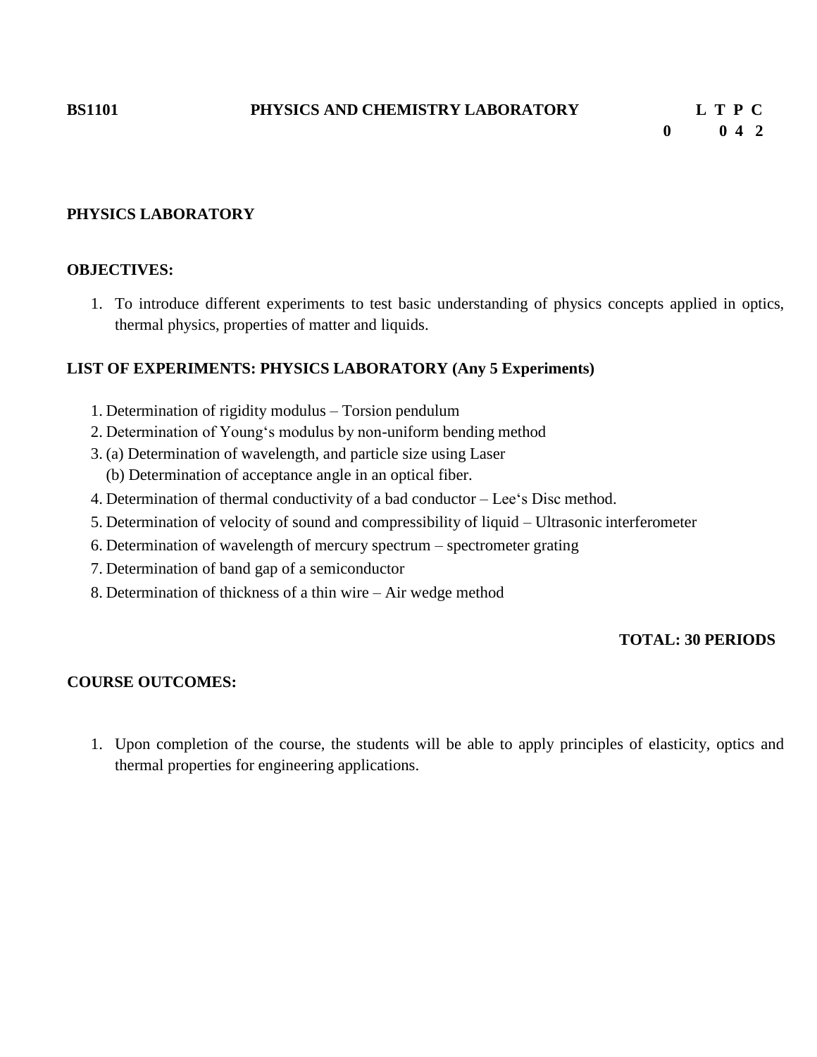**BS1101 PHYSICS AND CHEMISTRY LABORATORY**

| L | T | P | C |
|---|---|---|---|
| 0 | 0 | 4 | 2 |

## PHYSICS LABORATORY

### OBJECTIVES:

1. To introduce different experiments to test basic understanding of physics concepts applied in optics, thermal physics, properties of matter and liquids.

### LIST OF EXPERIMENTS: PHYSICS LABORATORY (Any 5 Experiments)

1. Determination of rigidity modulus – Torsion pendulum
2. Determination of Young's modulus by non-uniform bending method
3. (a) Determination of wavelength, and particle size using Laser
   (b) Determination of acceptance angle in an optical fiber.
4. Determination of thermal conductivity of a bad conductor – Lee's Disc method.
5. Determination of velocity of sound and compressibility of liquid – Ultrasonic interferometer
6. Determination of wavelength of mercury spectrum – spectrometer grating
7. Determination of band gap of a semiconductor
8. Determination of thickness of a thin wire – Air wedge method

**TOTAL: 30 PERIODS**

### COURSE OUTCOMES:

1. Upon completion of the course, the students will be able to apply principles of elasticity, optics and thermal properties for engineering applications.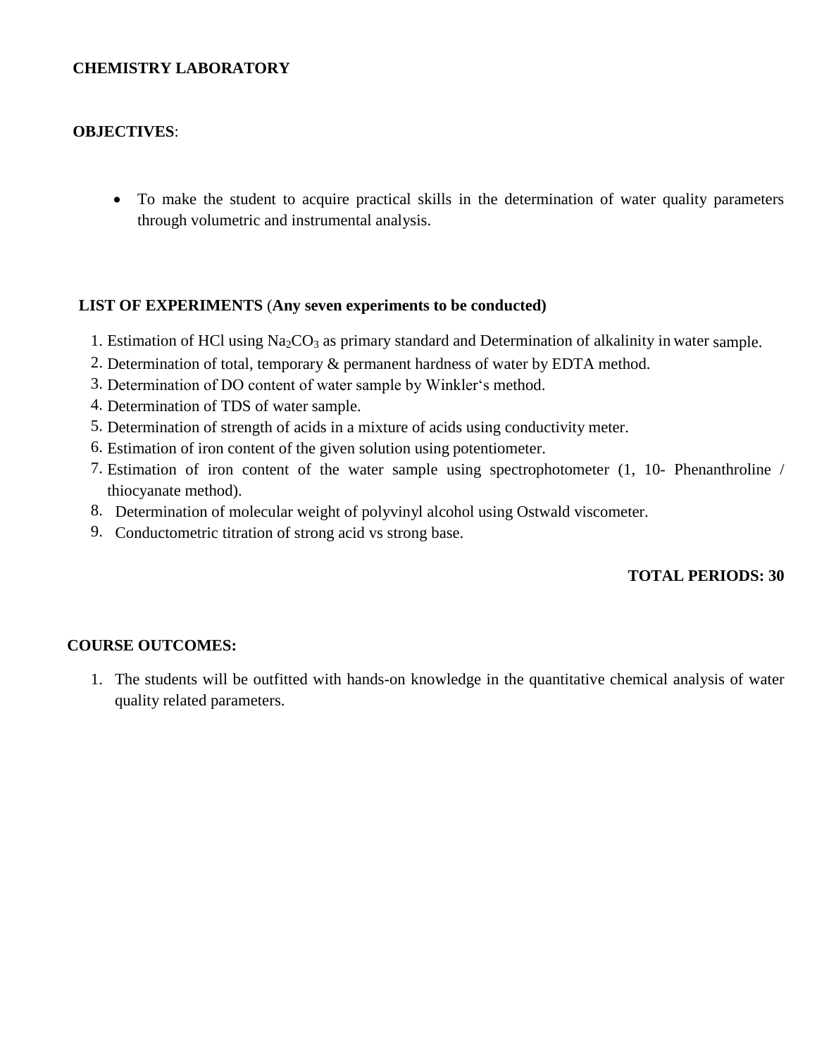## CHEMISTRY LABORATORY

**OBJECTIVES**:

- To make the student to acquire practical skills in the determination of water quality parameters through volumetric and instrumental analysis.

**LIST OF EXPERIMENTS** (**Any seven experiments to be conducted)**

1. Estimation of HCl using $Na_2CO_3$ as primary standard and Determination of alkalinity in water sample.
2. Determination of total, temporary & permanent hardness of water by EDTA method.
3. Determination of DO content of water sample by Winkler's method.
4. Determination of TDS of water sample.
5. Determination of strength of acids in a mixture of acids using conductivity meter.
6. Estimation of iron content of the given solution using potentiometer.
7. Estimation of iron content of the water sample using spectrophotometer (1, 10- Phenanthroline / thiocyanate method).
8. Determination of molecular weight of polyvinyl alcohol using Ostwald viscometer.
9. Conductometric titration of strong acid vs strong base.

**TOTAL PERIODS: 30**

**COURSE OUTCOMES:**

1. The students will be outfitted with hands-on knowledge in the quantitative chemical analysis of water quality related parameters.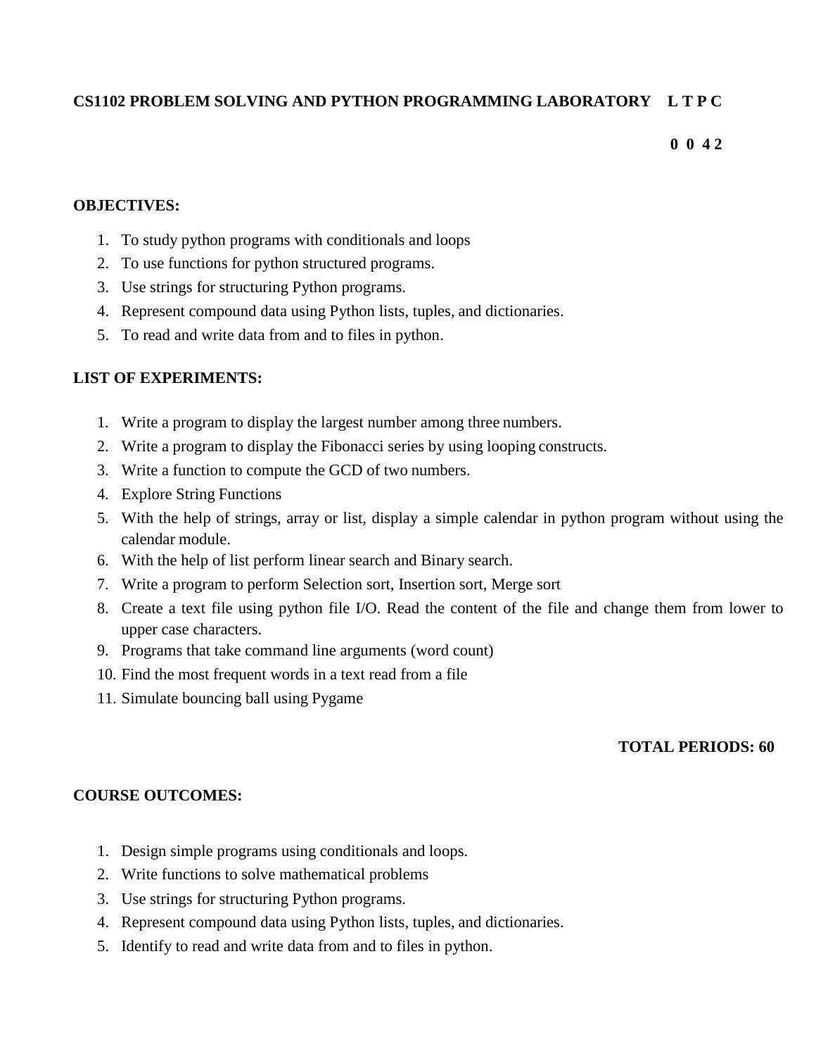**CS1102 PROBLEM SOLVING AND PYTHON PROGRAMMING LABORATORY L T P C**

**0 0 4 2**

**OBJECTIVES:**

1. To study python programs with conditionals and loops
2. To use functions for python structured programs.
3. Use strings for structuring Python programs.
4. Represent compound data using Python lists, tuples, and dictionaries.
5. To read and write data from and to files in python.

**LIST OF EXPERIMENTS:**

1. Write a program to display the largest number among three numbers.
2. Write a program to display the Fibonacci series by using looping constructs.
3. Write a function to compute the GCD of two numbers.
4. Explore String Functions
5. With the help of strings, array or list, display a simple calendar in python program without using the calendar module.
6. With the help of list perform linear search and Binary search.
7. Write a program to perform Selection sort, Insertion sort, Merge sort
8. Create a text file using python file I/O. Read the content of the file and change them from lower to upper case characters.
9. Programs that take command line arguments (word count)
10. Find the most frequent words in a text read from a file
11. Simulate bouncing ball using Pygame

**TOTAL PERIODS: 60**

**COURSE OUTCOMES:**

1. Design simple programs using conditionals and loops.
2. Write functions to solve mathematical problems
3. Use strings for structuring Python programs.
4. Represent compound data using Python lists, tuples, and dictionaries.
5. Identify to read and write data from and to files in python.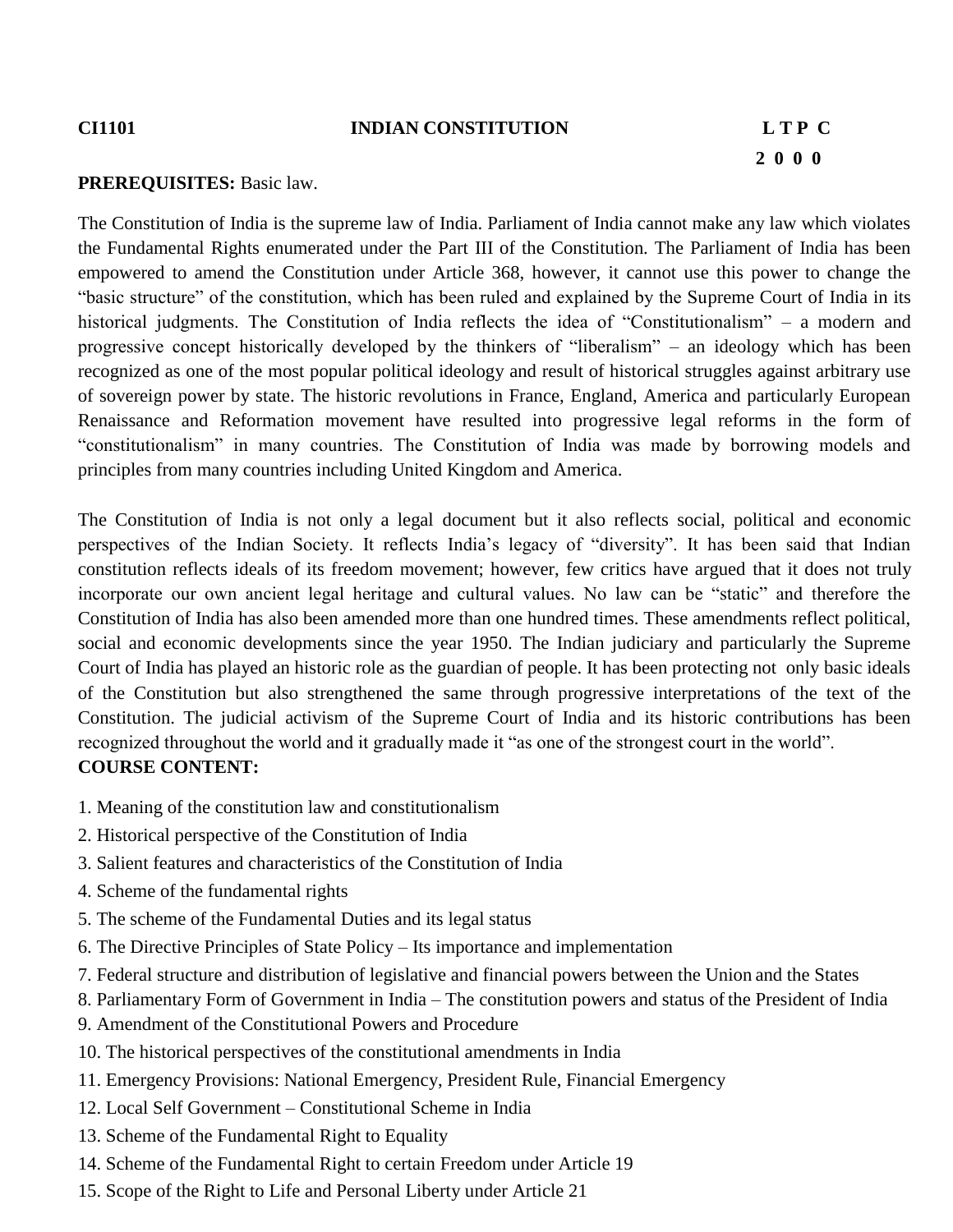**CI1101 INDIAN CONSTITUTION**

| L | T | P | C |
|---|---|---|---|
| 2 | 0 | 0 | 0 |

**PREREQUISITES:** Basic law.

The Constitution of India is the supreme law of India. Parliament of India cannot make any law which violates the Fundamental Rights enumerated under the Part III of the Constitution. The Parliament of India has been empowered to amend the Constitution under Article 368, however, it cannot use this power to change the "basic structure" of the constitution, which has been ruled and explained by the Supreme Court of India in its historical judgments. The Constitution of India reflects the idea of "Constitutionalism" – a modern and progressive concept historically developed by the thinkers of "liberalism" – an ideology which has been recognized as one of the most popular political ideology and result of historical struggles against arbitrary use of sovereign power by state. The historic revolutions in France, England, America and particularly European Renaissance and Reformation movement have resulted into progressive legal reforms in the form of "constitutionalism" in many countries. The Constitution of India was made by borrowing models and principles from many countries including United Kingdom and America.

The Constitution of India is not only a legal document but it also reflects social, political and economic perspectives of the Indian Society. It reflects India's legacy of "diversity". It has been said that Indian constitution reflects ideals of its freedom movement; however, few critics have argued that it does not truly incorporate our own ancient legal heritage and cultural values. No law can be "static" and therefore the Constitution of India has also been amended more than one hundred times. These amendments reflect political, social and economic developments since the year 1950. The Indian judiciary and particularly the Supreme Court of India has played an historic role as the guardian of people. It has been protecting not only basic ideals of the Constitution but also strengthened the same through progressive interpretations of the text of the Constitution. The judicial activism of the Supreme Court of India and its historic contributions has been recognized throughout the world and it gradually made it "as one of the strongest court in the world".

**COURSE CONTENT:**

1. Meaning of the constitution law and constitutionalism
2. Historical perspective of the Constitution of India
3. Salient features and characteristics of the Constitution of India
4. Scheme of the fundamental rights
5. The scheme of the Fundamental Duties and its legal status
6. The Directive Principles of State Policy – Its importance and implementation
7. Federal structure and distribution of legislative and financial powers between the Union and the States
8. Parliamentary Form of Government in India – The constitution powers and status of the President of India
9. Amendment of the Constitutional Powers and Procedure
10. The historical perspectives of the constitutional amendments in India
11. Emergency Provisions: National Emergency, President Rule, Financial Emergency
12. Local Self Government – Constitutional Scheme in India
13. Scheme of the Fundamental Right to Equality
14. Scheme of the Fundamental Right to certain Freedom under Article 19
15. Scope of the Right to Life and Personal Liberty under Article 21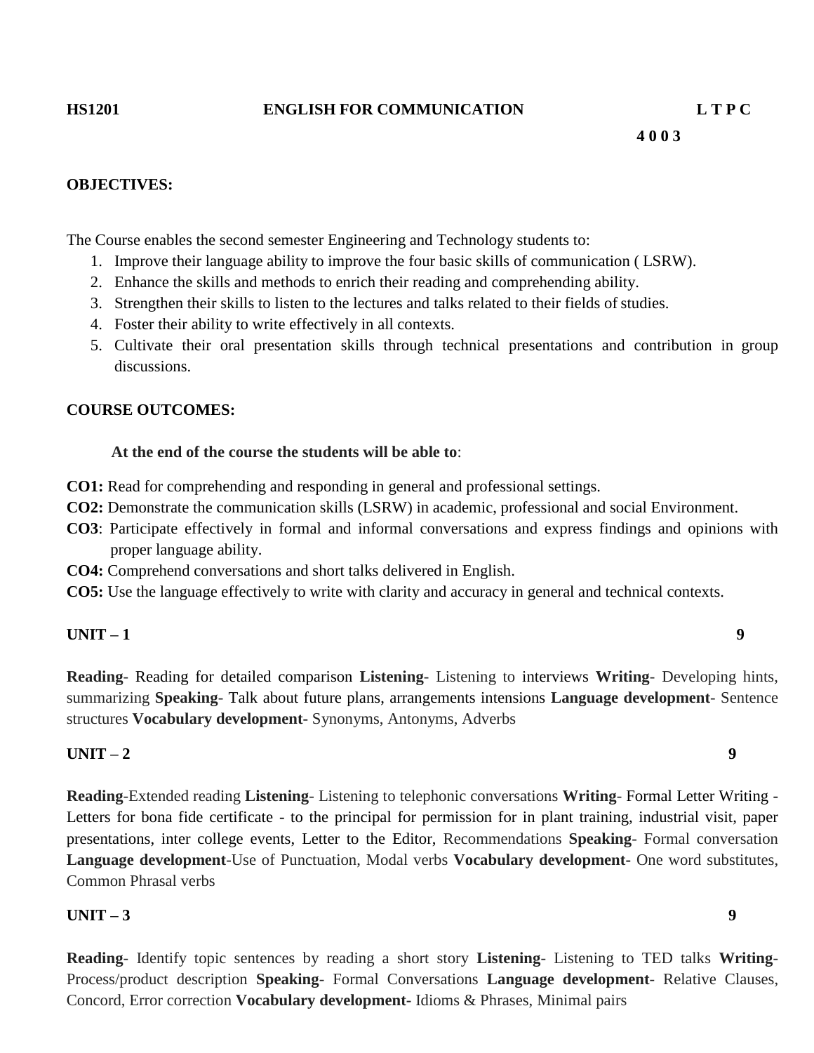**HS1201 ENGLISH FOR COMMUNICATION L T P C**

**4 0 0 3**

**OBJECTIVES:**

The Course enables the second semester Engineering and Technology students to:

1. Improve their language ability to improve the four basic skills of communication ( LSRW).
2. Enhance the skills and methods to enrich their reading and comprehending ability.
3. Strengthen their skills to listen to the lectures and talks related to their fields of studies.
4. Foster their ability to write effectively in all contexts.
5. Cultivate their oral presentation skills through technical presentations and contribution in group discussions.

**COURSE OUTCOMES:**

**At the end of the course the students will be able to**:

**CO1:** Read for comprehending and responding in general and professional settings.
**CO2:** Demonstrate the communication skills (LSRW) in academic, professional and social Environment.
**CO3**: Participate effectively in formal and informal conversations and express findings and opinions with proper language ability.
**CO4:** Comprehend conversations and short talks delivered in English.
**CO5:** Use the language effectively to write with clarity and accuracy in general and technical contexts.

**UNIT – 1 9**

**Reading**- Reading for detailed comparison **Listening**- Listening to interviews **Writing**- Developing hints, summarizing **Speaking**- Talk about future plans, arrangements intensions **Language development**- Sentence structures **Vocabulary development-** Synonyms, Antonyms, Adverbs

**UNIT – 2 9**

**Reading**-Extended reading **Listening**- Listening to telephonic conversations **Writing**- Formal Letter Writing - Letters for bona fide certificate - to the principal for permission for in plant training, industrial visit, paper presentations, inter college events, Letter to the Editor, Recommendations **Speaking**- Formal conversation **Language development**-Use of Punctuation, Modal verbs **Vocabulary development-** One word substitutes, Common Phrasal verbs

**UNIT – 3 9**

**Reading**- Identify topic sentences by reading a short story **Listening**- Listening to TED talks **Writing**- Process/product description **Speaking**- Formal Conversations **Language development**- Relative Clauses, Concord, Error correction **Vocabulary development-** Idioms & Phrases, Minimal pairs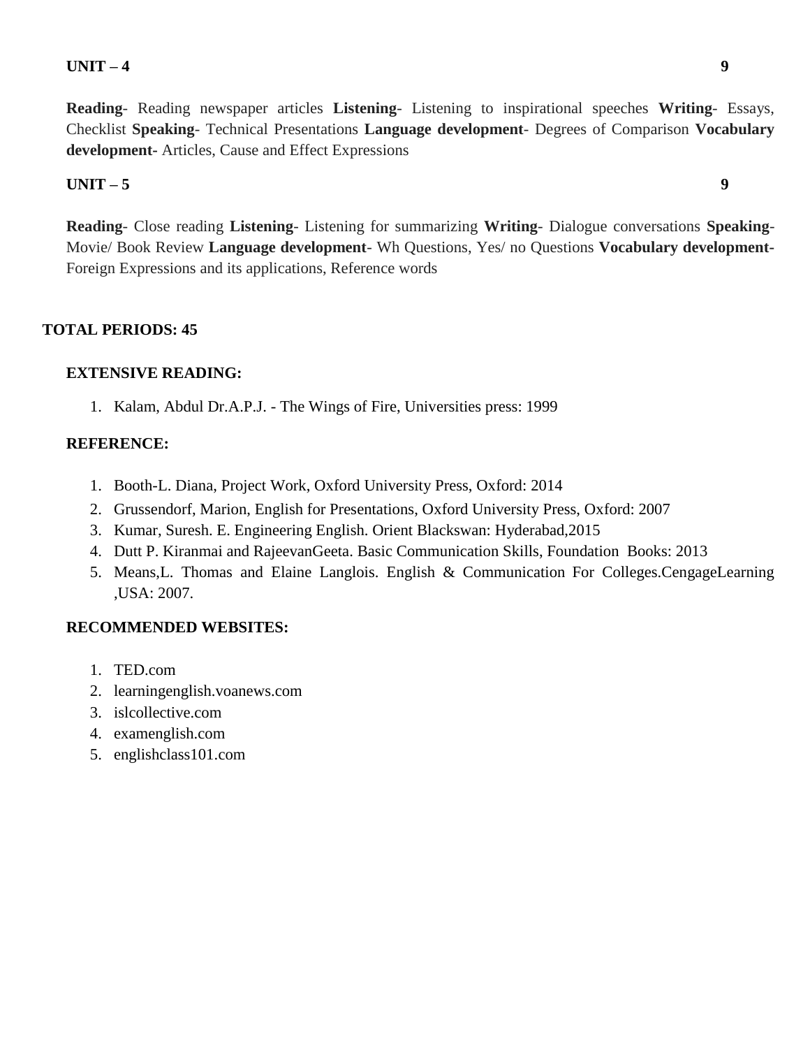**UNIT – 4** **9**

**Reading**- Reading newspaper articles **Listening**- Listening to inspirational speeches **Writing**- Essays, Checklist **Speaking**- Technical Presentations **Language development**- Degrees of Comparison **Vocabulary development**- Articles, Cause and Effect Expressions

**UNIT – 5** **9**

**Reading**- Close reading **Listening**- Listening for summarizing **Writing**- Dialogue conversations **Speaking**- Movie/ Book Review **Language development**- Wh Questions, Yes/ no Questions **Vocabulary development**- Foreign Expressions and its applications, Reference words

**TOTAL PERIODS: 45**

**EXTENSIVE READING:**

1. Kalam, Abdul Dr.A.P.J. - The Wings of Fire, Universities press: 1999

**REFERENCE:**

1. Booth-L. Diana, Project Work, Oxford University Press, Oxford: 2014
2. Grussendorf, Marion, English for Presentations, Oxford University Press, Oxford: 2007
3. Kumar, Suresh. E. Engineering English. Orient Blackswan: Hyderabad,2015
4. Dutt P. Kiranmai and RajeevanGeeta. Basic Communication Skills, Foundation Books: 2013
5. Means,L. Thomas and Elaine Langlois. English & Communication For Colleges.CengageLearning ,USA: 2007.

**RECOMMENDED WEBSITES:**

1. TED.com
2. learningenglish.voanews.com
3. islcollective.com
4. examenglish.com
5. englishclass101.com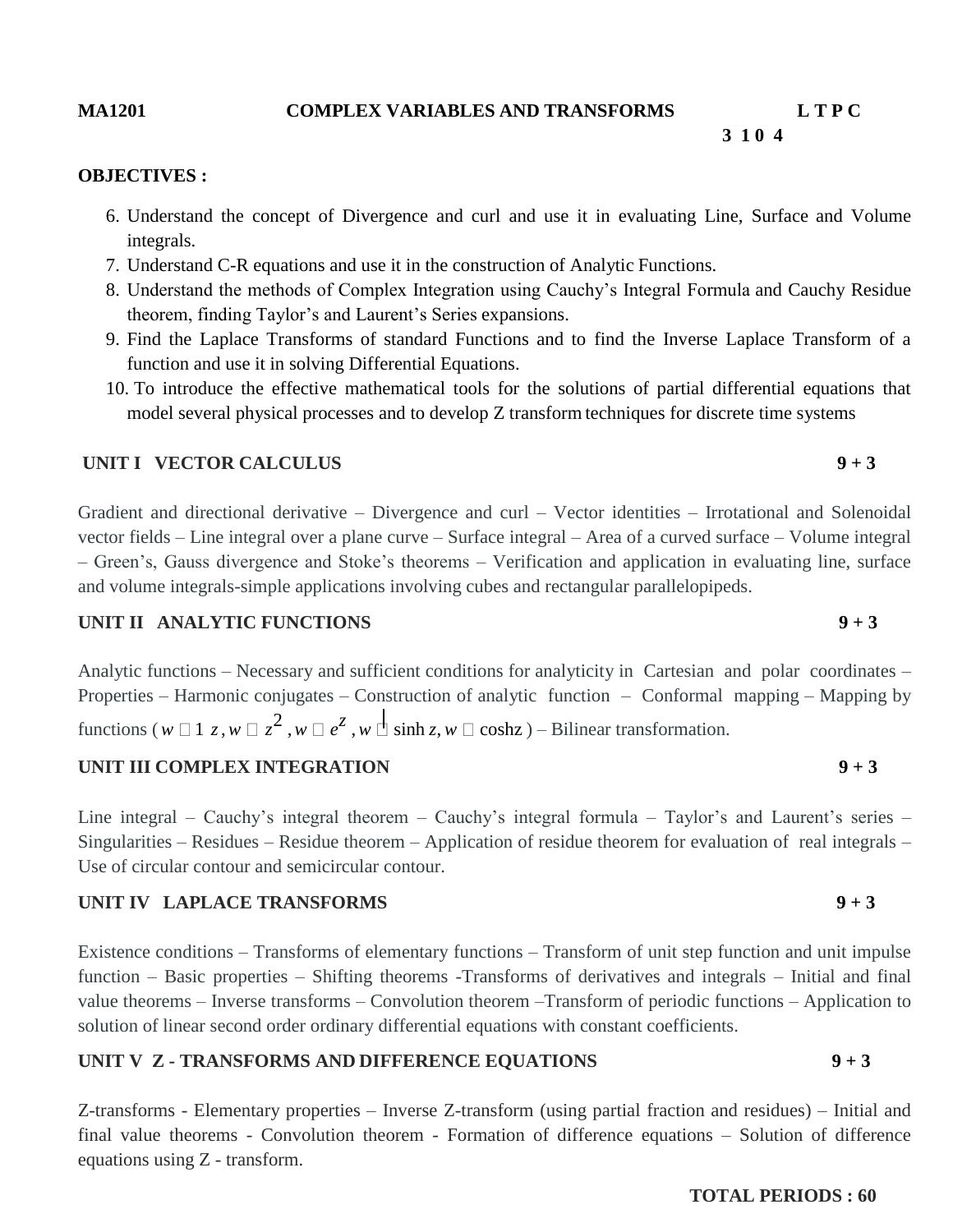**MA1201 COMPLEX VARIABLES AND TRANSFORMS**

| L | T | P | C |
|---|---|---|---|
| 3 | 1 | 0 | 4 |

**OBJECTIVES :**

6. Understand the concept of Divergence and curl and use it in evaluating Line, Surface and Volume integrals.
7. Understand C-R equations and use it in the construction of Analytic Functions.
8. Understand the methods of Complex Integration using Cauchy's Integral Formula and Cauchy Residue theorem, finding Taylor's and Laurent's Series expansions.
9. Find the Laplace Transforms of standard Functions and to find the Inverse Laplace Transform of a function and use it in solving Differential Equations.
10. To introduce the effective mathematical tools for the solutions of partial differential equations that model several physical processes and to develop Z transform techniques for discrete time systems

## UNIT I VECTOR CALCULUS 9 + 3

Gradient and directional derivative – Divergence and curl – Vector identities – Irrotational and Solenoidal vector fields – Line integral over a plane curve – Surface integral – Area of a curved surface – Volume integral – Green's, Gauss divergence and Stoke's theorems – Verification and application in evaluating line, surface and volume integrals-simple applications involving cubes and rectangular parallelopipeds.

## UNIT II ANALYTIC FUNCTIONS 9 + 3

Analytic functions – Necessary and sufficient conditions for analyticity in Cartesian and polar coordinates – Properties – Harmonic conjugates – Construction of analytic function – Conformal mapping – Mapping by functions ( $w = 1/z$, $w = z^2$, $w = e^z$, $w = \sinh z$, $w = \cosh z$ ) – Bilinear transformation.

## UNIT III COMPLEX INTEGRATION 9 + 3

Line integral – Cauchy's integral theorem – Cauchy's integral formula – Taylor's and Laurent's series – Singularities – Residues – Residue theorem – Application of residue theorem for evaluation of real integrals – Use of circular contour and semicircular contour.

## UNIT IV LAPLACE TRANSFORMS 9 + 3

Existence conditions – Transforms of elementary functions – Transform of unit step function and unit impulse function – Basic properties – Shifting theorems -Transforms of derivatives and integrals – Initial and final value theorems – Inverse transforms – Convolution theorem –Transform of periodic functions – Application to solution of linear second order ordinary differential equations with constant coefficients.

## UNIT V Z - TRANSFORMS AND DIFFERENCE EQUATIONS 9 + 3

Z-transforms - Elementary properties – Inverse Z-transform (using partial fraction and residues) – Initial and final value theorems - Convolution theorem - Formation of difference equations – Solution of difference equations using Z - transform.

**TOTAL PERIODS : 60**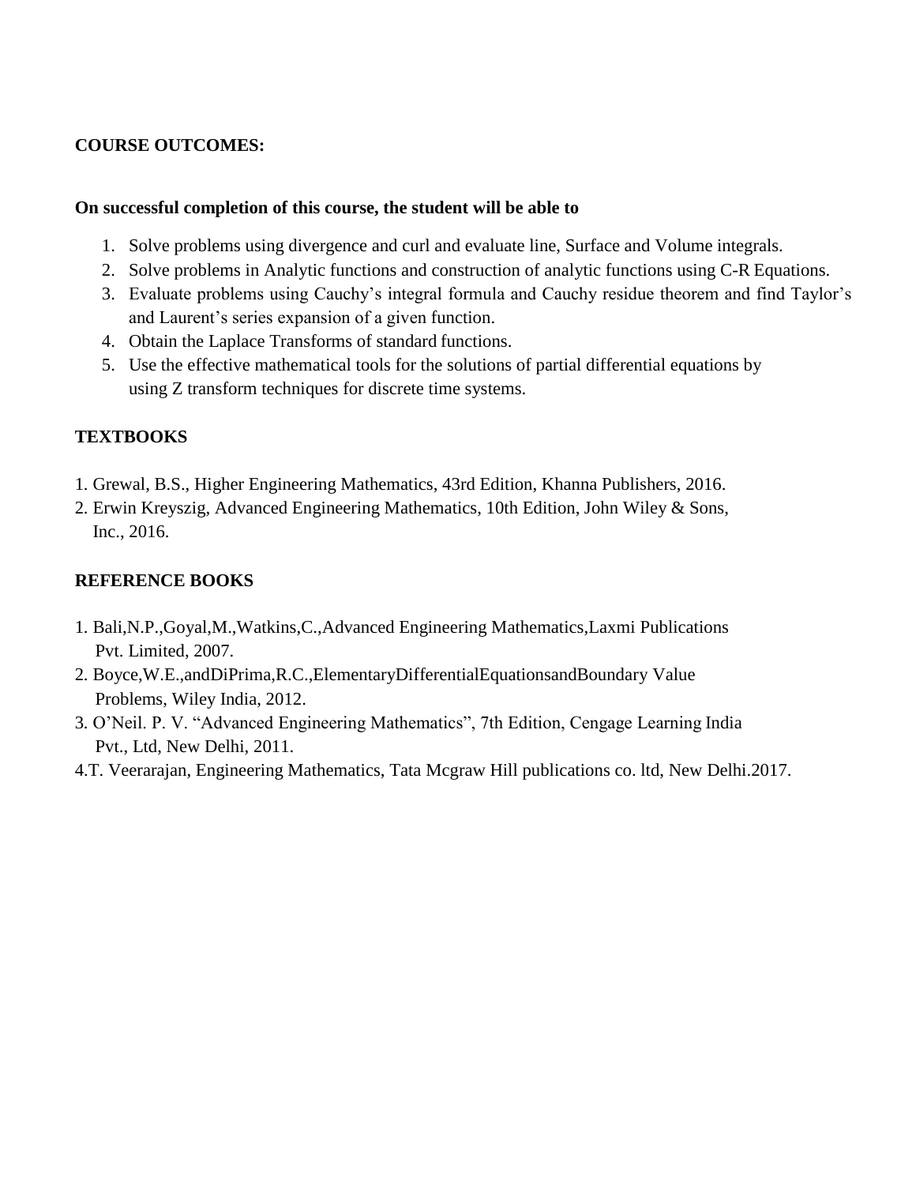**COURSE OUTCOMES:**

**On successful completion of this course, the student will be able to**

1. Solve problems using divergence and curl and evaluate line, Surface and Volume integrals.
2. Solve problems in Analytic functions and construction of analytic functions using C-R Equations.
3. Evaluate problems using Cauchy's integral formula and Cauchy residue theorem and find Taylor's and Laurent's series expansion of a given function.
4. Obtain the Laplace Transforms of standard functions.
5. Use the effective mathematical tools for the solutions of partial differential equations by using Z transform techniques for discrete time systems.

**TEXTBOOKS**

1. Grewal, B.S., Higher Engineering Mathematics, 43rd Edition, Khanna Publishers, 2016.
2. Erwin Kreyszig, Advanced Engineering Mathematics, 10th Edition, John Wiley & Sons, Inc., 2016.

**REFERENCE BOOKS**

1. Bali,N.P.,Goyal,M.,Watkins,C.,Advanced Engineering Mathematics,Laxmi Publications Pvt. Limited, 2007.
2. Boyce,W.E.,andDiPrima,R.C.,ElementaryDifferentialEquationsandBoundary Value Problems, Wiley India, 2012.
3. O'Neil. P. V. "Advanced Engineering Mathematics", 7th Edition, Cengage Learning India Pvt., Ltd, New Delhi, 2011.
4. T. Veerarajan, Engineering Mathematics, Tata Mcgraw Hill publications co. ltd, New Delhi.2017.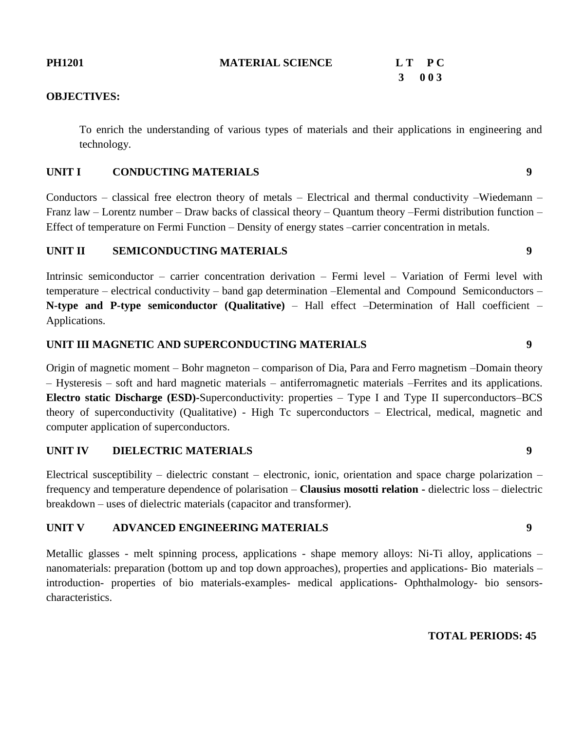**PH1201** **MATERIAL SCIENCE**

| L | T | P | C |
|---|---|---|---|
| 3 | 0 | 0 | 3 |

**OBJECTIVES:**

To enrich the understanding of various types of materials and their applications in engineering and technology.

**UNIT I CONDUCTING MATERIALS** **9**

Conductors – classical free electron theory of metals – Electrical and thermal conductivity –Wiedemann – Franz law – Lorentz number – Draw backs of classical theory – Quantum theory –Fermi distribution function – Effect of temperature on Fermi Function – Density of energy states –carrier concentration in metals.

**UNIT II SEMICONDUCTING MATERIALS** **9**

Intrinsic semiconductor – carrier concentration derivation – Fermi level – Variation of Fermi level with temperature – electrical conductivity – band gap determination –Elemental and Compound Semiconductors – **N-type and P-type semiconductor (Qualitative)** – Hall effect –Determination of Hall coefficient – Applications.

**UNIT III MAGNETIC AND SUPERCONDUCTING MATERIALS** **9**

Origin of magnetic moment – Bohr magneton – comparison of Dia, Para and Ferro magnetism –Domain theory – Hysteresis – soft and hard magnetic materials – antiferromagnetic materials –Ferrites and its applications. **Electro static Discharge (ESD)-**Superconductivity: properties – Type I and Type II superconductors–BCS theory of superconductivity (Qualitative) - High Tc superconductors – Electrical, medical, magnetic and computer application of superconductors.

**UNIT IV DIELECTRIC MATERIALS** **9**

Electrical susceptibility – dielectric constant – electronic, ionic, orientation and space charge polarization – frequency and temperature dependence of polarisation – **Clausius mosotti relation -** dielectric loss – dielectric breakdown – uses of dielectric materials (capacitor and transformer).

**UNIT V ADVANCED ENGINEERING MATERIALS** **9**

Metallic glasses - melt spinning process, applications - shape memory alloys: Ni-Ti alloy, applications – nanomaterials: preparation (bottom up and top down approaches), properties and applications- Bio materials – introduction- properties of bio materials-examples- medical applications- Ophthalmology- bio sensors-characteristics.

**TOTAL PERIODS: 45**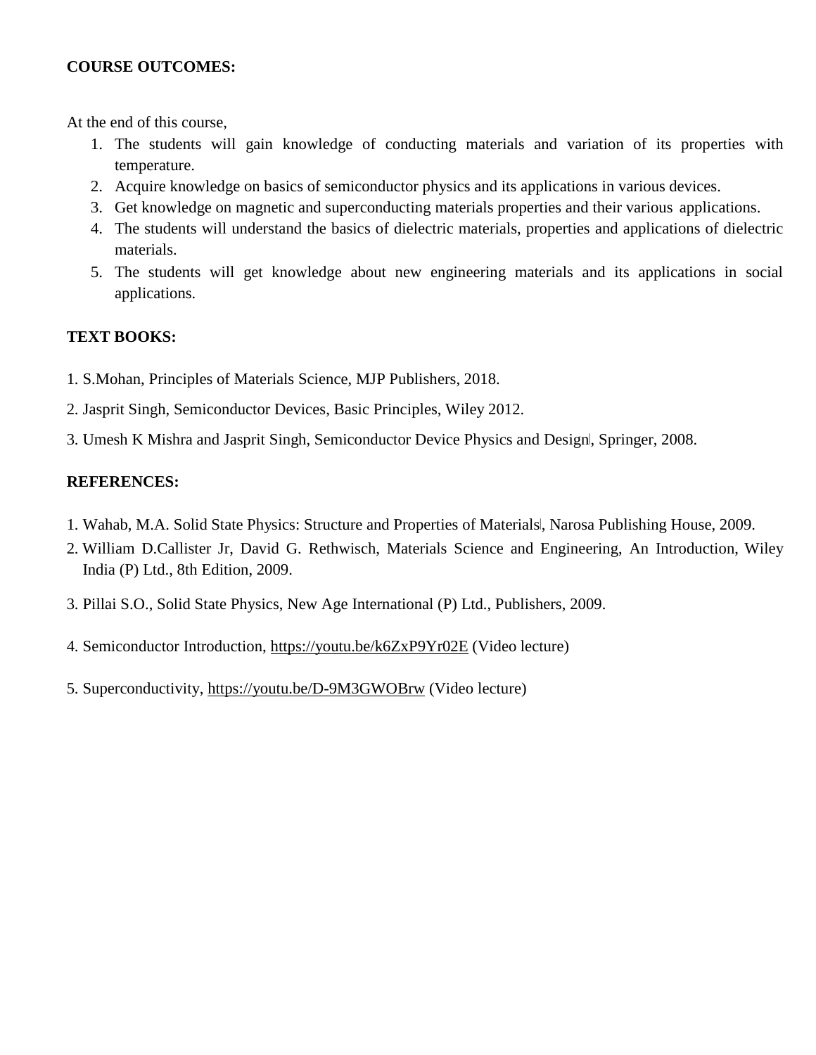**COURSE OUTCOMES:**

At the end of this course,

1. The students will gain knowledge of conducting materials and variation of its properties with temperature.
2. Acquire knowledge on basics of semiconductor physics and its applications in various devices.
3. Get knowledge on magnetic and superconducting materials properties and their various applications.
4. The students will understand the basics of dielectric materials, properties and applications of dielectric materials.
5. The students will get knowledge about new engineering materials and its applications in social applications.

**TEXT BOOKS:**

1. S.Mohan, Principles of Materials Science, MJP Publishers, 2018.
2. Jasprit Singh, Semiconductor Devices, Basic Principles, Wiley 2012.
3. Umesh K Mishra and Jasprit Singh, Semiconductor Device Physics and Design‖, Springer, 2008.

**REFERENCES:**

1. Wahab, M.A. Solid State Physics: Structure and Properties of Materials‖, Narosa Publishing House, 2009.
2. William D.Callister Jr, David G. Rethwisch, Materials Science and Engineering, An Introduction, Wiley India (P) Ltd., 8th Edition, 2009.
3. Pillai S.O., Solid State Physics, New Age International (P) Ltd., Publishers, 2009.
4. Semiconductor Introduction, https://youtu.be/k6ZxP9Yr02E (Video lecture)
5. Superconductivity, https://youtu.be/D-9M3GWOBrw (Video lecture)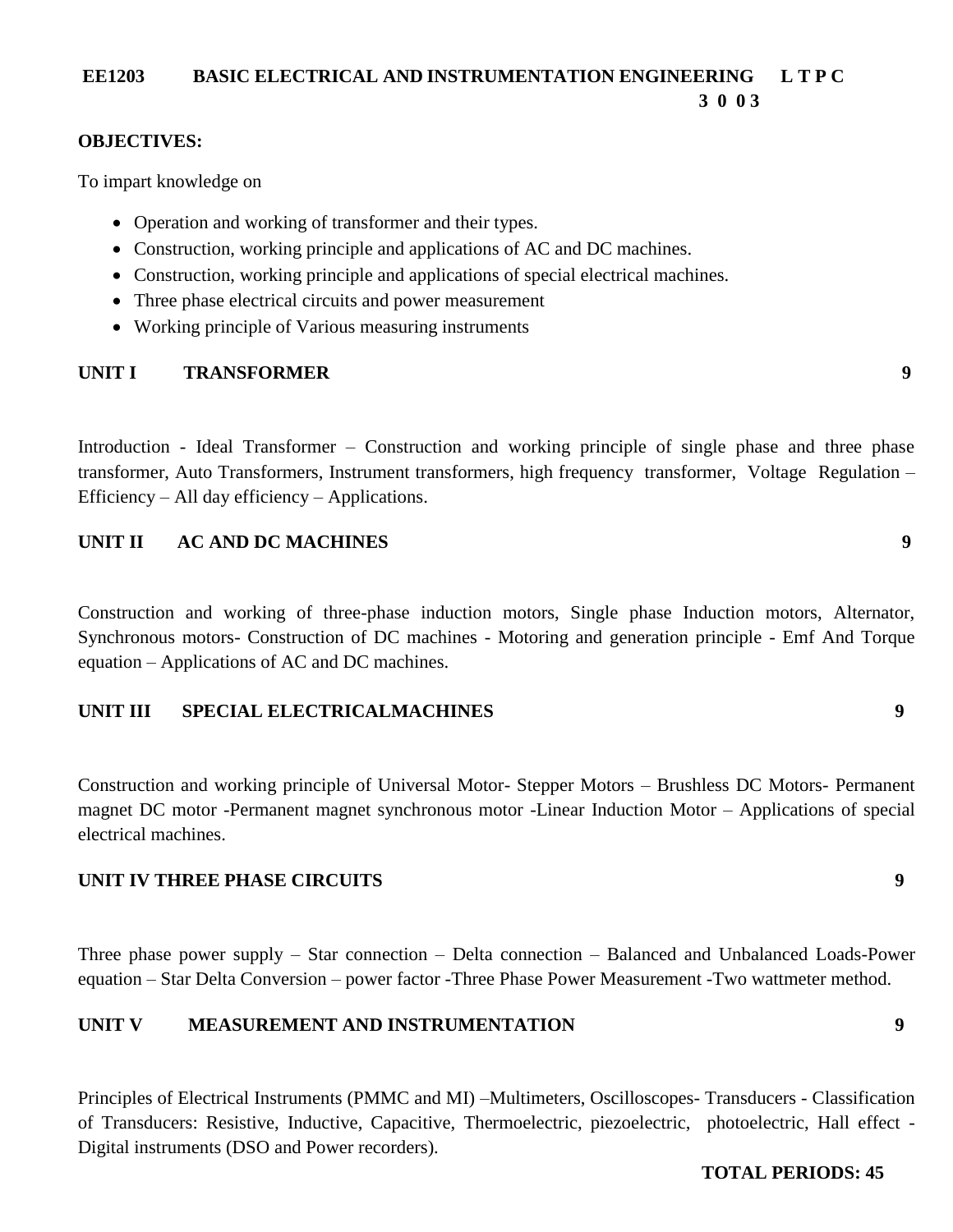**EE1203 BASIC ELECTRICAL AND INSTRUMENTATION ENGINEERING L T P C**
**3 0 0 3**

**OBJECTIVES:**

To impart knowledge on

- Operation and working of transformer and their types.
- Construction, working principle and applications of AC and DC machines.
- Construction, working principle and applications of special electrical machines.
- Three phase electrical circuits and power measurement
- Working principle of Various measuring instruments

**UNIT I TRANSFORMER 9**

Introduction - Ideal Transformer – Construction and working principle of single phase and three phase transformer, Auto Transformers, Instrument transformers, high frequency transformer, Voltage Regulation – Efficiency – All day efficiency – Applications.

**UNIT II AC AND DC MACHINES 9**

Construction and working of three-phase induction motors, Single phase Induction motors, Alternator, Synchronous motors- Construction of DC machines - Motoring and generation principle - Emf And Torque equation – Applications of AC and DC machines.

**UNIT III SPECIAL ELECTRICALMACHINES 9**

Construction and working principle of Universal Motor- Stepper Motors – Brushless DC Motors- Permanent magnet DC motor -Permanent magnet synchronous motor -Linear Induction Motor – Applications of special electrical machines.

**UNIT IV THREE PHASE CIRCUITS 9**

Three phase power supply – Star connection – Delta connection – Balanced and Unbalanced Loads-Power equation – Star Delta Conversion – power factor -Three Phase Power Measurement -Two wattmeter method.

**UNIT V MEASUREMENT AND INSTRUMENTATION 9**

Principles of Electrical Instruments (PMMC and MI) –Multimeters, Oscilloscopes- Transducers - Classification of Transducers: Resistive, Inductive, Capacitive, Thermoelectric, piezoelectric, photoelectric, Hall effect - Digital instruments (DSO and Power recorders).

**TOTAL PERIODS: 45**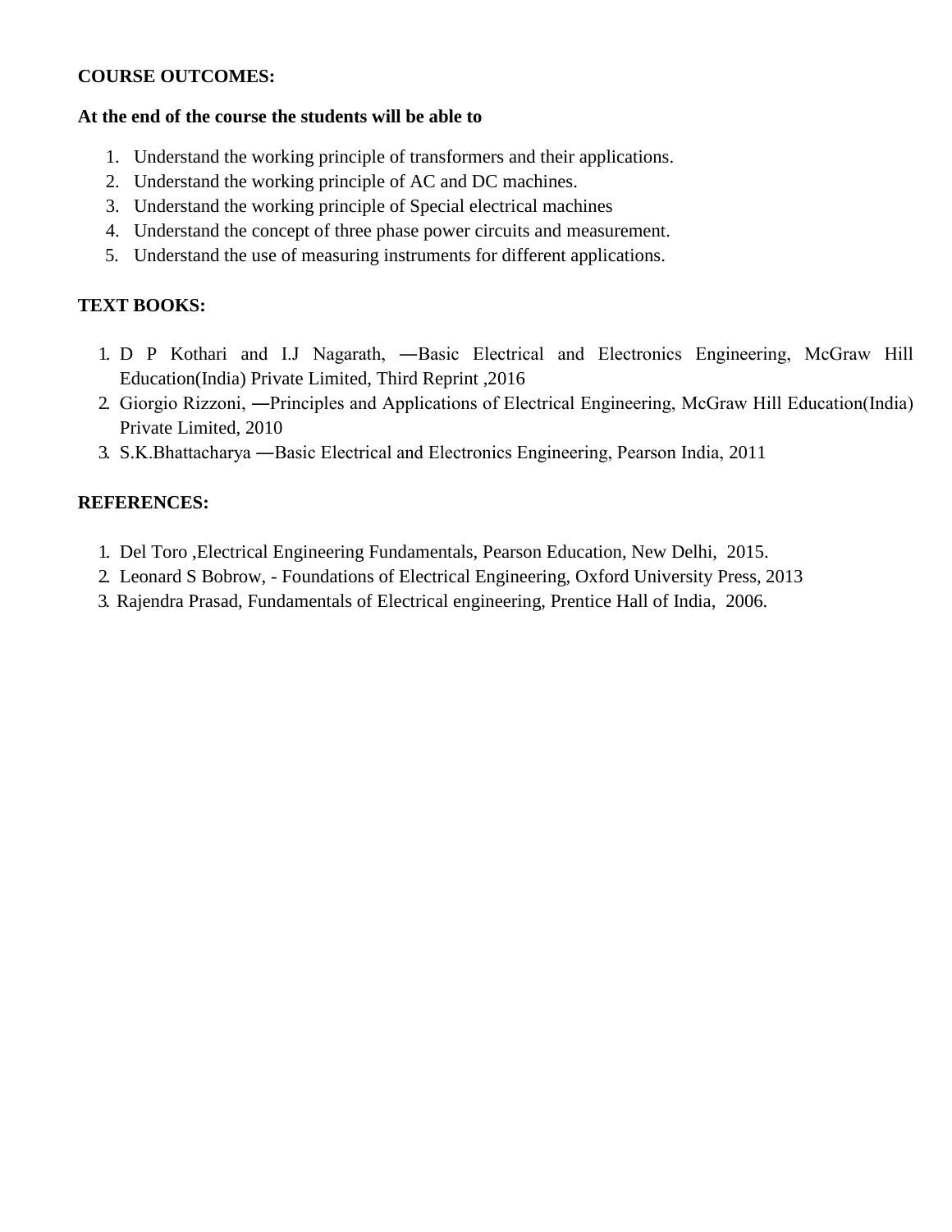**COURSE OUTCOMES:**

**At the end of the course the students will be able to**

1. Understand the working principle of transformers and their applications.
2. Understand the working principle of AC and DC machines.
3. Understand the working principle of Special electrical machines
4. Understand the concept of three phase power circuits and measurement.
5. Understand the use of measuring instruments for different applications.

**TEXT BOOKS:**

1. D P Kothari and I.J Nagarath, ―Basic Electrical and Electronics Engineering, McGraw Hill Education(India) Private Limited, Third Reprint ,2016
2. Giorgio Rizzoni, ―Principles and Applications of Electrical Engineering, McGraw Hill Education(India) Private Limited, 2010
3. S.K.Bhattacharya ―Basic Electrical and Electronics Engineering, Pearson India, 2011

**REFERENCES:**

1. Del Toro ,Electrical Engineering Fundamentals, Pearson Education, New Delhi, 2015.
2. Leonard S Bobrow, - Foundations of Electrical Engineering, Oxford University Press, 2013
3. Rajendra Prasad, Fundamentals of Electrical engineering, Prentice Hall of India, 2006.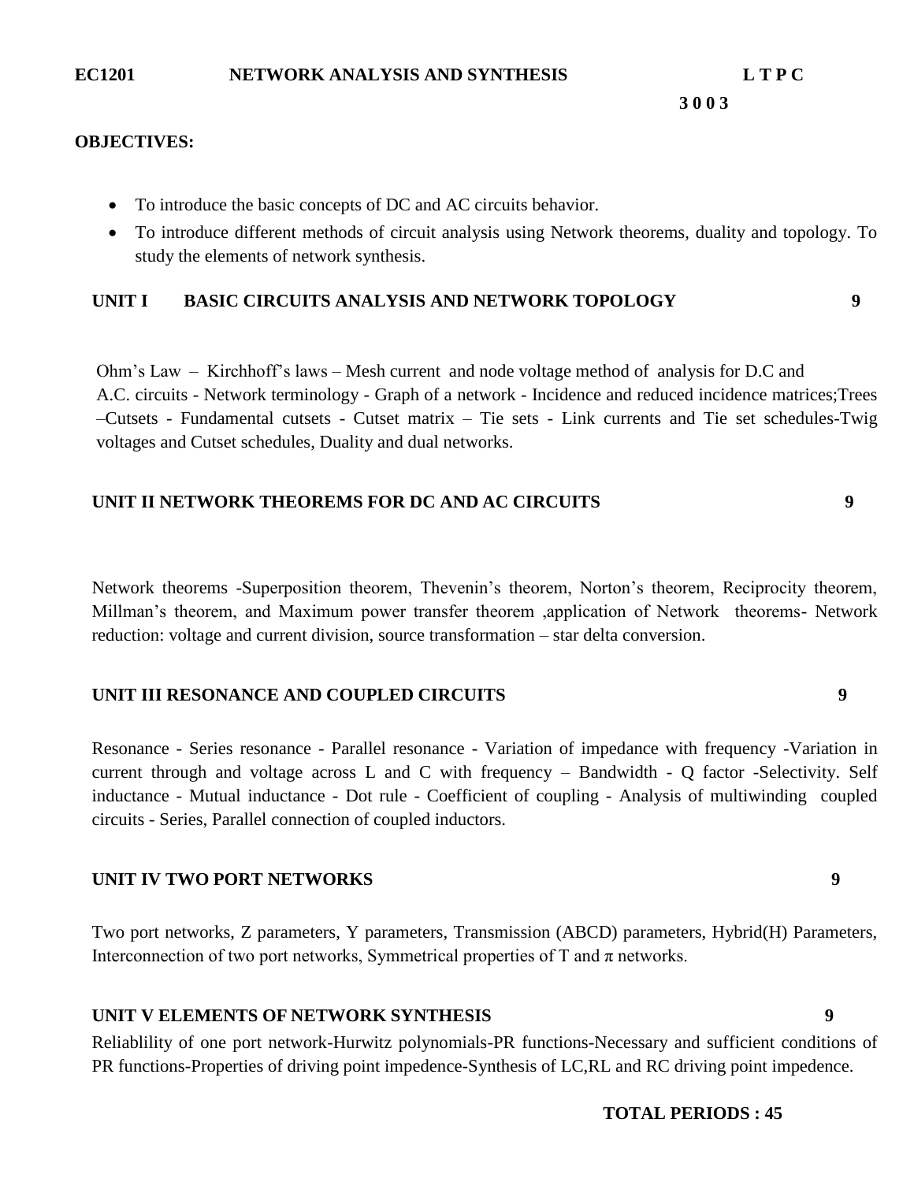**EC1201 NETWORK ANALYSIS AND SYNTHESIS**

**L T P C**
**3 0 0 3**

**OBJECTIVES:**

- To introduce the basic concepts of DC and AC circuits behavior.
- To introduce different methods of circuit analysis using Network theorems, duality and topology. To study the elements of network synthesis.

**UNIT I BASIC CIRCUITS ANALYSIS AND NETWORK TOPOLOGY 9**

Ohm's Law – Kirchhoff's laws – Mesh current and node voltage method of analysis for D.C and A.C. circuits - Network terminology - Graph of a network - Incidence and reduced incidence matrices;Trees –Cutsets - Fundamental cutsets - Cutset matrix – Tie sets - Link currents and Tie set schedules-Twig voltages and Cutset schedules, Duality and dual networks.

**UNIT II NETWORK THEOREMS FOR DC AND AC CIRCUITS 9**

Network theorems -Superposition theorem, Thevenin's theorem, Norton's theorem, Reciprocity theorem, Millman's theorem, and Maximum power transfer theorem ,application of Network theorems- Network reduction: voltage and current division, source transformation – star delta conversion.

**UNIT III RESONANCE AND COUPLED CIRCUITS 9**

Resonance - Series resonance - Parallel resonance - Variation of impedance with frequency -Variation in current through and voltage across L and C with frequency – Bandwidth - Q factor -Selectivity. Self inductance - Mutual inductance - Dot rule - Coefficient of coupling - Analysis of multiwinding coupled circuits - Series, Parallel connection of coupled inductors.

**UNIT IV TWO PORT NETWORKS 9**

Two port networks, Z parameters, Y parameters, Transmission (ABCD) parameters, Hybrid(H) Parameters, Interconnection of two port networks, Symmetrical properties of T and π networks.

**UNIT V ELEMENTS OF NETWORK SYNTHESIS 9**

Reliablility of one port network-Hurwitz polynomials-PR functions-Necessary and sufficient conditions of PR functions-Properties of driving point impedence-Synthesis of LC,RL and RC driving point impedence.

**TOTAL PERIODS : 45**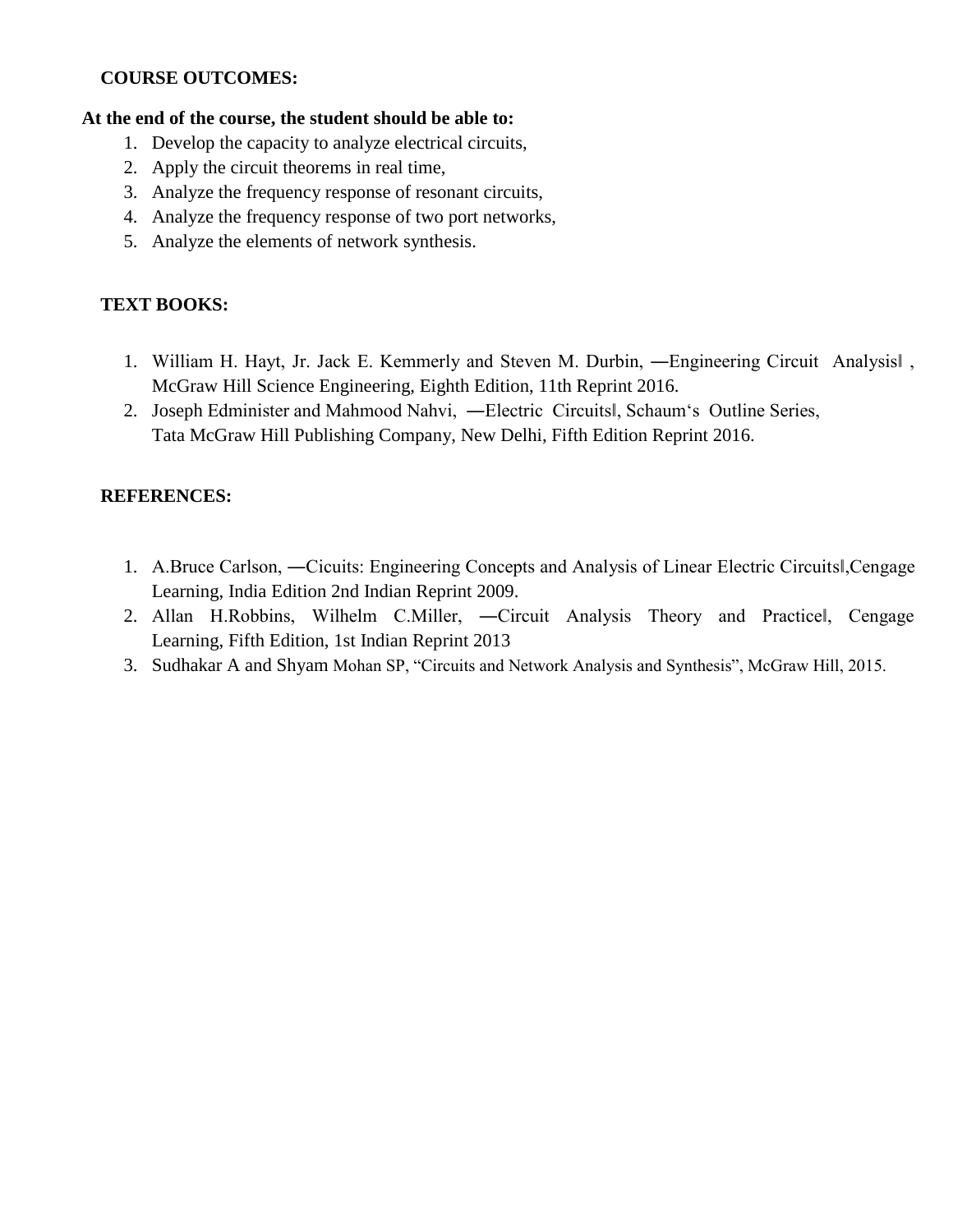**COURSE OUTCOMES:**

**At the end of the course, the student should be able to:**

1. Develop the capacity to analyze electrical circuits,
2. Apply the circuit theorems in real time,
3. Analyze the frequency response of resonant circuits,
4. Analyze the frequency response of two port networks,
5. Analyze the elements of network synthesis.

**TEXT BOOKS:**

1. William H. Hayt, Jr. Jack E. Kemmerly and Steven M. Durbin, ―Engineering Circuit Analysis‖ , McGraw Hill Science Engineering, Eighth Edition, 11th Reprint 2016.
2. Joseph Edminister and Mahmood Nahvi, ―Electric Circuits‖, Schaum's Outline Series, Tata McGraw Hill Publishing Company, New Delhi, Fifth Edition Reprint 2016.

**REFERENCES:**

1. A.Bruce Carlson, ―Cicuits: Engineering Concepts and Analysis of Linear Electric Circuits‖,Cengage Learning, India Edition 2nd Indian Reprint 2009.
2. Allan H.Robbins, Wilhelm C.Miller, ―Circuit Analysis Theory and Practice‖, Cengage Learning, Fifth Edition, 1st Indian Reprint 2013
3. Sudhakar A and Shyam Mohan SP, "Circuits and Network Analysis and Synthesis", McGraw Hill, 2015.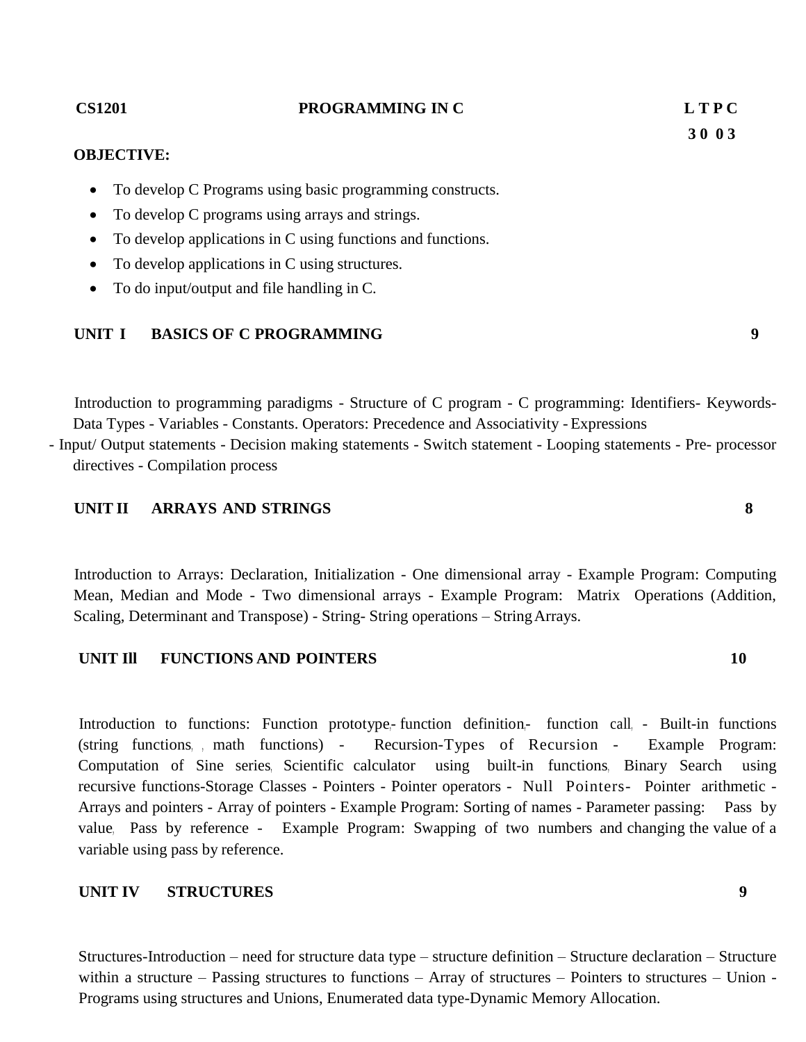**CS1201** **PROGRAMMING IN C** **L T P C**

**3 0 0 3**

**OBJECTIVE:**

- To develop C Programs using basic programming constructs.
- To develop C programs using arrays and strings.
- To develop applications in C using functions and functions.
- To develop applications in C using structures.
- To do input/output and file handling in C.

### UNIT I BASICS OF C PROGRAMMING 9

Introduction to programming paradigms - Structure of C program - C programming: Identifiers- Keywords- Data Types - Variables - Constants. Operators: Precedence and Associativity - Expressions - Input/ Output statements - Decision making statements - Switch statement - Looping statements - Pre- processor directives - Compilation process

### UNIT II ARRAYS AND STRINGS 8

Introduction to Arrays: Declaration, Initialization - One dimensional array - Example Program: Computing Mean, Median and Mode - Two dimensional arrays - Example Program: Matrix Operations (Addition, Scaling, Determinant and Transpose) - String- String operations – String Arrays.

### UNIT Ill FUNCTIONS AND POINTERS 10

Introduction to functions: Function prototype- function definition- function call, - Built-in functions (string functions, , math functions) - Recursion-Types of Recursion - Example Program: Computation of Sine series, Scientific calculator using built-in functions, Binary Search using recursive functions-Storage Classes - Pointers - Pointer operators - Null Pointers- Pointer arithmetic - Arrays and pointers - Array of pointers - Example Program: Sorting of names - Parameter passing: Pass by value, Pass by reference - Example Program: Swapping of two numbers and changing the value of a variable using pass by reference.

### UNIT IV STRUCTURES 9

Structures-Introduction – need for structure data type – structure definition – Structure declaration – Structure within a structure – Passing structures to functions – Array of structures – Pointers to structures – Union - Programs using structures and Unions, Enumerated data type-Dynamic Memory Allocation.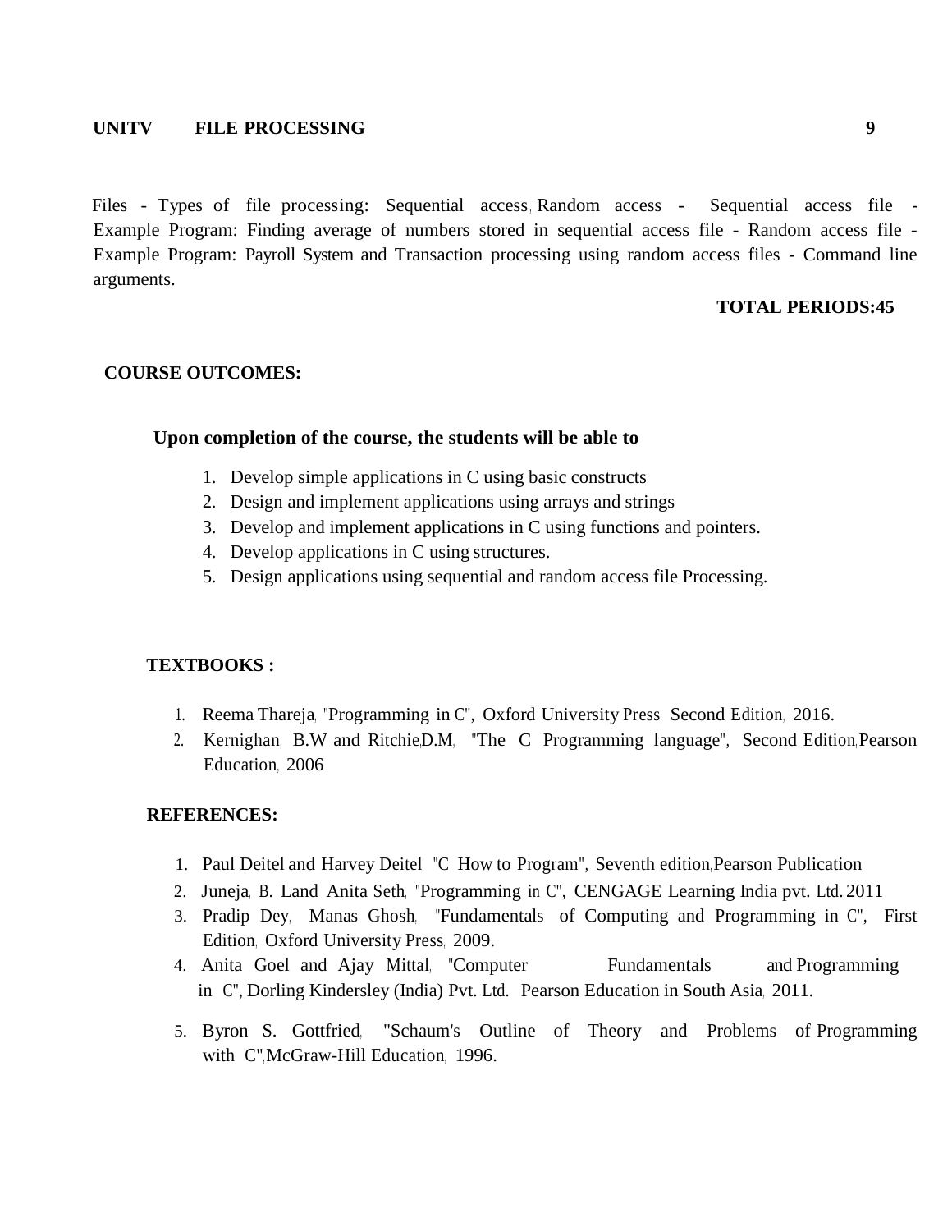**UNITV FILE PROCESSING 9**

Files - Types of file processing: Sequential access, Random access - Sequential access file - Example Program: Finding average of numbers stored in sequential access file - Random access file - Example Program: Payroll System and Transaction processing using random access files - Command line arguments.

**TOTAL PERIODS:45**

**COURSE OUTCOMES:**

**Upon completion of the course, the students will be able to**

1. Develop simple applications in C using basic constructs
2. Design and implement applications using arrays and strings
3. Develop and implement applications in C using functions and pointers.
4. Develop applications in C using structures.
5. Design applications using sequential and random access file Processing.

**TEXTBOOKS :**

1. Reema Thareja, "Programming in C", Oxford University Press, Second Edition, 2016.
2. Kernighan, B.W and Ritchie,D.M, "The C Programming language", Second Edition,Pearson Education, 2006

**REFERENCES:**

1. Paul Deitel and Harvey Deitel, "C How to Program", Seventh edition,Pearson Publication
2. Juneja, B. Land Anita Seth, "Programming in C", CENGAGE Learning India pvt. Ltd.,2011
3. Pradip Dey, Manas Ghosh, "Fundamentals of Computing and Programming in C", First Edition, Oxford University Press, 2009.
4. Anita Goel and Ajay Mittal, "Computer Fundamentals and Programming in C", Dorling Kindersley (India) Pvt. Ltd., Pearson Education in South Asia, 2011.
5. Byron S. Gottfried, "Schaum's Outline of Theory and Problems of Programming with C",McGraw-Hill Education, 1996.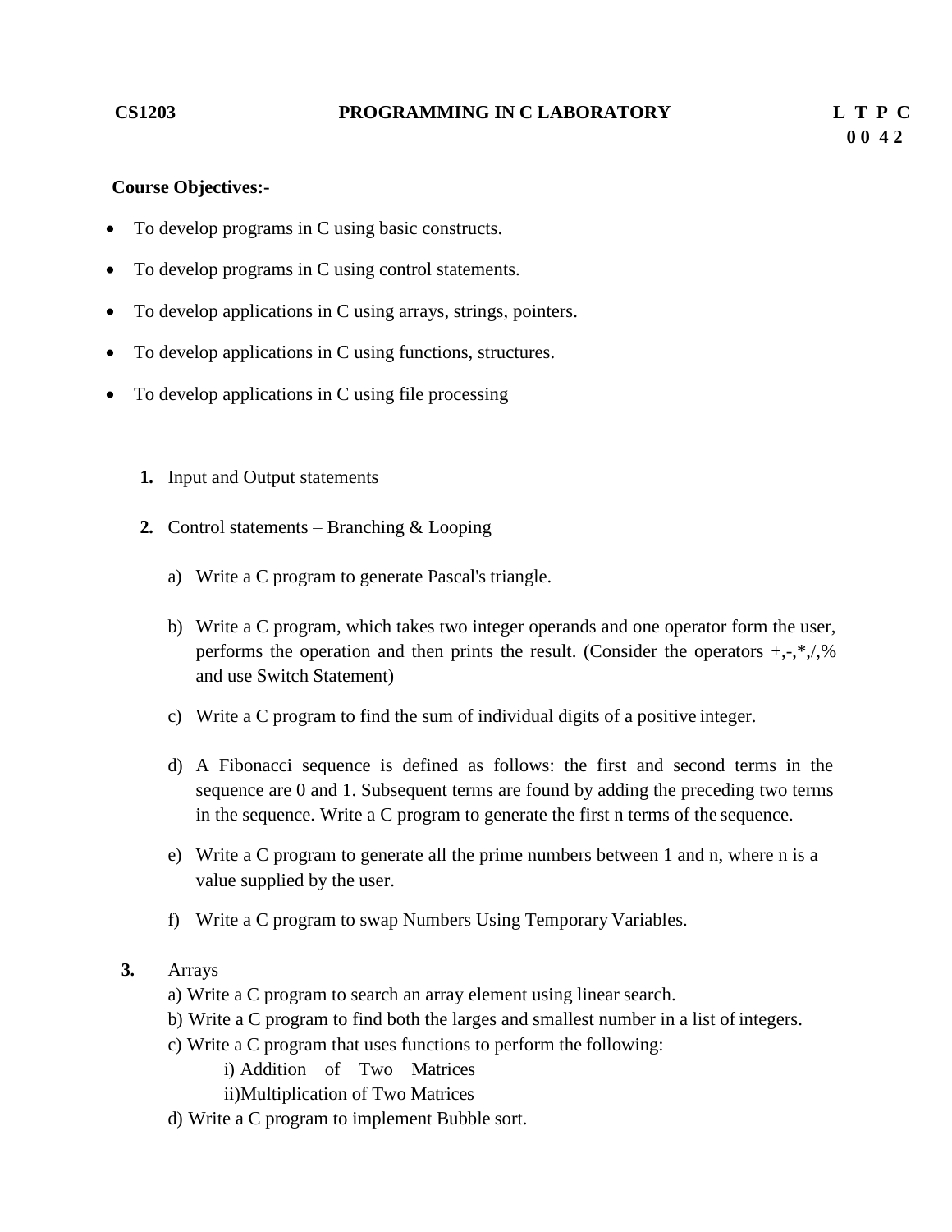**CS1203 PROGRAMMING IN C LABORATORY L T P C**
**0 0 4 2**

**Course Objectives:-**

- To develop programs in C using basic constructs.
- To develop programs in C using control statements.
- To develop applications in C using arrays, strings, pointers.
- To develop applications in C using functions, structures.
- To develop applications in C using file processing

1. Input and Output statements

2. Control statements – Branching & Looping

   a) Write a C program to generate Pascal's triangle.

   b) Write a C program, which takes two integer operands and one operator form the user, performs the operation and then prints the result. (Consider the operators +,-,*,/,% and use Switch Statement)

   c) Write a C program to find the sum of individual digits of a positive integer.

   d) A Fibonacci sequence is defined as follows: the first and second terms in the sequence are 0 and 1. Subsequent terms are found by adding the preceding two terms in the sequence. Write a C program to generate the first n terms of the sequence.

   e) Write a C program to generate all the prime numbers between 1 and n, where n is a value supplied by the user.

   f) Write a C program to swap Numbers Using Temporary Variables.

3. Arrays

   a) Write a C program to search an array element using linear search.
   b) Write a C program to find both the larges and smallest number in a list of integers.
   c) Write a C program that uses functions to perform the following:
      i) Addition of Two Matrices
      ii)Multiplication of Two Matrices
   d) Write a C program to implement Bubble sort.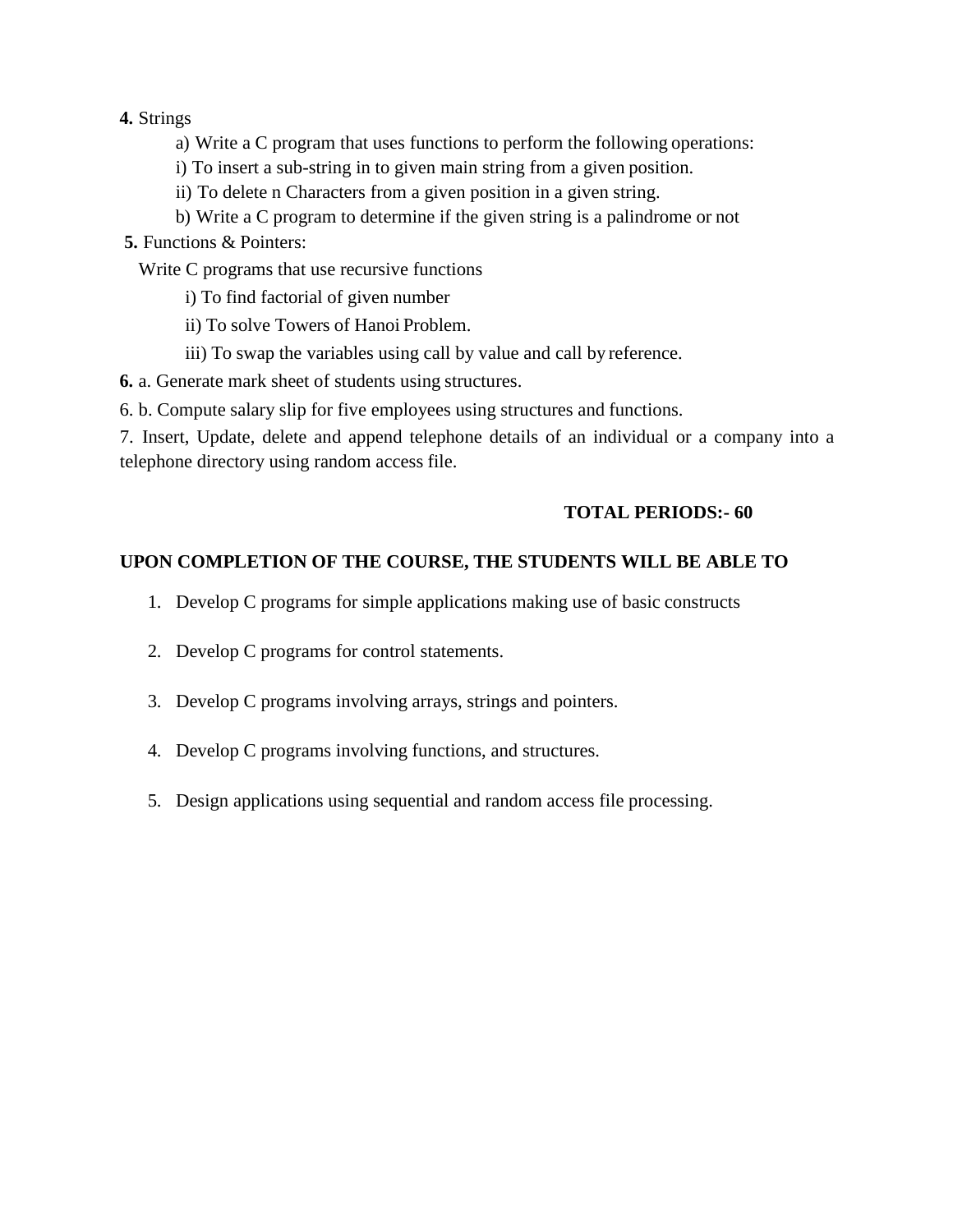**4.** Strings

a) Write a C program that uses functions to perform the following operations:

i) To insert a sub-string in to given main string from a given position.

ii) To delete n Characters from a given position in a given string.

b) Write a C program to determine if the given string is a palindrome or not

**5.** Functions & Pointers:

Write C programs that use recursive functions

i) To find factorial of given number

ii) To solve Towers of Hanoi Problem.

iii) To swap the variables using call by value and call by reference.

**6.** a. Generate mark sheet of students using structures.

6. b. Compute salary slip for five employees using structures and functions.

7. Insert, Update, delete and append telephone details of an individual or a company into a telephone directory using random access file.

**TOTAL PERIODS:- 60**

**UPON COMPLETION OF THE COURSE, THE STUDENTS WILL BE ABLE TO**

1. Develop C programs for simple applications making use of basic constructs
2. Develop C programs for control statements.
3. Develop C programs involving arrays, strings and pointers.
4. Develop C programs involving functions, and structures.
5. Design applications using sequential and random access file processing.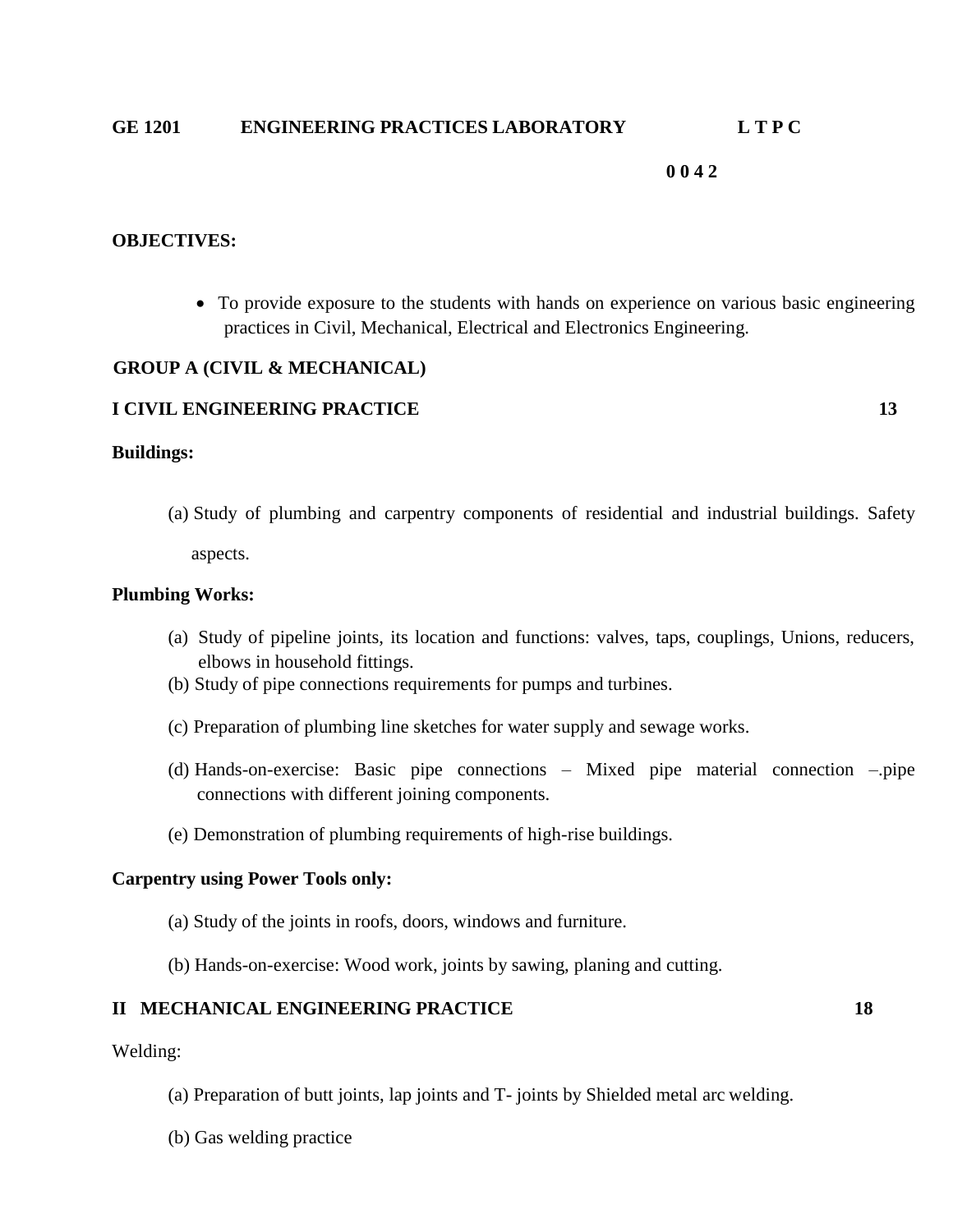**GE 1201 ENGINEERING PRACTICES LABORATORY L T P C**

**0 0 4 2**

**OBJECTIVES:**

- To provide exposure to the students with hands on experience on various basic engineering practices in Civil, Mechanical, Electrical and Electronics Engineering.

**GROUP A (CIVIL & MECHANICAL)**

**I CIVIL ENGINEERING PRACTICE 13**

**Buildings:**

(a) Study of plumbing and carpentry components of residential and industrial buildings. Safety aspects.

**Plumbing Works:**

(a) Study of pipeline joints, its location and functions: valves, taps, couplings, Unions, reducers, elbows in household fittings.

(b) Study of pipe connections requirements for pumps and turbines.

(c) Preparation of plumbing line sketches for water supply and sewage works.

(d) Hands-on-exercise: Basic pipe connections – Mixed pipe material connection –.pipe connections with different joining components.

(e) Demonstration of plumbing requirements of high-rise buildings.

**Carpentry using Power Tools only:**

(a) Study of the joints in roofs, doors, windows and furniture.

(b) Hands-on-exercise: Wood work, joints by sawing, planing and cutting.

**II MECHANICAL ENGINEERING PRACTICE 18**

Welding:

(a) Preparation of butt joints, lap joints and T- joints by Shielded metal arc welding.

(b) Gas welding practice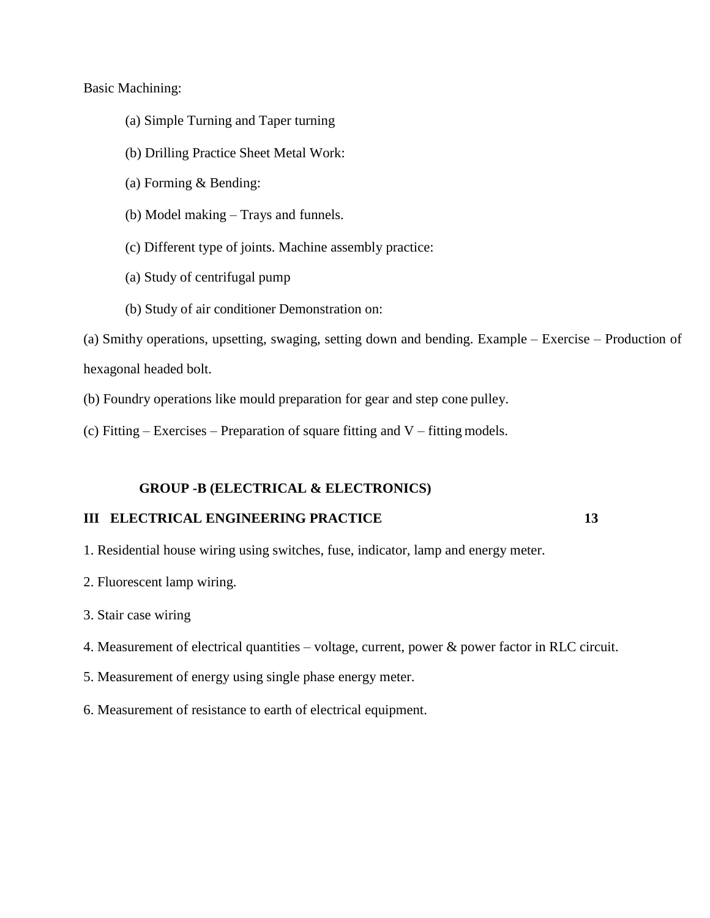Basic Machining:

(a) Simple Turning and Taper turning

(b) Drilling Practice Sheet Metal Work:

(a) Forming & Bending:

(b) Model making – Trays and funnels.

(c) Different type of joints. Machine assembly practice:

(a) Study of centrifugal pump

(b) Study of air conditioner Demonstration on:

(a) Smithy operations, upsetting, swaging, setting down and bending. Example – Exercise – Production of hexagonal headed bolt.

(b) Foundry operations like mould preparation for gear and step cone pulley.

(c) Fitting – Exercises – Preparation of square fitting and V – fitting models.

**GROUP -B (ELECTRICAL & ELECTRONICS)**

**III ELECTRICAL ENGINEERING PRACTICE 13**

1. Residential house wiring using switches, fuse, indicator, lamp and energy meter.
2. Fluorescent lamp wiring.
3. Stair case wiring
4. Measurement of electrical quantities – voltage, current, power & power factor in RLC circuit.
5. Measurement of energy using single phase energy meter.
6. Measurement of resistance to earth of electrical equipment.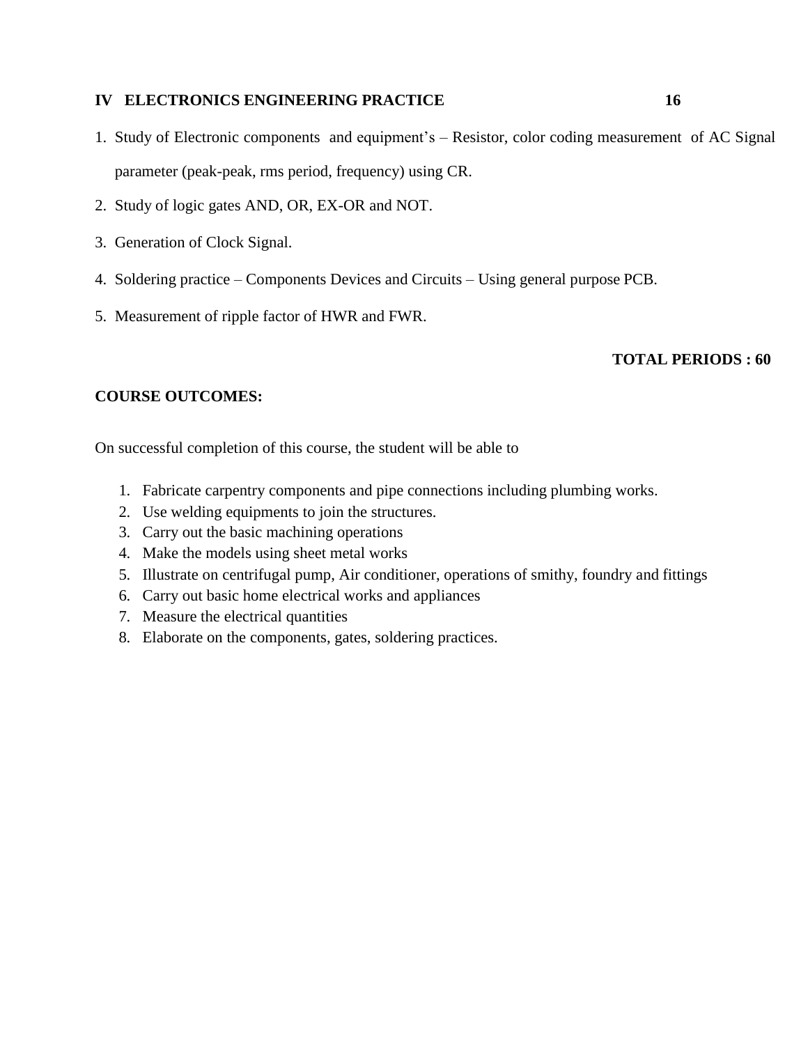**IV ELECTRONICS ENGINEERING PRACTICE 16**

1. Study of Electronic components and equipment's – Resistor, color coding measurement of AC Signal parameter (peak-peak, rms period, frequency) using CR.
2. Study of logic gates AND, OR, EX-OR and NOT.
3. Generation of Clock Signal.
4. Soldering practice – Components Devices and Circuits – Using general purpose PCB.
5. Measurement of ripple factor of HWR and FWR.

**TOTAL PERIODS : 60**

**COURSE OUTCOMES:**

On successful completion of this course, the student will be able to

1. Fabricate carpentry components and pipe connections including plumbing works.
2. Use welding equipments to join the structures.
3. Carry out the basic machining operations
4. Make the models using sheet metal works
5. Illustrate on centrifugal pump, Air conditioner, operations of smithy, foundry and fittings
6. Carry out basic home electrical works and appliances
7. Measure the electrical quantities
8. Elaborate on the components, gates, soldering practices.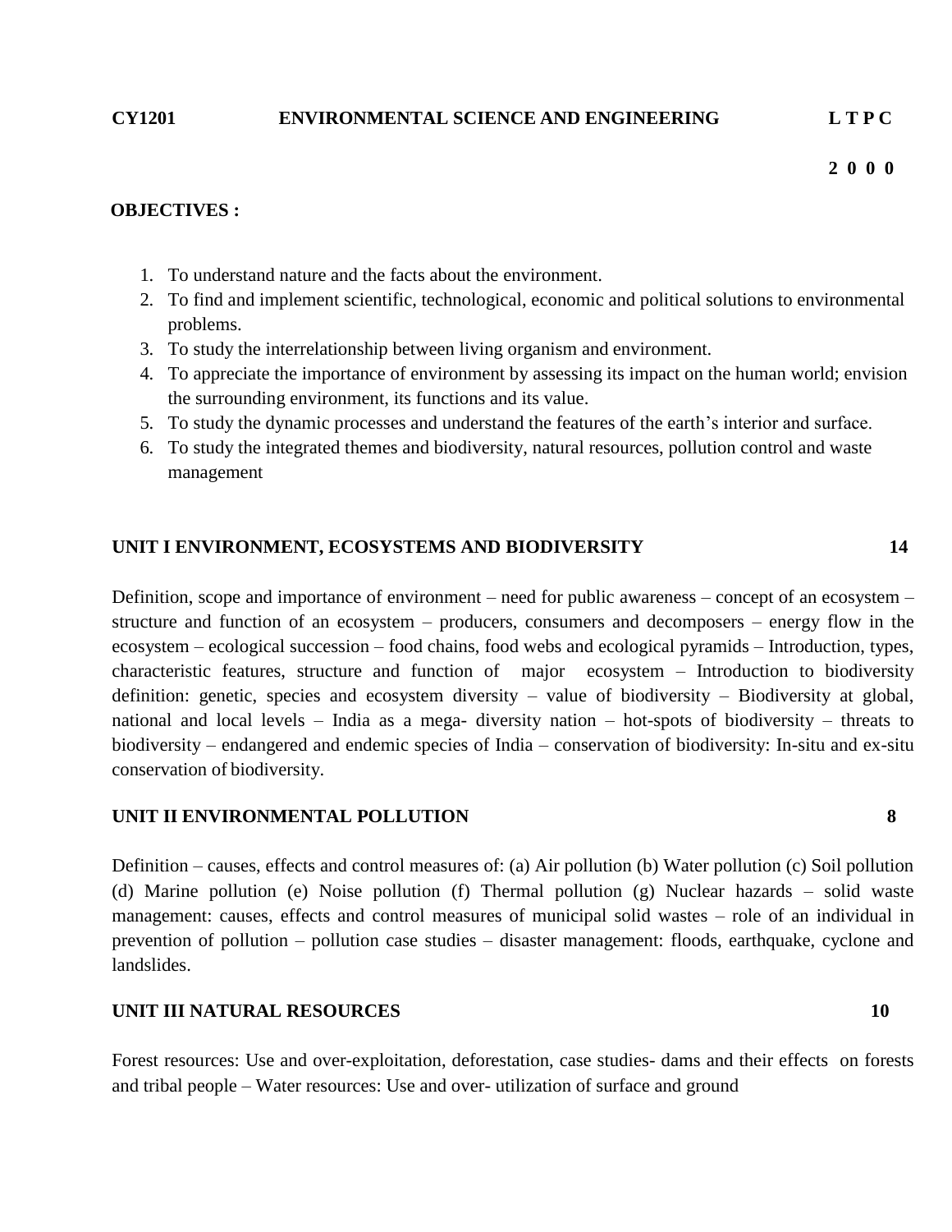**CY1201 ENVIRONMENTAL SCIENCE AND ENGINEERING L T P C**

**2 0 0 0**

**OBJECTIVES :**

1. To understand nature and the facts about the environment.
2. To find and implement scientific, technological, economic and political solutions to environmental problems.
3. To study the interrelationship between living organism and environment.
4. To appreciate the importance of environment by assessing its impact on the human world; envision the surrounding environment, its functions and its value.
5. To study the dynamic processes and understand the features of the earth's interior and surface.
6. To study the integrated themes and biodiversity, natural resources, pollution control and waste management

**UNIT I ENVIRONMENT, ECOSYSTEMS AND BIODIVERSITY 14**

Definition, scope and importance of environment – need for public awareness – concept of an ecosystem – structure and function of an ecosystem – producers, consumers and decomposers – energy flow in the ecosystem – ecological succession – food chains, food webs and ecological pyramids – Introduction, types, characteristic features, structure and function of major ecosystem – Introduction to biodiversity definition: genetic, species and ecosystem diversity – value of biodiversity – Biodiversity at global, national and local levels – India as a mega- diversity nation – hot-spots of biodiversity – threats to biodiversity – endangered and endemic species of India – conservation of biodiversity: In-situ and ex-situ conservation of biodiversity.

**UNIT II ENVIRONMENTAL POLLUTION 8**

Definition – causes, effects and control measures of: (a) Air pollution (b) Water pollution (c) Soil pollution (d) Marine pollution (e) Noise pollution (f) Thermal pollution (g) Nuclear hazards – solid waste management: causes, effects and control measures of municipal solid wastes – role of an individual in prevention of pollution – pollution case studies – disaster management: floods, earthquake, cyclone and landslides.

**UNIT III NATURAL RESOURCES 10**

Forest resources: Use and over-exploitation, deforestation, case studies- dams and their effects on forests and tribal people – Water resources: Use and over- utilization of surface and ground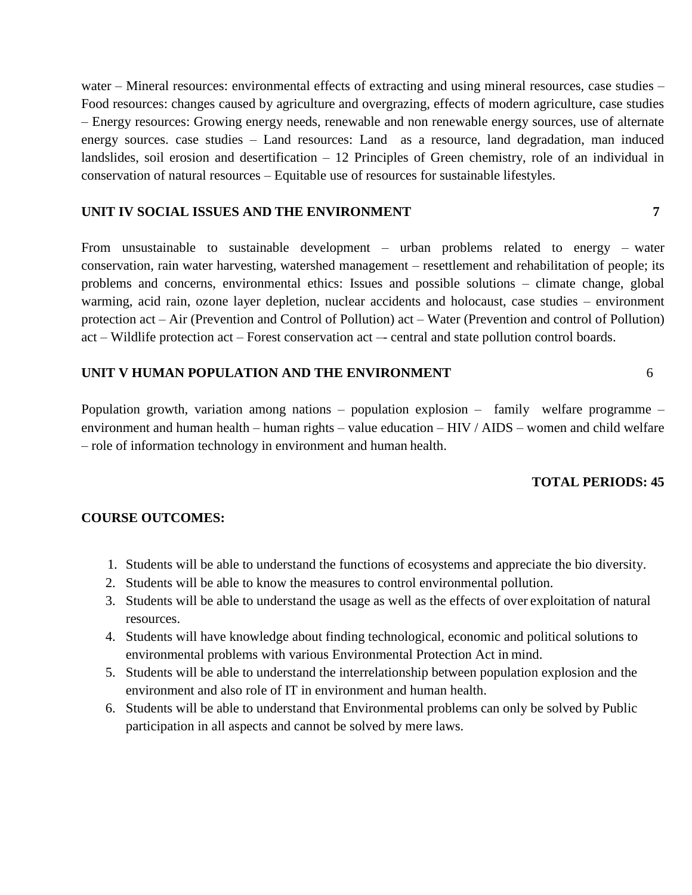water – Mineral resources: environmental effects of extracting and using mineral resources, case studies – Food resources: changes caused by agriculture and overgrazing, effects of modern agriculture, case studies – Energy resources: Growing energy needs, renewable and non renewable energy sources, use of alternate energy sources. case studies – Land resources: Land as a resource, land degradation, man induced landslides, soil erosion and desertification – 12 Principles of Green chemistry, role of an individual in conservation of natural resources – Equitable use of resources for sustainable lifestyles.

**UNIT IV SOCIAL ISSUES AND THE ENVIRONMENT** **7**

From unsustainable to sustainable development – urban problems related to energy – water conservation, rain water harvesting, watershed management – resettlement and rehabilitation of people; its problems and concerns, environmental ethics: Issues and possible solutions – climate change, global warming, acid rain, ozone layer depletion, nuclear accidents and holocaust, case studies – environment protection act – Air (Prevention and Control of Pollution) act – Water (Prevention and control of Pollution) act – Wildlife protection act – Forest conservation act –- central and state pollution control boards.

**UNIT V HUMAN POPULATION AND THE ENVIRONMENT** 6

Population growth, variation among nations – population explosion – family welfare programme – environment and human health – human rights – value education – HIV / AIDS – women and child welfare – role of information technology in environment and human health.

**TOTAL PERIODS: 45**

**COURSE OUTCOMES:**

1. Students will be able to understand the functions of ecosystems and appreciate the bio diversity.
2. Students will be able to know the measures to control environmental pollution.
3. Students will be able to understand the usage as well as the effects of over exploitation of natural resources.
4. Students will have knowledge about finding technological, economic and political solutions to environmental problems with various Environmental Protection Act in mind.
5. Students will be able to understand the interrelationship between population explosion and the environment and also role of IT in environment and human health.
6. Students will be able to understand that Environmental problems can only be solved by Public participation in all aspects and cannot be solved by mere laws.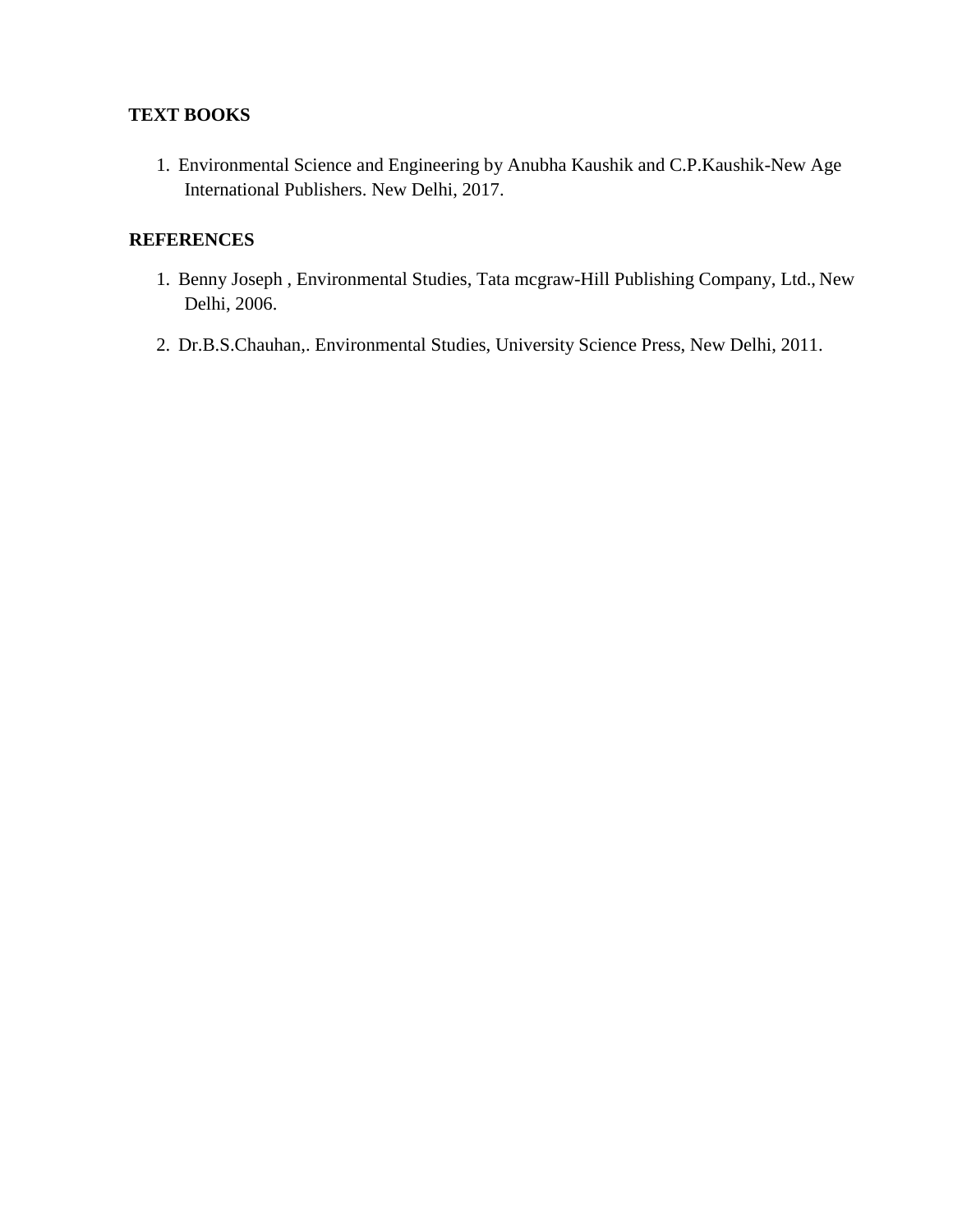**TEXT BOOKS**

1. Environmental Science and Engineering by Anubha Kaushik and C.P.Kaushik-New Age International Publishers. New Delhi, 2017.

**REFERENCES**

1. Benny Joseph , Environmental Studies, Tata mcgraw-Hill Publishing Company, Ltd., New Delhi, 2006.
2. Dr.B.S.Chauhan,. Environmental Studies, University Science Press, New Delhi, 2011.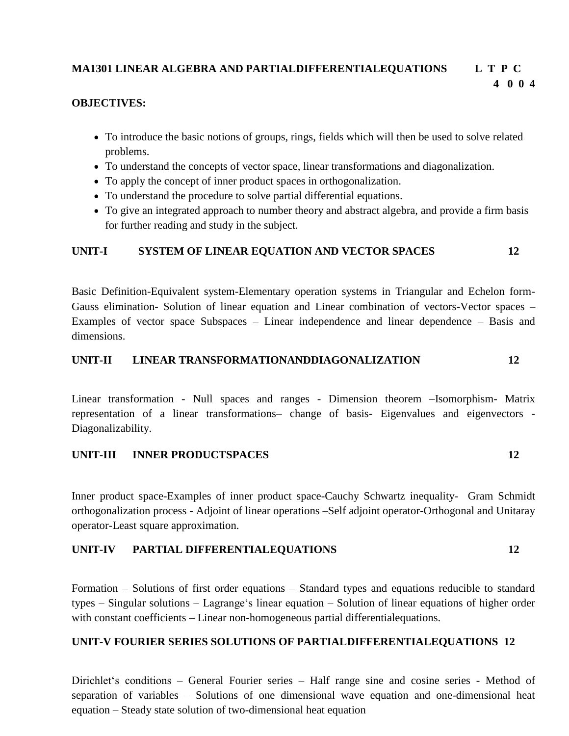**MA1301 LINEAR ALGEBRA AND PARTIALDIFFERENTIALEQUATIONS** **L T P C**
**4 0 0 4**

**OBJECTIVES:**

- To introduce the basic notions of groups, rings, fields which will then be used to solve related problems.
- To understand the concepts of vector space, linear transformations and diagonalization.
- To apply the concept of inner product spaces in orthogonalization.
- To understand the procedure to solve partial differential equations.
- To give an integrated approach to number theory and abstract algebra, and provide a firm basis for further reading and study in the subject.

**UNIT-I SYSTEM OF LINEAR EQUATION AND VECTOR SPACES 12**

Basic Definition-Equivalent system-Elementary operation systems in Triangular and Echelon form-Gauss elimination- Solution of linear equation and Linear combination of vectors-Vector spaces – Examples of vector space Subspaces – Linear independence and linear dependence – Basis and dimensions.

**UNIT-II LINEAR TRANSFORMATIONANDDIAGONALIZATION 12**

Linear transformation - Null spaces and ranges - Dimension theorem –Isomorphism- Matrix representation of a linear transformations– change of basis- Eigenvalues and eigenvectors - Diagonalizability.

**UNIT-III INNER PRODUCTSPACES 12**

Inner product space-Examples of inner product space-Cauchy Schwartz inequality- Gram Schmidt orthogonalization process - Adjoint of linear operations –Self adjoint operator-Orthogonal and Unitaray operator-Least square approximation.

**UNIT-IV PARTIAL DIFFERENTIALEQUATIONS 12**

Formation – Solutions of first order equations – Standard types and equations reducible to standard types – Singular solutions – Lagrange's linear equation – Solution of linear equations of higher order with constant coefficients – Linear non-homogeneous partial differentialequations.

**UNIT-V FOURIER SERIES SOLUTIONS OF PARTIALDIFFERENTIALEQUATIONS 12**

Dirichlet's conditions – General Fourier series – Half range sine and cosine series - Method of separation of variables – Solutions of one dimensional wave equation and one-dimensional heat equation – Steady state solution of two-dimensional heat equation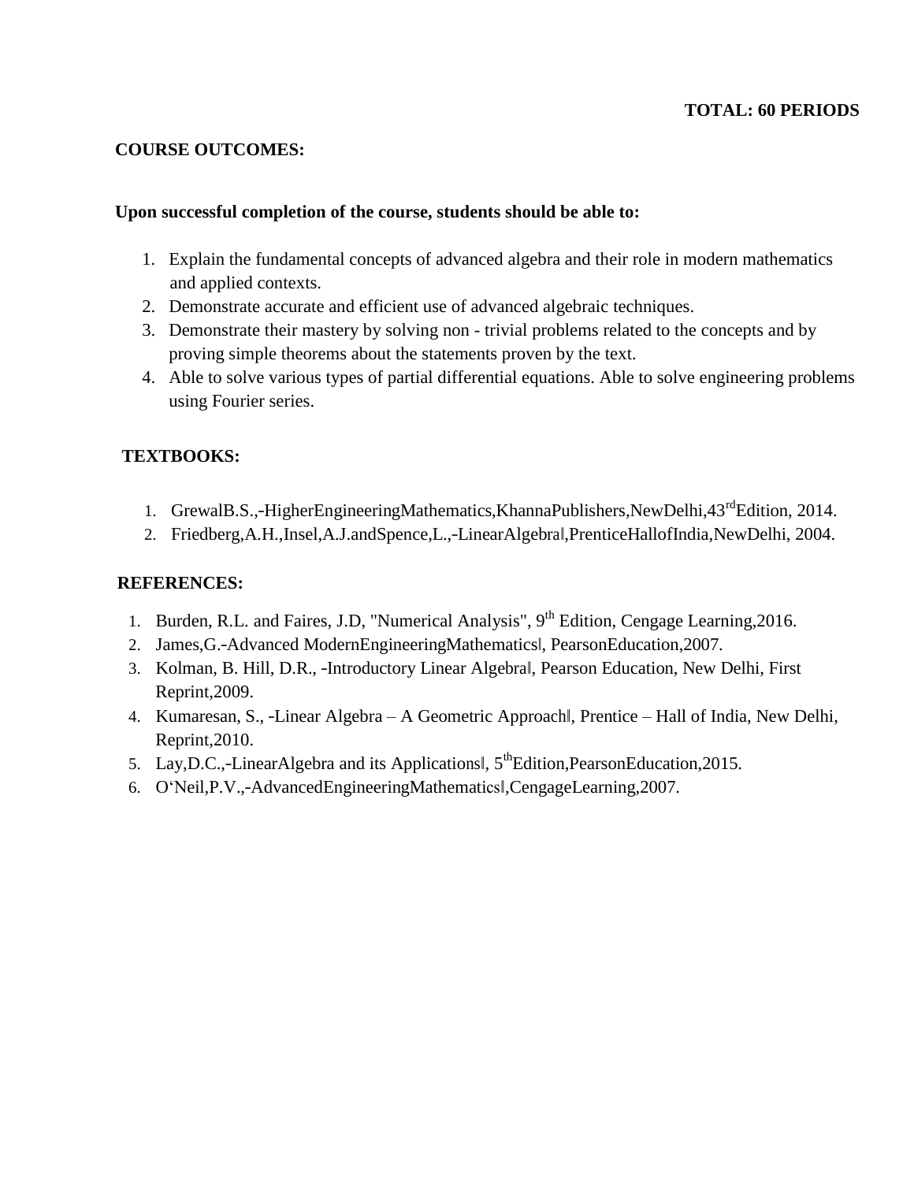**TOTAL: 60 PERIODS**

**COURSE OUTCOMES:**

**Upon successful completion of the course, students should be able to:**

1. Explain the fundamental concepts of advanced algebra and their role in modern mathematics and applied contexts.
2. Demonstrate accurate and efficient use of advanced algebraic techniques.
3. Demonstrate their mastery by solving non - trivial problems related to the concepts and by proving simple theorems about the statements proven by the text.
4. Able to solve various types of partial differential equations. Able to solve engineering problems using Fourier series.

**TEXTBOOKS:**

1. GrewalB.S.,-HigherEngineeringMathematics,KhannaPublishers,NewDelhi,43rd Edition, 2014.
2. Friedberg,A.H.,Insel,A.J.andSpence,L.,-LinearAlgebra‖,PrenticeHallofIndia,NewDelhi, 2004.

**REFERENCES:**

1. Burden, R.L. and Faires, J.D, "Numerical Analysis", 9th Edition, Cengage Learning,2016.
2. James,G.-Advanced ModernEngineeringMathematics‖, PearsonEducation,2007.
3. Kolman, B. Hill, D.R., -Introductory Linear Algebra‖, Pearson Education, New Delhi, First Reprint,2009.
4. Kumaresan, S., -Linear Algebra – A Geometric Approach‖, Prentice – Hall of India, New Delhi, Reprint,2010.
5. Lay,D.C.,-LinearAlgebra and its Applications‖, 5thEdition,PearsonEducation,2015.
6. O'Neil,P.V.,-AdvancedEngineeringMathematics‖,CengageLearning,2007.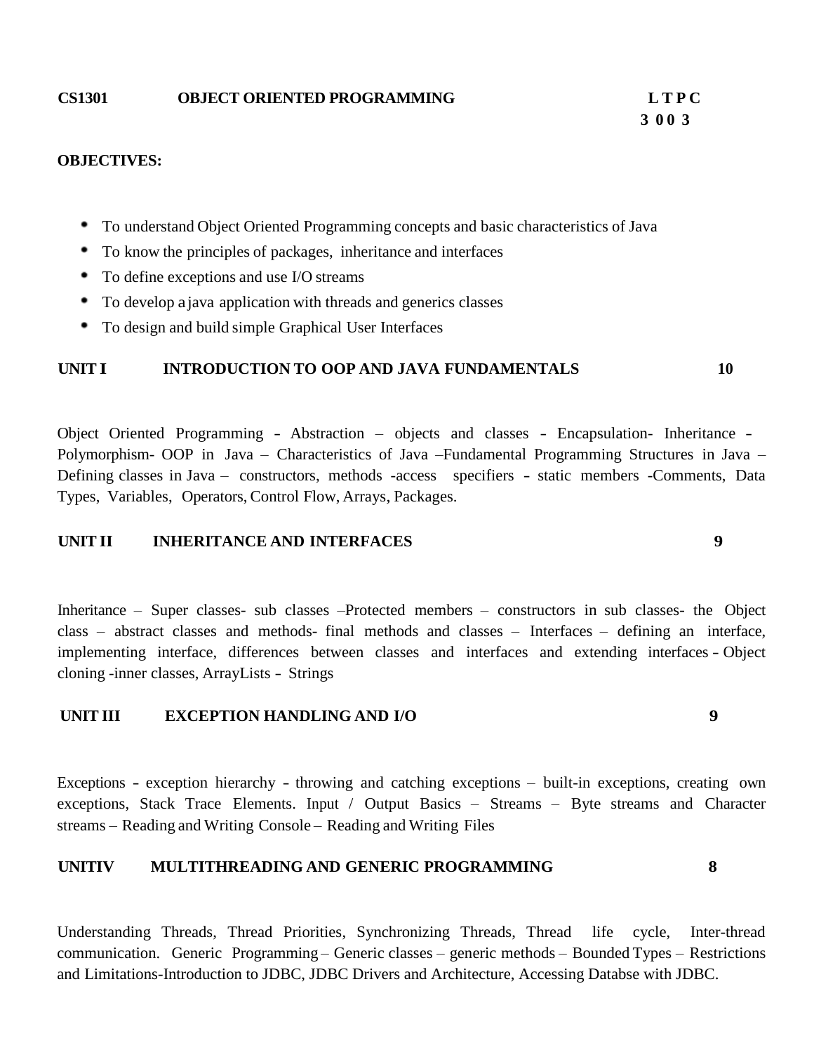**CS1301 OBJECT ORIENTED PROGRAMMING**

| L | T | P | C |
|---|---|---|---|
| 3 | 0 | 0 | 3 |

**OBJECTIVES:**

- To understand Object Oriented Programming concepts and basic characteristics of Java
- To know the principles of packages, inheritance and interfaces
- To define exceptions and use I/O streams
- To develop a java application with threads and generics classes
- To design and build simple Graphical User Interfaces

**UNIT I INTRODUCTION TO OOP AND JAVA FUNDAMENTALS 10**

Object Oriented Programming - Abstraction – objects and classes - Encapsulation- Inheritance - Polymorphism- OOP in Java – Characteristics of Java –Fundamental Programming Structures in Java – Defining classes in Java – constructors, methods -access specifiers - static members -Comments, Data Types, Variables, Operators, Control Flow, Arrays, Packages.

**UNIT II INHERITANCE AND INTERFACES 9**

Inheritance – Super classes- sub classes –Protected members – constructors in sub classes- the Object class – abstract classes and methods- final methods and classes – Interfaces – defining an interface, implementing interface, differences between classes and interfaces and extending interfaces - Object cloning -inner classes, ArrayLists - Strings

**UNIT III EXCEPTION HANDLING AND I/O 9**

Exceptions - exception hierarchy - throwing and catching exceptions – built-in exceptions, creating own exceptions, Stack Trace Elements. Input / Output Basics – Streams – Byte streams and Character streams – Reading and Writing Console – Reading and Writing Files

**UNITIV MULTITHREADING AND GENERIC PROGRAMMING 8**

Understanding Threads, Thread Priorities, Synchronizing Threads, Thread life cycle, Inter-thread communication. Generic Programming – Generic classes – generic methods – Bounded Types – Restrictions and Limitations-Introduction to JDBC, JDBC Drivers and Architecture, Accessing Databse with JDBC.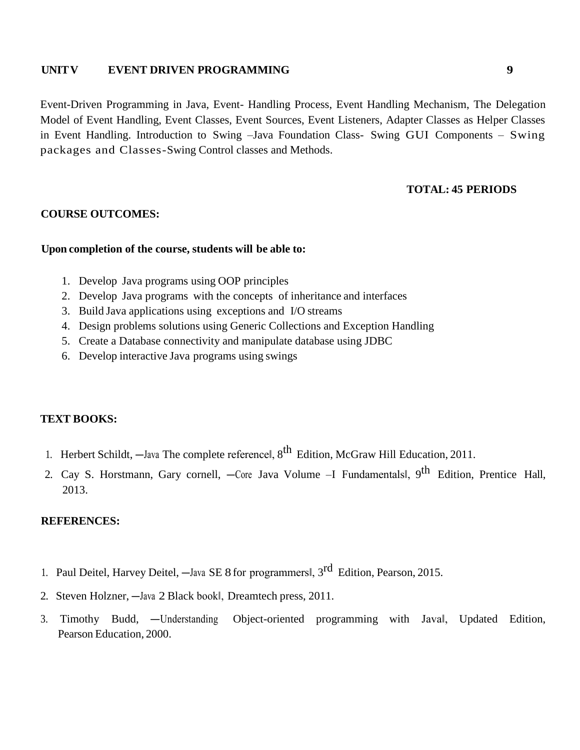**UNIT V EVENT DRIVEN PROGRAMMING 9**

Event-Driven Programming in Java, Event- Handling Process, Event Handling Mechanism, The Delegation Model of Event Handling, Event Classes, Event Sources, Event Listeners, Adapter Classes as Helper Classes in Event Handling. Introduction to Swing –Java Foundation Class- Swing GUI Components – Swing packages and Classes-Swing Control classes and Methods.

**TOTAL: 45 PERIODS**

**COURSE OUTCOMES:**

**Upon completion of the course, students will be able to:**

1. Develop Java programs using OOP principles
2. Develop Java programs with the concepts of inheritance and interfaces
3. Build Java applications using exceptions and I/O streams
4. Design problems solutions using Generic Collections and Exception Handling
5. Create a Database connectivity and manipulate database using JDBC
6. Develop interactive Java programs using swings

**TEXT BOOKS:**

1. Herbert Schildt, ―Java The complete reference‖, 8th Edition, McGraw Hill Education, 2011.
2. Cay S. Horstmann, Gary cornell, ―Core Java Volume –I Fundamentals‖, 9th Edition, Prentice Hall, 2013.

**REFERENCES:**

1. Paul Deitel, Harvey Deitel, ―Java SE 8 for programmers‖, 3rd Edition, Pearson, 2015.
2. Steven Holzner, ―Java 2 Black book‖, Dreamtech press, 2011.
3. Timothy Budd, ―Understanding Object-oriented programming with Java‖, Updated Edition, Pearson Education, 2000.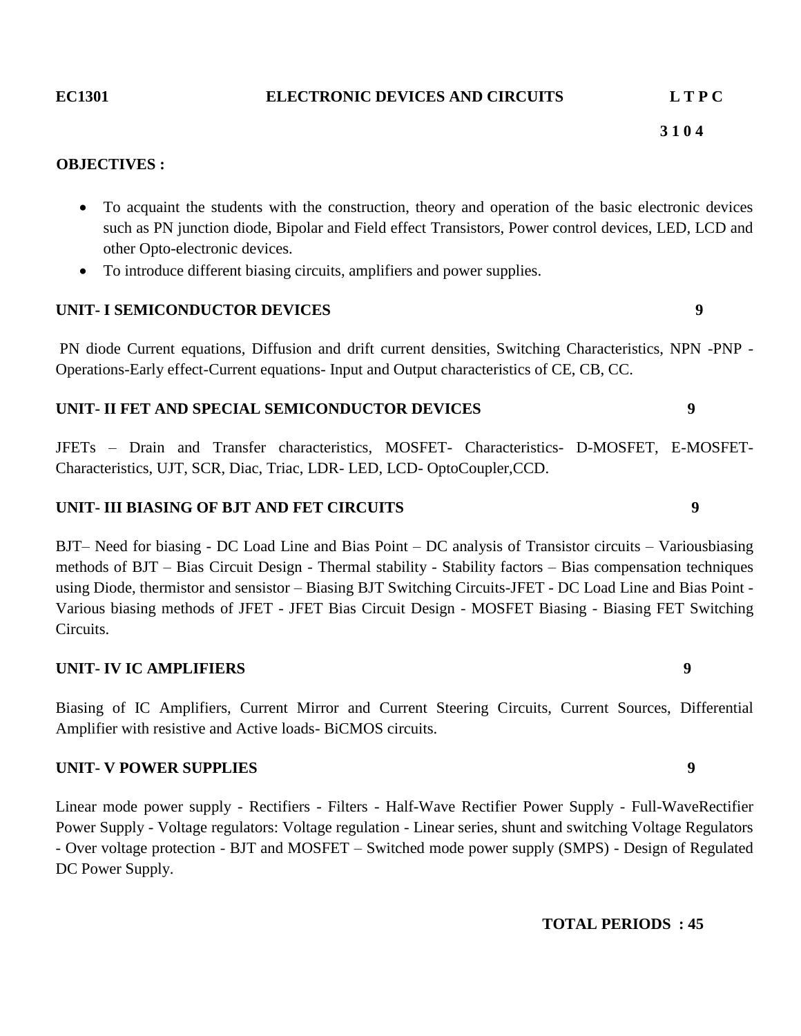**EC1301 ELECTRONIC DEVICES AND CIRCUITS L T P C**

**3 1 0 4**

**OBJECTIVES :**

- To acquaint the students with the construction, theory and operation of the basic electronic devices such as PN junction diode, Bipolar and Field effect Transistors, Power control devices, LED, LCD and other Opto-electronic devices.
- To introduce different biasing circuits, amplifiers and power supplies.

**UNIT- I SEMICONDUCTOR DEVICES 9**

PN diode Current equations, Diffusion and drift current densities, Switching Characteristics, NPN -PNP - Operations-Early effect-Current equations- Input and Output characteristics of CE, CB, CC.

**UNIT- II FET AND SPECIAL SEMICONDUCTOR DEVICES 9**

JFETs – Drain and Transfer characteristics, MOSFET- Characteristics- D-MOSFET, E-MOSFET- Characteristics, UJT, SCR, Diac, Triac, LDR- LED, LCD- OptoCoupler,CCD.

**UNIT- III BIASING OF BJT AND FET CIRCUITS 9**

BJT– Need for biasing - DC Load Line and Bias Point – DC analysis of Transistor circuits – Variousbiasing methods of BJT – Bias Circuit Design - Thermal stability - Stability factors – Bias compensation techniques using Diode, thermistor and sensistor – Biasing BJT Switching Circuits-JFET - DC Load Line and Bias Point - Various biasing methods of JFET - JFET Bias Circuit Design - MOSFET Biasing - Biasing FET Switching Circuits.

**UNIT- IV IC AMPLIFIERS 9**

Biasing of IC Amplifiers, Current Mirror and Current Steering Circuits, Current Sources, Differential Amplifier with resistive and Active loads- BiCMOS circuits.

**UNIT- V POWER SUPPLIES 9**

Linear mode power supply - Rectifiers - Filters - Half-Wave Rectifier Power Supply - Full-WaveRectifier Power Supply - Voltage regulators: Voltage regulation - Linear series, shunt and switching Voltage Regulators - Over voltage protection - BJT and MOSFET – Switched mode power supply (SMPS) - Design of Regulated DC Power Supply.

**TOTAL PERIODS : 45**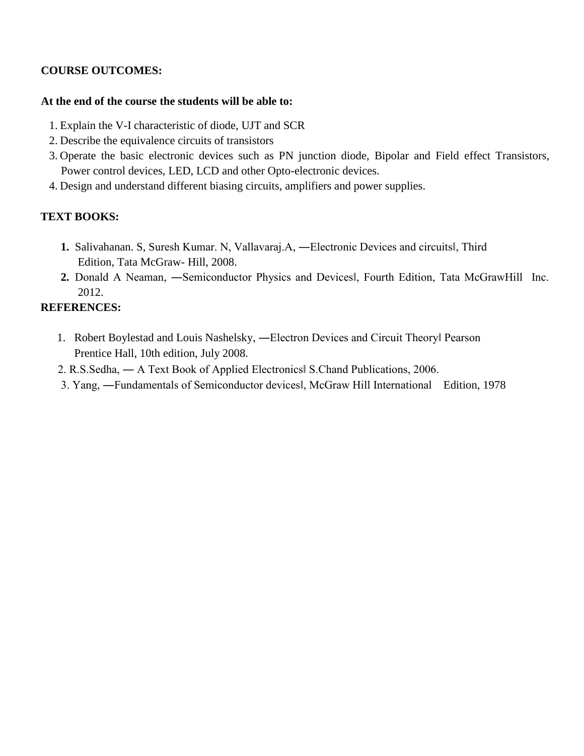**COURSE OUTCOMES:**

**At the end of the course the students will be able to:**

1. Explain the V-I characteristic of diode, UJT and SCR
2. Describe the equivalence circuits of transistors
3. Operate the basic electronic devices such as PN junction diode, Bipolar and Field effect Transistors, Power control devices, LED, LCD and other Opto-electronic devices.
4. Design and understand different biasing circuits, amplifiers and power supplies.

**TEXT BOOKS:**

1. Salivahanan. S, Suresh Kumar. N, Vallavaraj.A, ―Electronic Devices and circuits‖, Third Edition, Tata McGraw- Hill, 2008.
2. Donald A Neaman, ―Semiconductor Physics and Devices‖, Fourth Edition, Tata McGrawHill Inc. 2012.

**REFERENCES:**

1. Robert Boylestad and Louis Nashelsky, ―Electron Devices and Circuit Theory‖ Pearson Prentice Hall, 10th edition, July 2008.
2. R.S.Sedha, ― A Text Book of Applied Electronics‖ S.Chand Publications, 2006.
3. Yang, ―Fundamentals of Semiconductor devices‖, McGraw Hill International Edition, 1978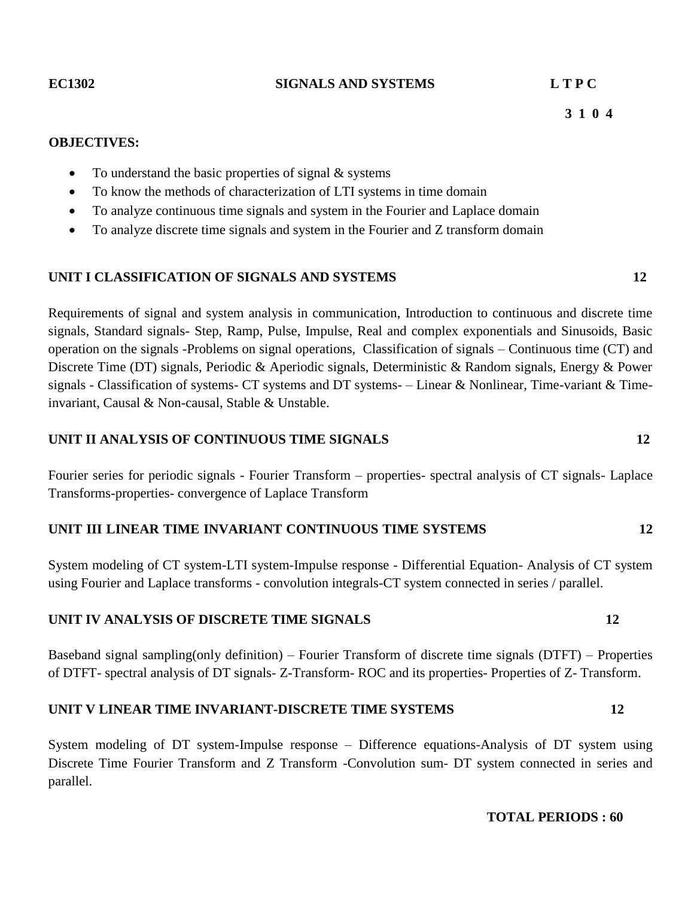**EC1302 SIGNALS AND SYSTEMS L T P C**

**3 1 0 4**

**OBJECTIVES:**

- To understand the basic properties of signal & systems
- To know the methods of characterization of LTI systems in time domain
- To analyze continuous time signals and system in the Fourier and Laplace domain
- To analyze discrete time signals and system in the Fourier and Z transform domain

**UNIT I CLASSIFICATION OF SIGNALS AND SYSTEMS 12**

Requirements of signal and system analysis in communication, Introduction to continuous and discrete time signals, Standard signals- Step, Ramp, Pulse, Impulse, Real and complex exponentials and Sinusoids, Basic operation on the signals -Problems on signal operations, Classification of signals – Continuous time (CT) and Discrete Time (DT) signals, Periodic & Aperiodic signals, Deterministic & Random signals, Energy & Power signals - Classification of systems- CT systems and DT systems- – Linear & Nonlinear, Time-variant & Time-invariant, Causal & Non-causal, Stable & Unstable.

**UNIT II ANALYSIS OF CONTINUOUS TIME SIGNALS 12**

Fourier series for periodic signals - Fourier Transform – properties- spectral analysis of CT signals- Laplace Transforms-properties- convergence of Laplace Transform

**UNIT III LINEAR TIME INVARIANT CONTINUOUS TIME SYSTEMS 12**

System modeling of CT system-LTI system-Impulse response - Differential Equation- Analysis of CT system using Fourier and Laplace transforms - convolution integrals-CT system connected in series / parallel.

**UNIT IV ANALYSIS OF DISCRETE TIME SIGNALS 12**

Baseband signal sampling(only definition) – Fourier Transform of discrete time signals (DTFT) – Properties of DTFT- spectral analysis of DT signals- Z-Transform- ROC and its properties- Properties of Z- Transform.

**UNIT V LINEAR TIME INVARIANT-DISCRETE TIME SYSTEMS 12**

System modeling of DT system-Impulse response – Difference equations-Analysis of DT system using Discrete Time Fourier Transform and Z Transform -Convolution sum- DT system connected in series and parallel.

**TOTAL PERIODS : 60**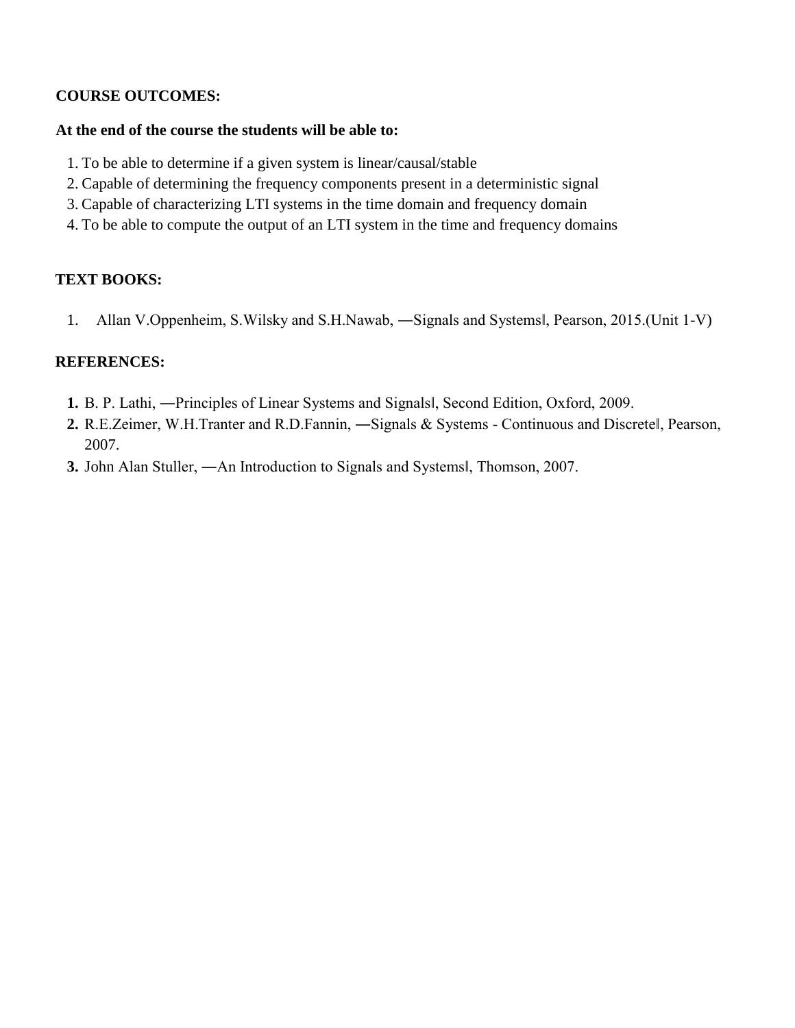**COURSE OUTCOMES:**

**At the end of the course the students will be able to:**

1. To be able to determine if a given system is linear/causal/stable
2. Capable of determining the frequency components present in a deterministic signal
3. Capable of characterizing LTI systems in the time domain and frequency domain
4. To be able to compute the output of an LTI system in the time and frequency domains

**TEXT BOOKS:**

1. Allan V.Oppenheim, S.Wilsky and S.H.Nawab, ―Signals and Systems‖, Pearson, 2015.(Unit 1-V)

**REFERENCES:**

1. B. P. Lathi, ―Principles of Linear Systems and Signals‖, Second Edition, Oxford, 2009.
2. R.E.Zeimer, W.H.Tranter and R.D.Fannin, ―Signals & Systems - Continuous and Discrete‖, Pearson, 2007.
3. John Alan Stuller, ―An Introduction to Signals and Systems‖, Thomson, 2007.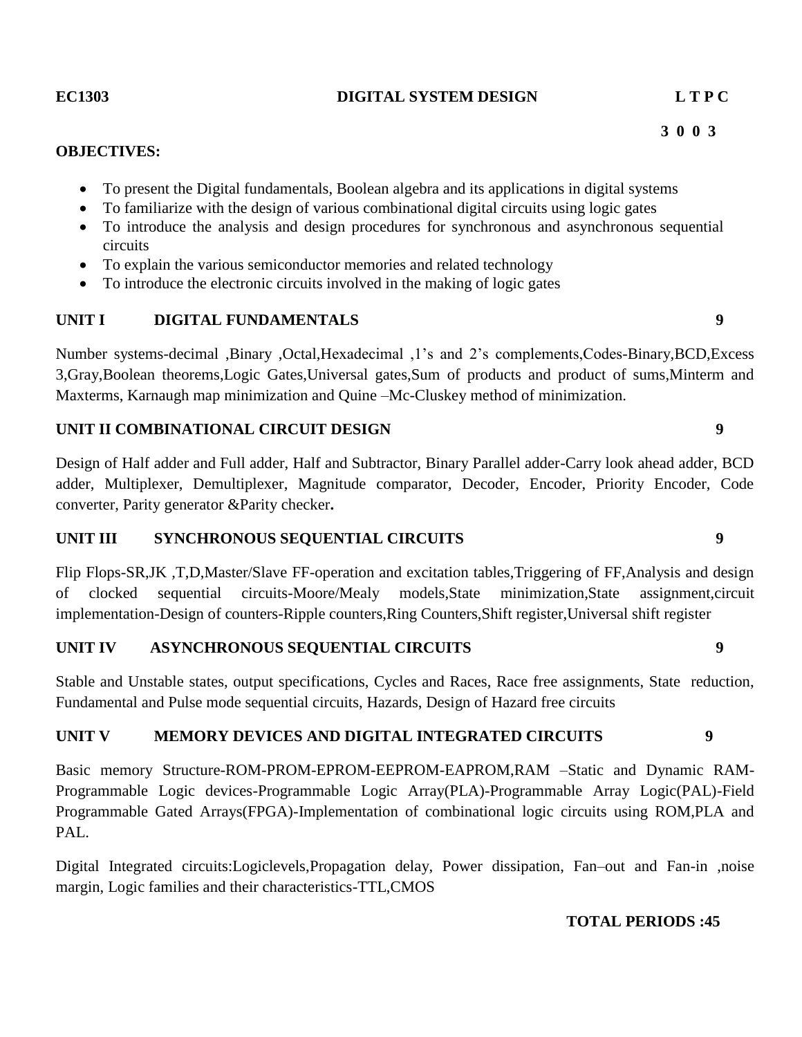**EC1303** **DIGITAL SYSTEM DESIGN** **L T P C**

**3 0 0 3**

**OBJECTIVES:**

- To present the Digital fundamentals, Boolean algebra and its applications in digital systems
- To familiarize with the design of various combinational digital circuits using logic gates
- To introduce the analysis and design procedures for synchronous and asynchronous sequential circuits
- To explain the various semiconductor memories and related technology
- To introduce the electronic circuits involved in the making of logic gates

**UNIT I DIGITAL FUNDAMENTALS 9**

Number systems-decimal ,Binary ,Octal,Hexadecimal ,1's and 2's complements,Codes-Binary,BCD,Excess 3,Gray,Boolean theorems,Logic Gates,Universal gates,Sum of products and product of sums,Minterm and Maxterms, Karnaugh map minimization and Quine –Mc-Cluskey method of minimization.

**UNIT II COMBINATIONAL CIRCUIT DESIGN 9**

Design of Half adder and Full adder, Half and Subtractor, Binary Parallel adder-Carry look ahead adder, BCD adder, Multiplexer, Demultiplexer, Magnitude comparator, Decoder, Encoder, Priority Encoder, Code converter, Parity generator &Parity checker**.**

**UNIT III SYNCHRONOUS SEQUENTIAL CIRCUITS 9**

Flip Flops-SR,JK ,T,D,Master/Slave FF-operation and excitation tables,Triggering of FF,Analysis and design of clocked sequential circuits-Moore/Mealy models,State minimization,State assignment,circuit implementation-Design of counters-Ripple counters,Ring Counters,Shift register,Universal shift register

**UNIT IV ASYNCHRONOUS SEQUENTIAL CIRCUITS 9**

Stable and Unstable states, output specifications, Cycles and Races, Race free assignments, State reduction, Fundamental and Pulse mode sequential circuits, Hazards, Design of Hazard free circuits

**UNIT V MEMORY DEVICES AND DIGITAL INTEGRATED CIRCUITS 9**

Basic memory Structure-ROM-PROM-EPROM-EEPROM-EAPROM,RAM –Static and Dynamic RAM-Programmable Logic devices-Programmable Logic Array(PLA)-Programmable Array Logic(PAL)-Field Programmable Gated Arrays(FPGA)-Implementation of combinational logic circuits using ROM,PLA and PAL.

Digital Integrated circuits:Logiclevels,Propagation delay, Power dissipation, Fan–out and Fan-in ,noise margin, Logic families and their characteristics-TTL,CMOS

**TOTAL PERIODS :45**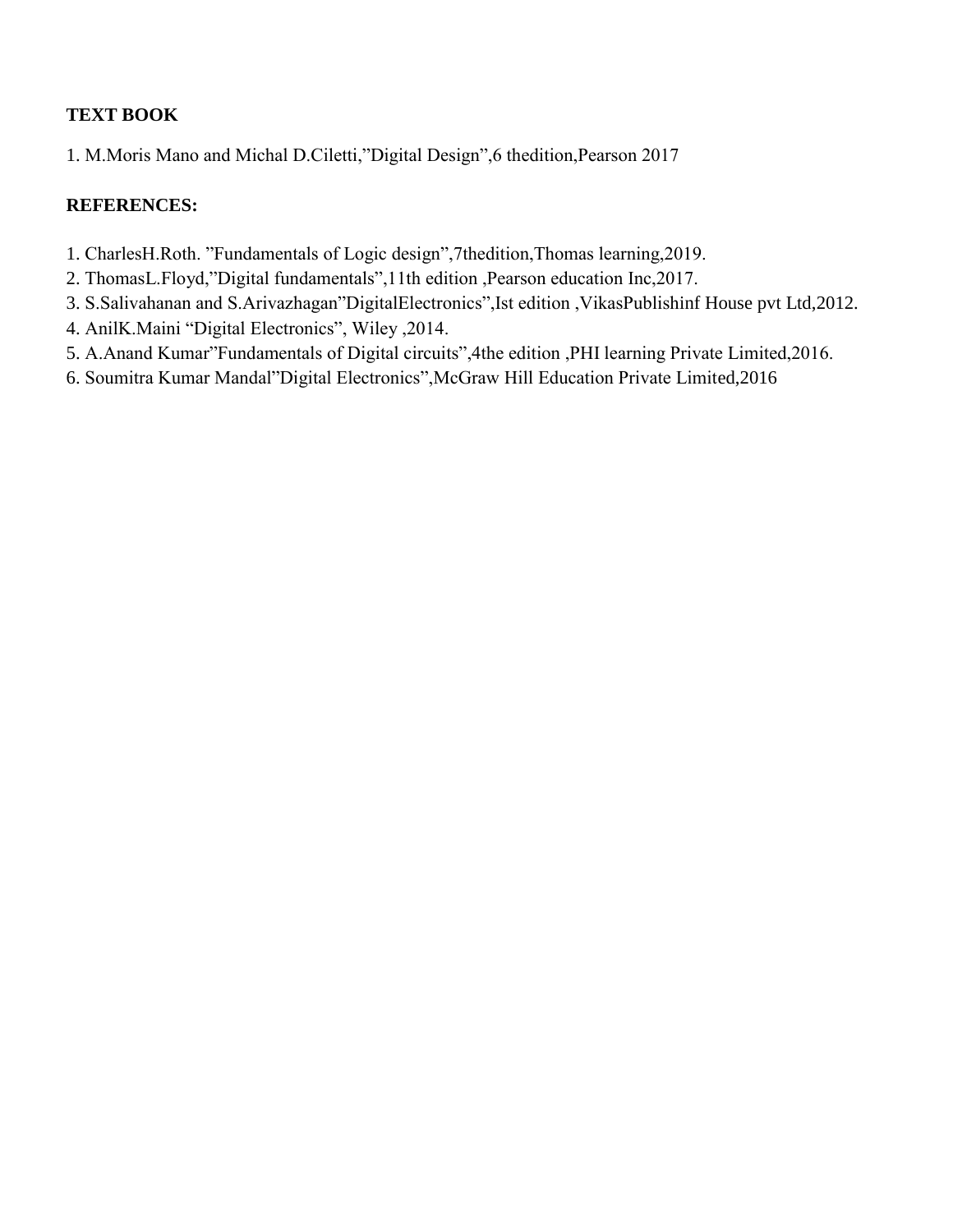**TEXT BOOK**

1. M.Moris Mano and Michal D.Ciletti,"Digital Design",6 thedition,Pearson 2017

**REFERENCES:**

1. CharlesH.Roth. "Fundamentals of Logic design",7thedition,Thomas learning,2019.
2. ThomasL.Floyd,"Digital fundamentals",11th edition ,Pearson education Inc,2017.
3. S.Salivahanan and S.Arivazhagan"DigitalElectronics",Ist edition ,VikasPublishinf House pvt Ltd,2012.
4. AnilK.Maini "Digital Electronics", Wiley ,2014.
5. A.Anand Kumar"Fundamentals of Digital circuits",4the edition ,PHI learning Private Limited,2016.
6. Soumitra Kumar Mandal"Digital Electronics",McGraw Hill Education Private Limited,2016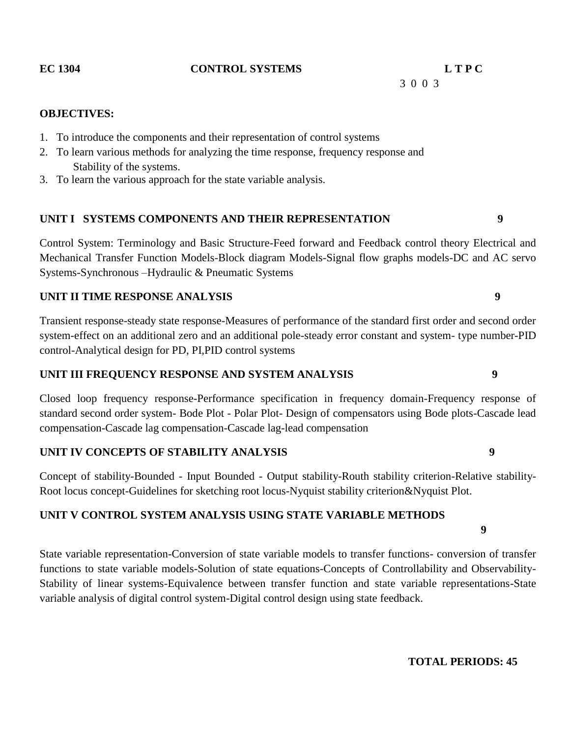**EC 1304** **CONTROL SYSTEMS** **L T P C**

3 0 0 3

**OBJECTIVES:**

1. To introduce the components and their representation of control systems
2. To learn various methods for analyzing the time response, frequency response and Stability of the systems.
3. To learn the various approach for the state variable analysis.

**UNIT I SYSTEMS COMPONENTS AND THEIR REPRESENTATION** **9**

Control System: Terminology and Basic Structure-Feed forward and Feedback control theory Electrical and Mechanical Transfer Function Models-Block diagram Models-Signal flow graphs models-DC and AC servo Systems-Synchronous –Hydraulic & Pneumatic Systems

**UNIT II TIME RESPONSE ANALYSIS** **9**

Transient response-steady state response-Measures of performance of the standard first order and second order system-effect on an additional zero and an additional pole-steady error constant and system- type number-PID control-Analytical design for PD, PI,PID control systems

**UNIT III FREQUENCY RESPONSE AND SYSTEM ANALYSIS** **9**

Closed loop frequency response-Performance specification in frequency domain-Frequency response of standard second order system- Bode Plot - Polar Plot- Design of compensators using Bode plots-Cascade lead compensation-Cascade lag compensation-Cascade lag-lead compensation

**UNIT IV CONCEPTS OF STABILITY ANALYSIS** **9**

Concept of stability-Bounded - Input Bounded - Output stability-Routh stability criterion-Relative stability-Root locus concept-Guidelines for sketching root locus-Nyquist stability criterion&Nyquist Plot.

**UNIT V CONTROL SYSTEM ANALYSIS USING STATE VARIABLE METHODS** **9**

State variable representation-Conversion of state variable models to transfer functions- conversion of transfer functions to state variable models-Solution of state equations-Concepts of Controllability and Observability-Stability of linear systems-Equivalence between transfer function and state variable representations-State variable analysis of digital control system-Digital control design using state feedback.

**TOTAL PERIODS: 45**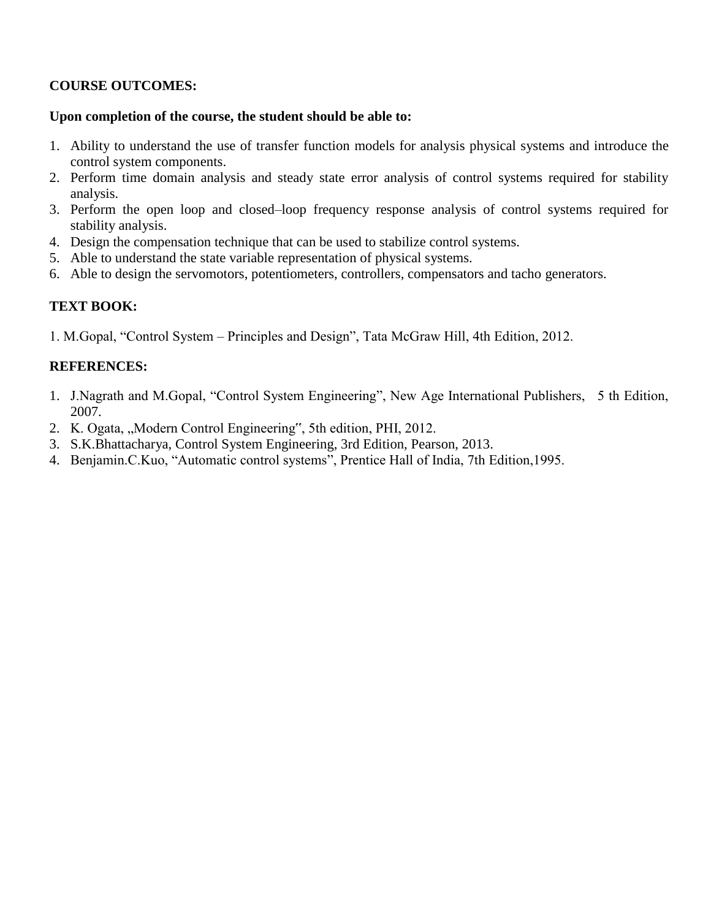**COURSE OUTCOMES:**

**Upon completion of the course, the student should be able to:**

1. Ability to understand the use of transfer function models for analysis physical systems and introduce the control system components.
2. Perform time domain analysis and steady state error analysis of control systems required for stability analysis.
3. Perform the open loop and closed–loop frequency response analysis of control systems required for stability analysis.
4. Design the compensation technique that can be used to stabilize control systems.
5. Able to understand the state variable representation of physical systems.
6. Able to design the servomotors, potentiometers, controllers, compensators and tacho generators.

**TEXT BOOK:**

1. M.Gopal, "Control System – Principles and Design", Tata McGraw Hill, 4th Edition, 2012.

**REFERENCES:**

1. J.Nagrath and M.Gopal, "Control System Engineering", New Age International Publishers, 5 th Edition, 2007.
2. K. Ogata, „Modern Control Engineering‟, 5th edition, PHI, 2012.
3. S.K.Bhattacharya, Control System Engineering, 3rd Edition, Pearson, 2013.
4. Benjamin.C.Kuo, "Automatic control systems", Prentice Hall of India, 7th Edition,1995.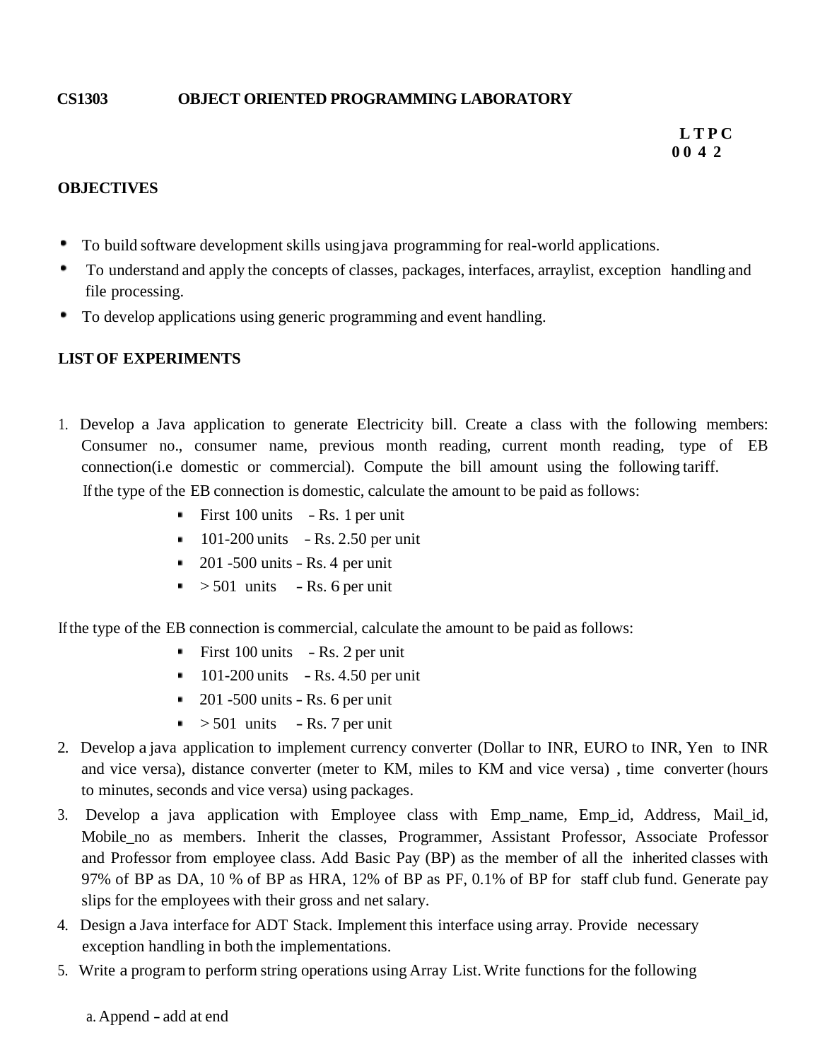**CS1303 OBJECT ORIENTED PROGRAMMING LABORATORY**

**L T P C**
**0 0 4 2**

**OBJECTIVES**

- To build software development skills using java programming for real-world applications.
- To understand and apply the concepts of classes, packages, interfaces, arraylist, exception handling and file processing.
- To develop applications using generic programming and event handling.

**LIST OF EXPERIMENTS**

1. Develop a Java application to generate Electricity bill. Create a class with the following members: Consumer no., consumer name, previous month reading, current month reading, type of EB connection(i.e domestic or commercial). Compute the bill amount using the following tariff.
   If the type of the EB connection is domestic, calculate the amount to be paid as follows:
   - First 100 units - Rs. 1 per unit
   - 101-200 units - Rs. 2.50 per unit
   - 201 -500 units - Rs. 4 per unit
   - > 501 units - Rs. 6 per unit

   If the type of the EB connection is commercial, calculate the amount to be paid as follows:
   - First 100 units - Rs. 2 per unit
   - 101-200 units - Rs. 4.50 per unit
   - 201 -500 units - Rs. 6 per unit
   - > 501 units - Rs. 7 per unit
2. Develop a java application to implement currency converter (Dollar to INR, EURO to INR, Yen to INR and vice versa), distance converter (meter to KM, miles to KM and vice versa) , time converter (hours to minutes, seconds and vice versa) using packages.
3. Develop a java application with Employee class with Emp_name, Emp_id, Address, Mail_id, Mobile_no as members. Inherit the classes, Programmer, Assistant Professor, Associate Professor and Professor from employee class. Add Basic Pay (BP) as the member of all the inherited classes with 97% of BP as DA, 10 % of BP as HRA, 12% of BP as PF, 0.1% of BP for staff club fund. Generate pay slips for the employees with their gross and net salary.
4. Design a Java interface for ADT Stack. Implement this interface using array. Provide necessary exception handling in both the implementations.
5. Write a program to perform string operations using Array List. Write functions for the following

   a. Append - add at end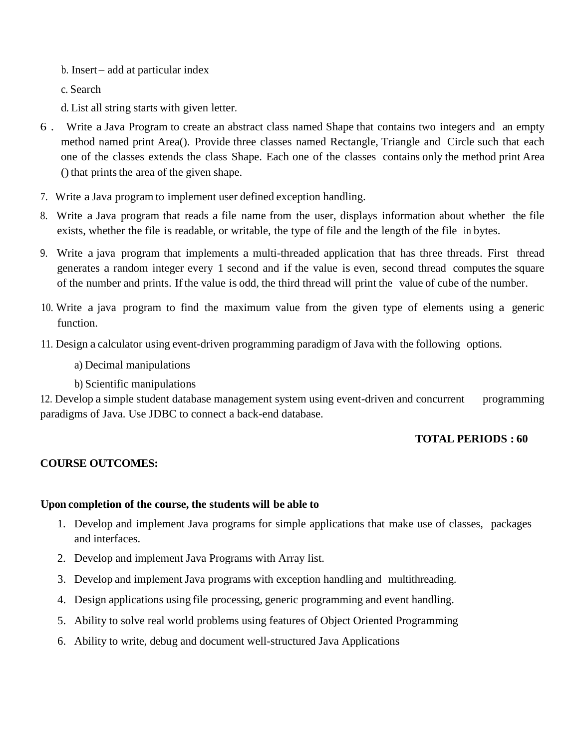b. Insert – add at particular index

c. Search

d. List all string starts with given letter.

6. Write a Java Program to create an abstract class named Shape that contains two integers and an empty method named print Area(). Provide three classes named Rectangle, Triangle and Circle such that each one of the classes extends the class Shape. Each one of the classes contains only the method print Area () that prints the area of the given shape.

7. Write a Java program to implement user defined exception handling.

8. Write a Java program that reads a file name from the user, displays information about whether the file exists, whether the file is readable, or writable, the type of file and the length of the file in bytes.

9. Write a java program that implements a multi-threaded application that has three threads. First thread generates a random integer every 1 second and if the value is even, second thread computes the square of the number and prints. If the value is odd, the third thread will print the value of cube of the number.

10. Write a java program to find the maximum value from the given type of elements using a generic function.

11. Design a calculator using event-driven programming paradigm of Java with the following options.

    a) Decimal manipulations

    b) Scientific manipulations

12. Develop a simple student database management system using event-driven and concurrent programming paradigms of Java. Use JDBC to connect a back-end database.

**TOTAL PERIODS : 60**

**COURSE OUTCOMES:**

**Upon completion of the course, the students will be able to**

1. Develop and implement Java programs for simple applications that make use of classes, packages and interfaces.
2. Develop and implement Java Programs with Array list.
3. Develop and implement Java programs with exception handling and multithreading.
4. Design applications using file processing, generic programming and event handling.
5. Ability to solve real world problems using features of Object Oriented Programming
6. Ability to write, debug and document well-structured Java Applications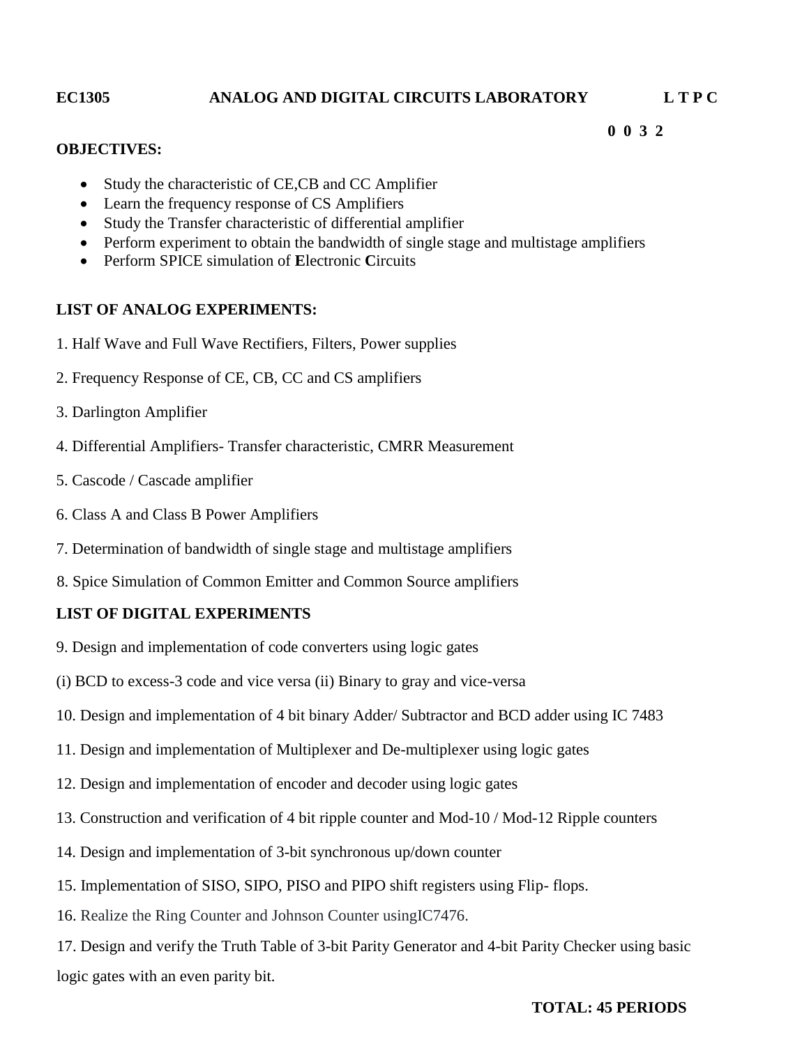**EC1305 ANALOG AND DIGITAL CIRCUITS LABORATORY L T P C**

**0 0 3 2**

**OBJECTIVES:**

- Study the characteristic of CE,CB and CC Amplifier
- Learn the frequency response of CS Amplifiers
- Study the Transfer characteristic of differential amplifier
- Perform experiment to obtain the bandwidth of single stage and multistage amplifiers
- Perform SPICE simulation of **E**lectronic **C**ircuits

**LIST OF ANALOG EXPERIMENTS:**

1. Half Wave and Full Wave Rectifiers, Filters, Power supplies

2. Frequency Response of CE, CB, CC and CS amplifiers

3. Darlington Amplifier

4. Differential Amplifiers- Transfer characteristic, CMRR Measurement

5. Cascode / Cascade amplifier

6. Class A and Class B Power Amplifiers

7. Determination of bandwidth of single stage and multistage amplifiers

8. Spice Simulation of Common Emitter and Common Source amplifiers

**LIST OF DIGITAL EXPERIMENTS**

9. Design and implementation of code converters using logic gates

(i) BCD to excess-3 code and vice versa (ii) Binary to gray and vice-versa

10. Design and implementation of 4 bit binary Adder/ Subtractor and BCD adder using IC 7483

11. Design and implementation of Multiplexer and De-multiplexer using logic gates

12. Design and implementation of encoder and decoder using logic gates

13. Construction and verification of 4 bit ripple counter and Mod-10 / Mod-12 Ripple counters

14. Design and implementation of 3-bit synchronous up/down counter

15. Implementation of SISO, SIPO, PISO and PIPO shift registers using Flip- flops.

16. Realize the Ring Counter and Johnson Counter usingIC7476.

17. Design and verify the Truth Table of 3-bit Parity Generator and 4-bit Parity Checker using basic logic gates with an even parity bit.

**TOTAL: 45 PERIODS**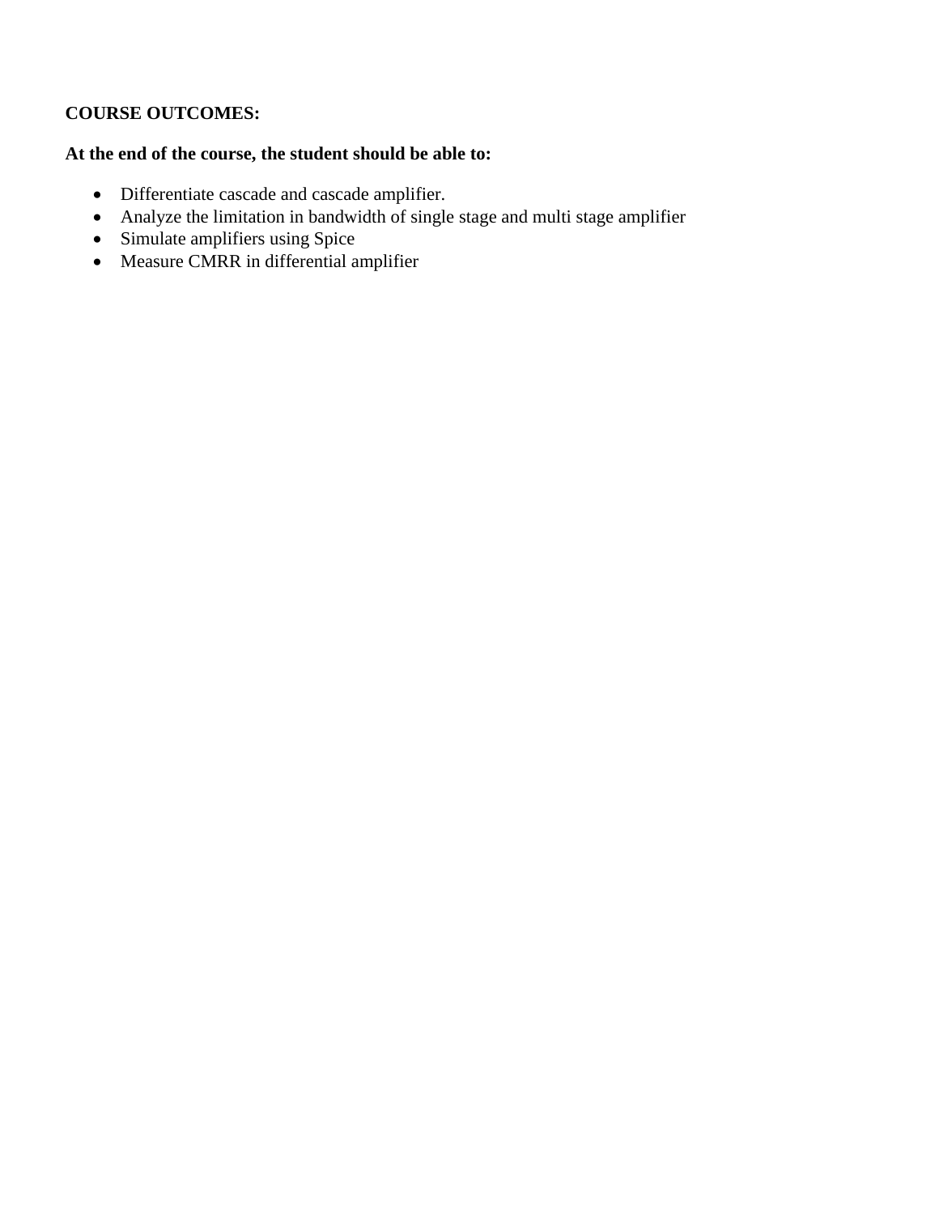**COURSE OUTCOMES:**

**At the end of the course, the student should be able to:**

- Differentiate cascade and cascade amplifier.
- Analyze the limitation in bandwidth of single stage and multi stage amplifier
- Simulate amplifiers using Spice
- Measure CMRR in differential amplifier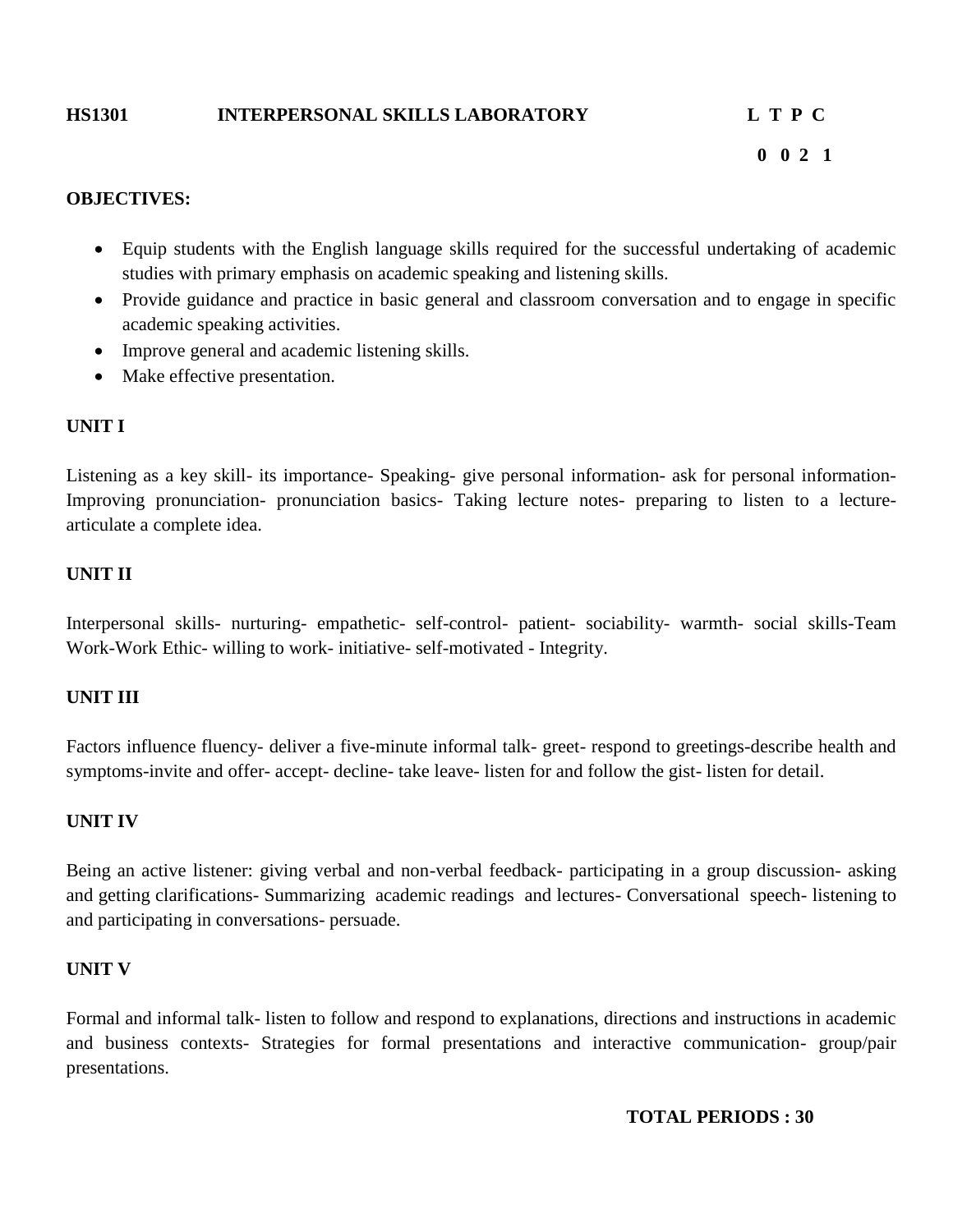**HS1301 INTERPERSONAL SKILLS LABORATORY**

| L | T | P | C |
|---|---|---|---|
| 0 | 0 | 2 | 1 |

**OBJECTIVES:**

- Equip students with the English language skills required for the successful undertaking of academic studies with primary emphasis on academic speaking and listening skills.
- Provide guidance and practice in basic general and classroom conversation and to engage in specific academic speaking activities.
- Improve general and academic listening skills.
- Make effective presentation.

**UNIT I**

Listening as a key skill- its importance- Speaking- give personal information- ask for personal information- Improving pronunciation- pronunciation basics- Taking lecture notes- preparing to listen to a lecture- articulate a complete idea.

**UNIT II**

Interpersonal skills- nurturing- empathetic- self-control- patient- sociability- warmth- social skills-Team Work-Work Ethic- willing to work- initiative- self-motivated - Integrity.

**UNIT III**

Factors influence fluency- deliver a five-minute informal talk- greet- respond to greetings-describe health and symptoms-invite and offer- accept- decline- take leave- listen for and follow the gist- listen for detail.

**UNIT IV**

Being an active listener: giving verbal and non-verbal feedback- participating in a group discussion- asking and getting clarifications- Summarizing academic readings and lectures- Conversational speech- listening to and participating in conversations- persuade.

**UNIT V**

Formal and informal talk- listen to follow and respond to explanations, directions and instructions in academic and business contexts- Strategies for formal presentations and interactive communication- group/pair presentations.

**TOTAL PERIODS : 30**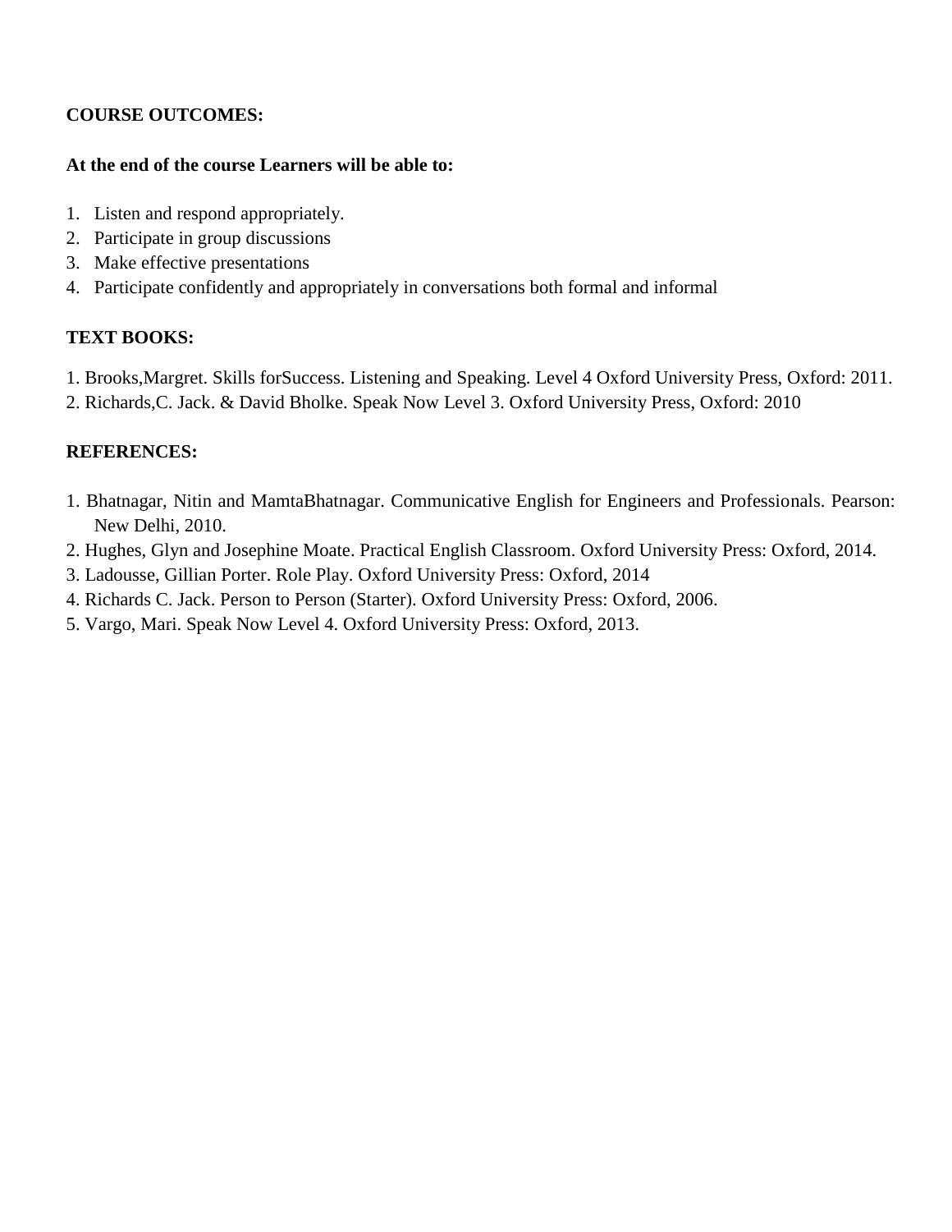**COURSE OUTCOMES:**

**At the end of the course Learners will be able to:**

1. Listen and respond appropriately.
2. Participate in group discussions
3. Make effective presentations
4. Participate confidently and appropriately in conversations both formal and informal

**TEXT BOOKS:**

1. Brooks,Margret. Skills forSuccess. Listening and Speaking. Level 4 Oxford University Press, Oxford: 2011.
2. Richards,C. Jack. & David Bholke. Speak Now Level 3. Oxford University Press, Oxford: 2010

**REFERENCES:**

1. Bhatnagar, Nitin and MamtaBhatnagar. Communicative English for Engineers and Professionals. Pearson: New Delhi, 2010.
2. Hughes, Glyn and Josephine Moate. Practical English Classroom. Oxford University Press: Oxford, 2014.
3. Ladousse, Gillian Porter. Role Play. Oxford University Press: Oxford, 2014
4. Richards C. Jack. Person to Person (Starter). Oxford University Press: Oxford, 2006.
5. Vargo, Mari. Speak Now Level 4. Oxford University Press: Oxford, 2013.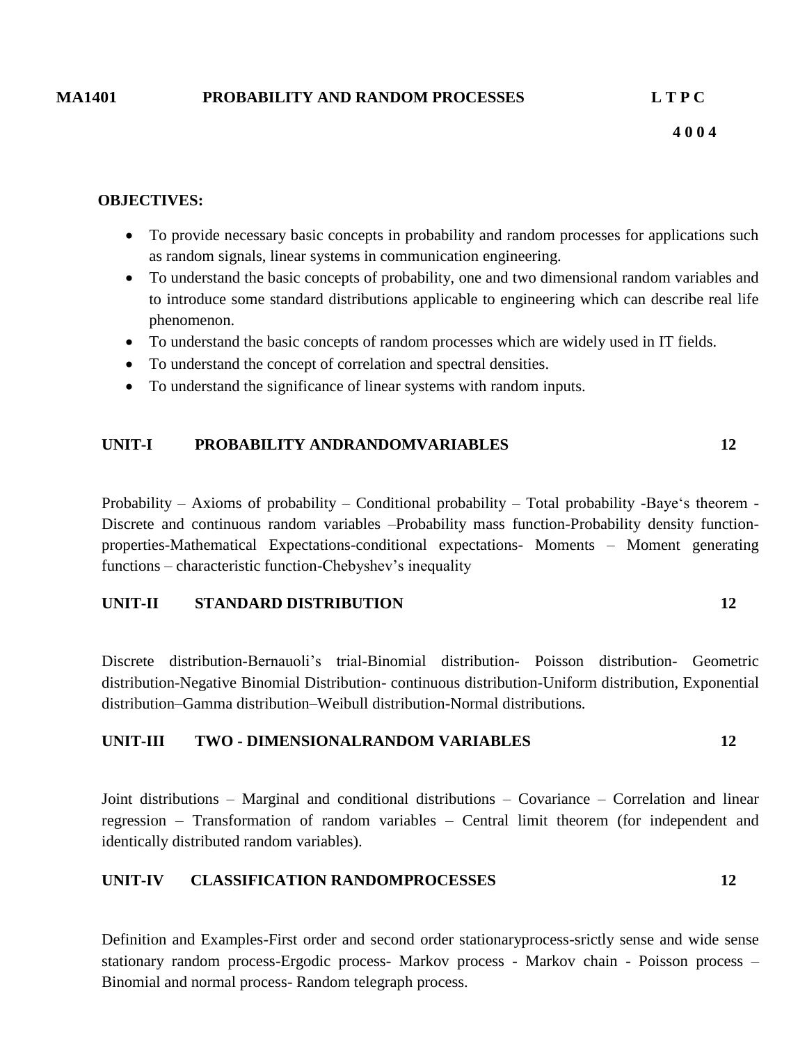**MA1401 PROBABILITY AND RANDOM PROCESSES L T P C**

**4 0 0 4**

**OBJECTIVES:**

- To provide necessary basic concepts in probability and random processes for applications such as random signals, linear systems in communication engineering.
- To understand the basic concepts of probability, one and two dimensional random variables and to introduce some standard distributions applicable to engineering which can describe real life phenomenon.
- To understand the basic concepts of random processes which are widely used in IT fields.
- To understand the concept of correlation and spectral densities.
- To understand the significance of linear systems with random inputs.

**UNIT-I PROBABILITY ANDRANDOMVARIABLES 12**

Probability – Axioms of probability – Conditional probability – Total probability -Baye's theorem - Discrete and continuous random variables –Probability mass function-Probability density function-properties-Mathematical Expectations-conditional expectations- Moments – Moment generating functions – characteristic function-Chebyshev's inequality

**UNIT-II STANDARD DISTRIBUTION 12**

Discrete distribution-Bernauoli's trial-Binomial distribution- Poisson distribution- Geometric distribution-Negative Binomial Distribution- continuous distribution-Uniform distribution, Exponential distribution–Gamma distribution–Weibull distribution-Normal distributions.

**UNIT-III TWO - DIMENSIONALRANDOM VARIABLES 12**

Joint distributions – Marginal and conditional distributions – Covariance – Correlation and linear regression – Transformation of random variables – Central limit theorem (for independent and identically distributed random variables).

**UNIT-IV CLASSIFICATION RANDOMPROCESSES 12**

Definition and Examples-First order and second order stationaryprocess-srictly sense and wide sense stationary random process-Ergodic process- Markov process - Markov chain - Poisson process – Binomial and normal process- Random telegraph process.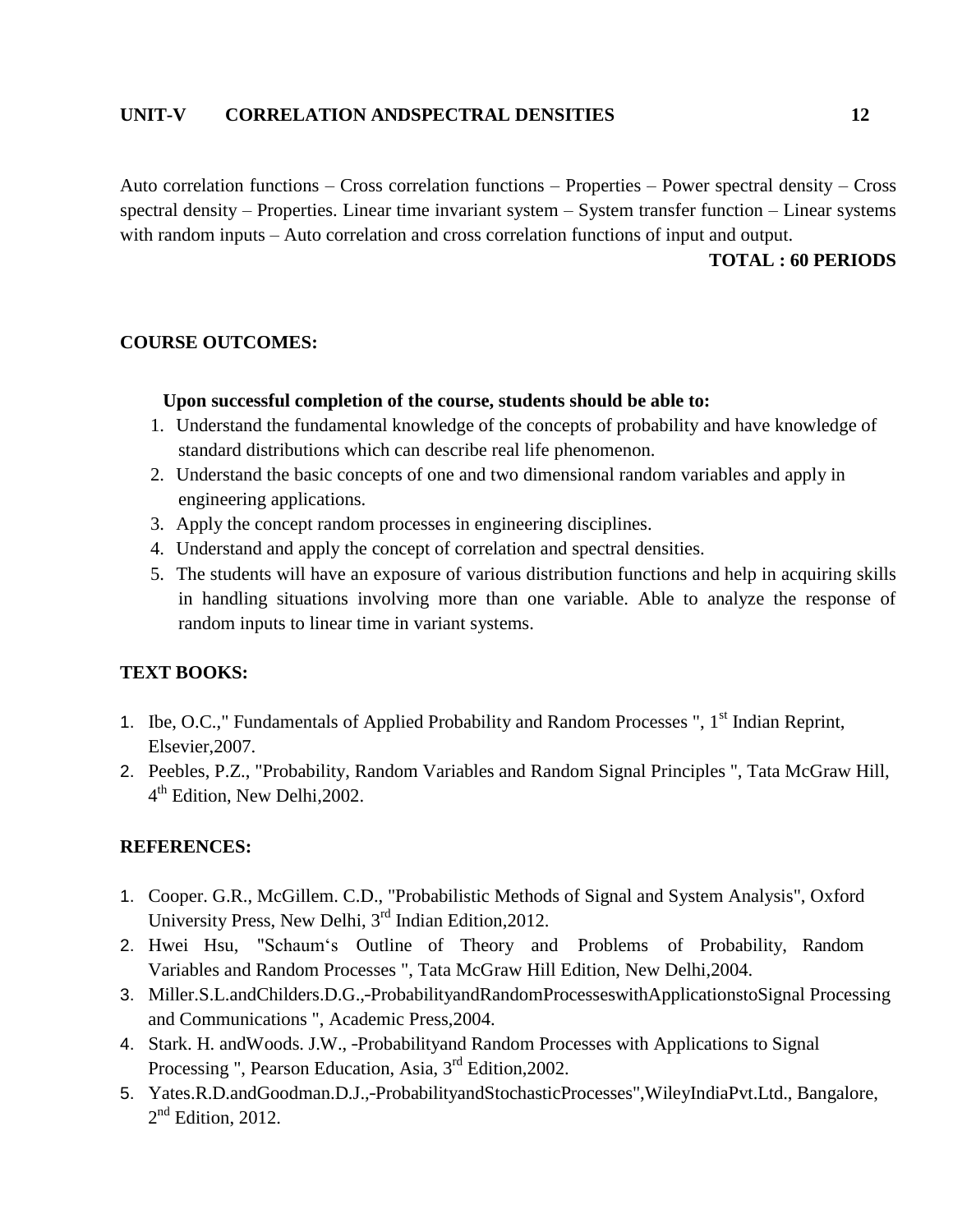**UNIT-V CORRELATION ANDSPECTRAL DENSITIES 12**

Auto correlation functions – Cross correlation functions – Properties – Power spectral density – Cross spectral density – Properties. Linear time invariant system – System transfer function – Linear systems with random inputs – Auto correlation and cross correlation functions of input and output.

**TOTAL : 60 PERIODS**

**COURSE OUTCOMES:**

**Upon successful completion of the course, students should be able to:**

1. Understand the fundamental knowledge of the concepts of probability and have knowledge of standard distributions which can describe real life phenomenon.
2. Understand the basic concepts of one and two dimensional random variables and apply in engineering applications.
3. Apply the concept random processes in engineering disciplines.
4. Understand and apply the concept of correlation and spectral densities.
5. The students will have an exposure of various distribution functions and help in acquiring skills in handling situations involving more than one variable. Able to analyze the response of random inputs to linear time in variant systems.

**TEXT BOOKS:**

1. Ibe, O.C.," Fundamentals of Applied Probability and Random Processes ", 1st Indian Reprint, Elsevier,2007.
2. Peebles, P.Z., "Probability, Random Variables and Random Signal Principles ", Tata McGraw Hill, 4th Edition, New Delhi,2002.

**REFERENCES:**

1. Cooper. G.R., McGillem. C.D., "Probabilistic Methods of Signal and System Analysis", Oxford University Press, New Delhi, 3rd Indian Edition,2012.
2. Hwei Hsu, "Schaum's Outline of Theory and Problems of Probability, Random Variables and Random Processes ", Tata McGraw Hill Edition, New Delhi,2004.
3. Miller.S.L.andChilders.D.G.,-ProbabilityandRandomProcesseswithApplicationstoSignal Processing and Communications ", Academic Press,2004.
4. Stark. H. andWoods. J.W., -Probabilityand Random Processes with Applications to Signal Processing ", Pearson Education, Asia, 3rd Edition,2002.
5. Yates.R.D.andGoodman.D.J.,-ProbabilityandStochasticProcesses",WileyIndiaPvt.Ltd., Bangalore, 2nd Edition, 2012.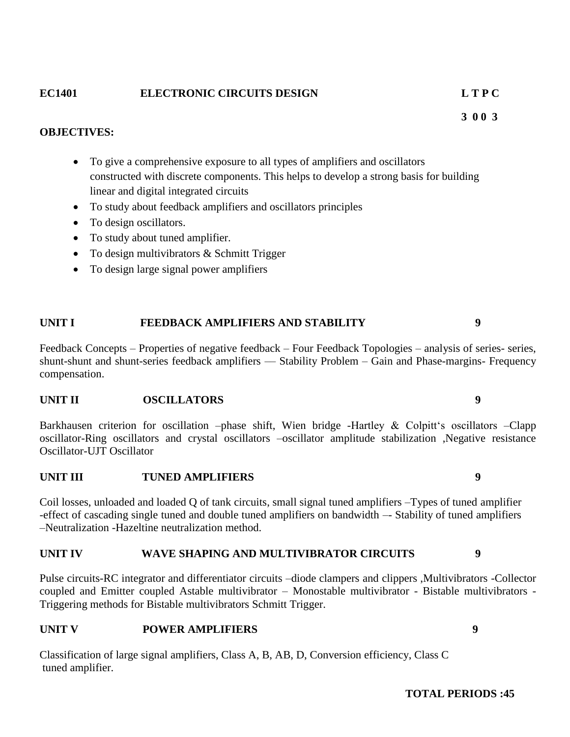**EC1401 ELECTRONIC CIRCUITS DESIGN L T P C**

**3 0 0 3**

**OBJECTIVES:**

- To give a comprehensive exposure to all types of amplifiers and oscillators constructed with discrete components. This helps to develop a strong basis for building linear and digital integrated circuits
- To study about feedback amplifiers and oscillators principles
- To design oscillators.
- To study about tuned amplifier.
- To design multivibrators & Schmitt Trigger
- To design large signal power amplifiers

**UNIT I FEEDBACK AMPLIFIERS AND STABILITY 9**

Feedback Concepts – Properties of negative feedback – Four Feedback Topologies – analysis of series- series, shunt-shunt and shunt-series feedback amplifiers — Stability Problem – Gain and Phase-margins- Frequency compensation.

**UNIT II OSCILLATORS 9**

Barkhausen criterion for oscillation –phase shift, Wien bridge -Hartley & Colpitt's oscillators –Clapp oscillator-Ring oscillators and crystal oscillators –oscillator amplitude stabilization ,Negative resistance Oscillator-UJT Oscillator

**UNIT III TUNED AMPLIFIERS 9**

Coil losses, unloaded and loaded Q of tank circuits, small signal tuned amplifiers –Types of tuned amplifier -effect of cascading single tuned and double tuned amplifiers on bandwidth –- Stability of tuned amplifiers –Neutralization -Hazeltine neutralization method.

**UNIT IV WAVE SHAPING AND MULTIVIBRATOR CIRCUITS 9**

Pulse circuits-RC integrator and differentiator circuits –diode clampers and clippers ,Multivibrators -Collector coupled and Emitter coupled Astable multivibrator – Monostable multivibrator - Bistable multivibrators - Triggering methods for Bistable multivibrators Schmitt Trigger.

**UNIT V POWER AMPLIFIERS 9**

Classification of large signal amplifiers, Class A, B, AB, D, Conversion efficiency, Class C tuned amplifier.

**TOTAL PERIODS :45**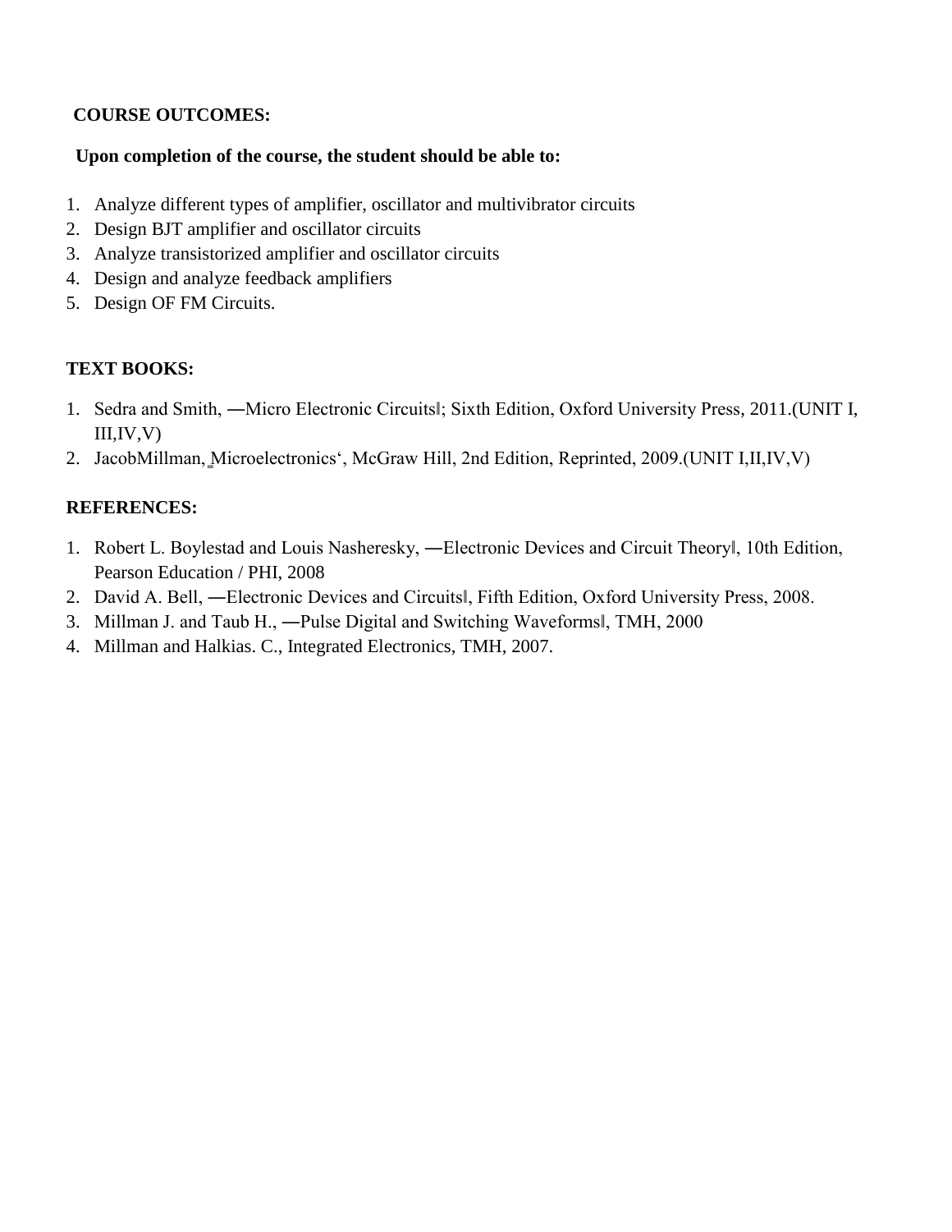**COURSE OUTCOMES:**

**Upon completion of the course, the student should be able to:**

1. Analyze different types of amplifier, oscillator and multivibrator circuits
2. Design BJT amplifier and oscillator circuits
3. Analyze transistorized amplifier and oscillator circuits
4. Design and analyze feedback amplifiers
5. Design OF FM Circuits.

**TEXT BOOKS:**

1. Sedra and Smith, ―Micro Electronic Circuits‖; Sixth Edition, Oxford University Press, 2011.(UNIT I, III,IV,V)
2. JacobMillman, ‗Microelectronics', McGraw Hill, 2nd Edition, Reprinted, 2009.(UNIT I,II,IV,V)

**REFERENCES:**

1. Robert L. Boylestad and Louis Nasheresky, ―Electronic Devices and Circuit Theory‖, 10th Edition, Pearson Education / PHI, 2008
2. David A. Bell, ―Electronic Devices and Circuits‖, Fifth Edition, Oxford University Press, 2008.
3. Millman J. and Taub H., ―Pulse Digital and Switching Waveforms‖, TMH, 2000
4. Millman and Halkias. C., Integrated Electronics, TMH, 2007.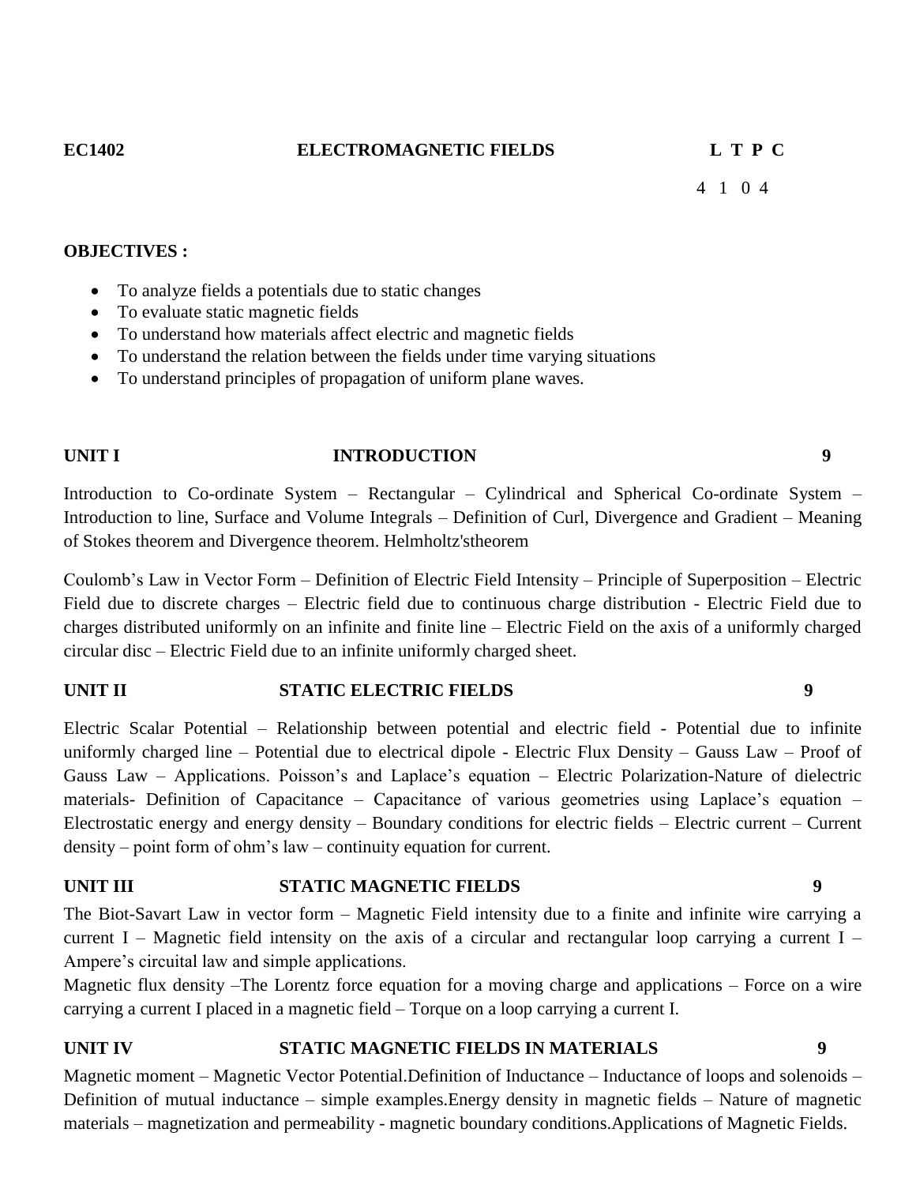**EC1402 ELECTROMAGNETIC FIELDS**

| L | T | P | C |
|---|---|---|---|
| 4 | 1 | 0 | 4 |

**OBJECTIVES :**

- To analyze fields a potentials due to static changes
- To evaluate static magnetic fields
- To understand how materials affect electric and magnetic fields
- To understand the relation between the fields under time varying situations
- To understand principles of propagation of uniform plane waves.

**UNIT I INTRODUCTION 9**

Introduction to Co-ordinate System – Rectangular – Cylindrical and Spherical Co-ordinate System – Introduction to line, Surface and Volume Integrals – Definition of Curl, Divergence and Gradient – Meaning of Stokes theorem and Divergence theorem. Helmholtz'stheorem

Coulomb's Law in Vector Form – Definition of Electric Field Intensity – Principle of Superposition – Electric Field due to discrete charges – Electric field due to continuous charge distribution - Electric Field due to charges distributed uniformly on an infinite and finite line – Electric Field on the axis of a uniformly charged circular disc – Electric Field due to an infinite uniformly charged sheet.

**UNIT II STATIC ELECTRIC FIELDS 9**

Electric Scalar Potential – Relationship between potential and electric field - Potential due to infinite uniformly charged line – Potential due to electrical dipole - Electric Flux Density – Gauss Law – Proof of Gauss Law – Applications. Poisson's and Laplace's equation – Electric Polarization-Nature of dielectric materials- Definition of Capacitance – Capacitance of various geometries using Laplace's equation – Electrostatic energy and energy density – Boundary conditions for electric fields – Electric current – Current density – point form of ohm's law – continuity equation for current.

**UNIT III STATIC MAGNETIC FIELDS 9**

The Biot-Savart Law in vector form – Magnetic Field intensity due to a finite and infinite wire carrying a current I – Magnetic field intensity on the axis of a circular and rectangular loop carrying a current I – Ampere's circuital law and simple applications.

Magnetic flux density –The Lorentz force equation for a moving charge and applications – Force on a wire carrying a current I placed in a magnetic field – Torque on a loop carrying a current I.

**UNIT IV STATIC MAGNETIC FIELDS IN MATERIALS 9**

Magnetic moment – Magnetic Vector Potential.Definition of Inductance – Inductance of loops and solenoids – Definition of mutual inductance – simple examples.Energy density in magnetic fields – Nature of magnetic materials – magnetization and permeability - magnetic boundary conditions.Applications of Magnetic Fields.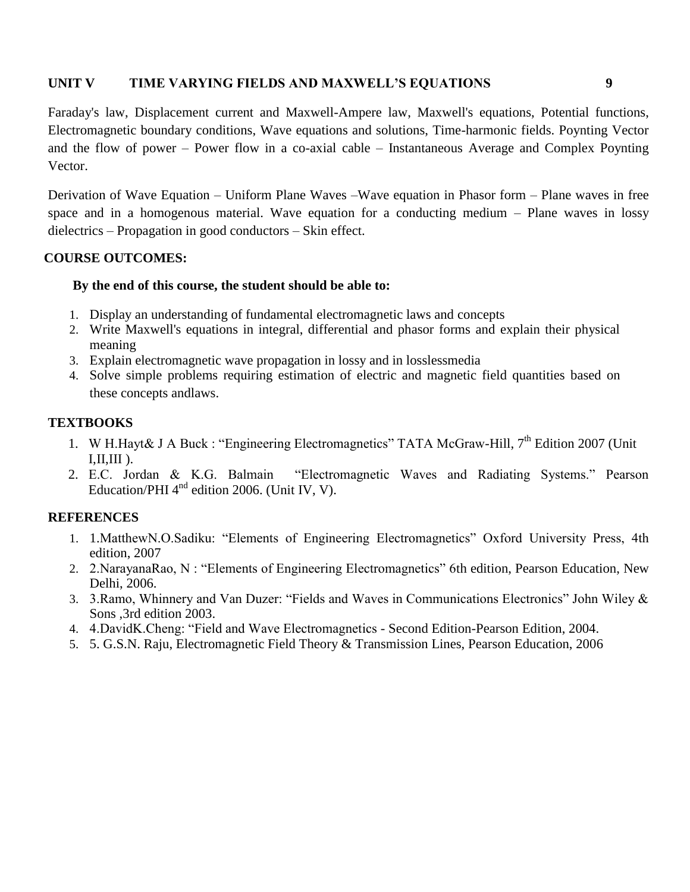**UNIT V TIME VARYING FIELDS AND MAXWELL'S EQUATIONS 9**

Faraday's law, Displacement current and Maxwell-Ampere law, Maxwell's equations, Potential functions, Electromagnetic boundary conditions, Wave equations and solutions, Time-harmonic fields. Poynting Vector and the flow of power – Power flow in a co-axial cable – Instantaneous Average and Complex Poynting Vector.

Derivation of Wave Equation – Uniform Plane Waves –Wave equation in Phasor form – Plane waves in free space and in a homogenous material. Wave equation for a conducting medium – Plane waves in lossy dielectrics – Propagation in good conductors – Skin effect.

**COURSE OUTCOMES:**

**By the end of this course, the student should be able to:**

1. Display an understanding of fundamental electromagnetic laws and concepts
2. Write Maxwell's equations in integral, differential and phasor forms and explain their physical meaning
3. Explain electromagnetic wave propagation in lossy and in losslessmedia
4. Solve simple problems requiring estimation of electric and magnetic field quantities based on these concepts andlaws.

**TEXTBOOKS**

1. W H.Hayt& J A Buck : "Engineering Electromagnetics" TATA McGraw-Hill, 7th Edition 2007 (Unit I,II,III ).
2. E.C. Jordan & K.G. Balmain "Electromagnetic Waves and Radiating Systems." Pearson Education/PHI 4nd edition 2006. (Unit IV, V).

**REFERENCES**

1. 1.MatthewN.O.Sadiku: "Elements of Engineering Electromagnetics" Oxford University Press, 4th edition, 2007
2. 2.NarayanaRao, N : "Elements of Engineering Electromagnetics" 6th edition, Pearson Education, New Delhi, 2006.
3. 3.Ramo, Whinnery and Van Duzer: "Fields and Waves in Communications Electronics" John Wiley & Sons ,3rd edition 2003.
4. 4.DavidK.Cheng: "Field and Wave Electromagnetics - Second Edition-Pearson Edition, 2004.
5. 5. G.S.N. Raju, Electromagnetic Field Theory & Transmission Lines, Pearson Education, 2006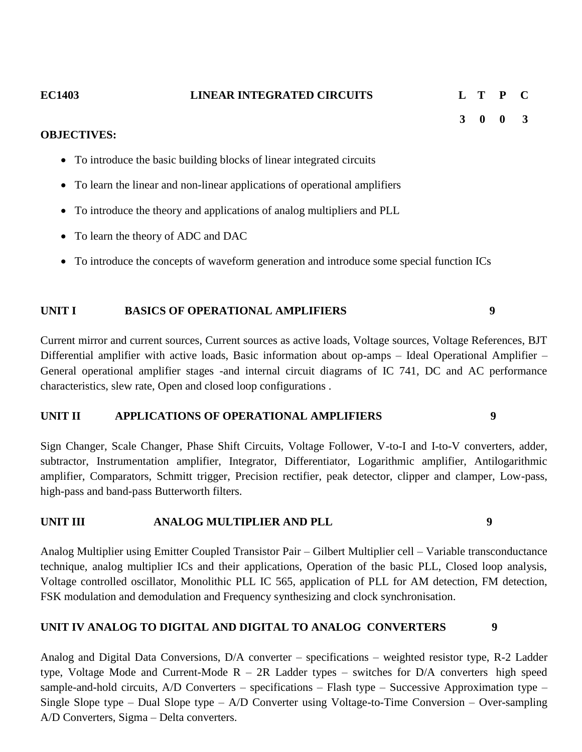**EC1403 LINEAR INTEGRATED CIRCUITS**

| L | T | P | C |
|---|---|---|---|
| 3 | 0 | 0 | 3 |

**OBJECTIVES:**

- To introduce the basic building blocks of linear integrated circuits
- To learn the linear and non-linear applications of operational amplifiers
- To introduce the theory and applications of analog multipliers and PLL
- To learn the theory of ADC and DAC
- To introduce the concepts of waveform generation and introduce some special function ICs

**UNIT I BASICS OF OPERATIONAL AMPLIFIERS 9**

Current mirror and current sources, Current sources as active loads, Voltage sources, Voltage References, BJT Differential amplifier with active loads, Basic information about op-amps – Ideal Operational Amplifier – General operational amplifier stages -and internal circuit diagrams of IC 741, DC and AC performance characteristics, slew rate, Open and closed loop configurations .

**UNIT II APPLICATIONS OF OPERATIONAL AMPLIFIERS 9**

Sign Changer, Scale Changer, Phase Shift Circuits, Voltage Follower, V-to-I and I-to-V converters, adder, subtractor, Instrumentation amplifier, Integrator, Differentiator, Logarithmic amplifier, Antilogarithmic amplifier, Comparators, Schmitt trigger, Precision rectifier, peak detector, clipper and clamper, Low-pass, high-pass and band-pass Butterworth filters.

**UNIT III ANALOG MULTIPLIER AND PLL 9**

Analog Multiplier using Emitter Coupled Transistor Pair – Gilbert Multiplier cell – Variable transconductance technique, analog multiplier ICs and their applications, Operation of the basic PLL, Closed loop analysis, Voltage controlled oscillator, Monolithic PLL IC 565, application of PLL for AM detection, FM detection, FSK modulation and demodulation and Frequency synthesizing and clock synchronisation.

**UNIT IV ANALOG TO DIGITAL AND DIGITAL TO ANALOG CONVERTERS 9**

Analog and Digital Data Conversions, D/A converter – specifications – weighted resistor type, R-2 Ladder type, Voltage Mode and Current-Mode R – 2R Ladder types – switches for D/A converters high speed sample-and-hold circuits, A/D Converters – specifications – Flash type – Successive Approximation type – Single Slope type – Dual Slope type – A/D Converter using Voltage-to-Time Conversion – Over-sampling A/D Converters, Sigma – Delta converters.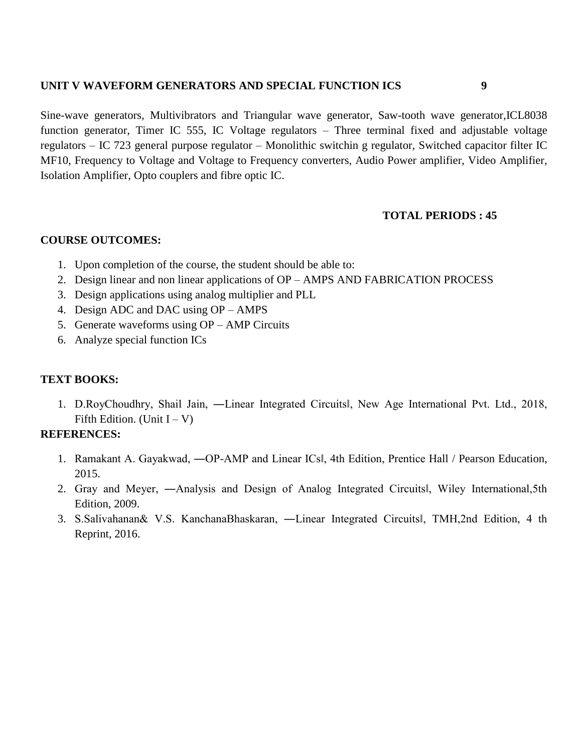**UNIT V WAVEFORM GENERATORS AND SPECIAL FUNCTION ICS 9**

Sine-wave generators, Multivibrators and Triangular wave generator, Saw-tooth wave generator,ICL8038 function generator, Timer IC 555, IC Voltage regulators – Three terminal fixed and adjustable voltage regulators – IC 723 general purpose regulator – Monolithic switchin g regulator, Switched capacitor filter IC MF10, Frequency to Voltage and Voltage to Frequency converters, Audio Power amplifier, Video Amplifier, Isolation Amplifier, Opto couplers and fibre optic IC.

**TOTAL PERIODS : 45**

**COURSE OUTCOMES:**

1. Upon completion of the course, the student should be able to:
2. Design linear and non linear applications of OP – AMPS AND FABRICATION PROCESS
3. Design applications using analog multiplier and PLL
4. Design ADC and DAC using OP – AMPS
5. Generate waveforms using OP – AMP Circuits
6. Analyze special function ICs

**TEXT BOOKS:**

1. D.RoyChoudhry, Shail Jain, ―Linear Integrated Circuits‖, New Age International Pvt. Ltd., 2018, Fifth Edition. (Unit I – V)

**REFERENCES:**

1. Ramakant A. Gayakwad, ―OP-AMP and Linear ICs‖, 4th Edition, Prentice Hall / Pearson Education, 2015.
2. Gray and Meyer, ―Analysis and Design of Analog Integrated Circuits‖, Wiley International,5th Edition, 2009.
3. S.Salivahanan& V.S. KanchanaBhaskaran, ―Linear Integrated Circuits‖, TMH,2nd Edition, 4 th Reprint, 2016.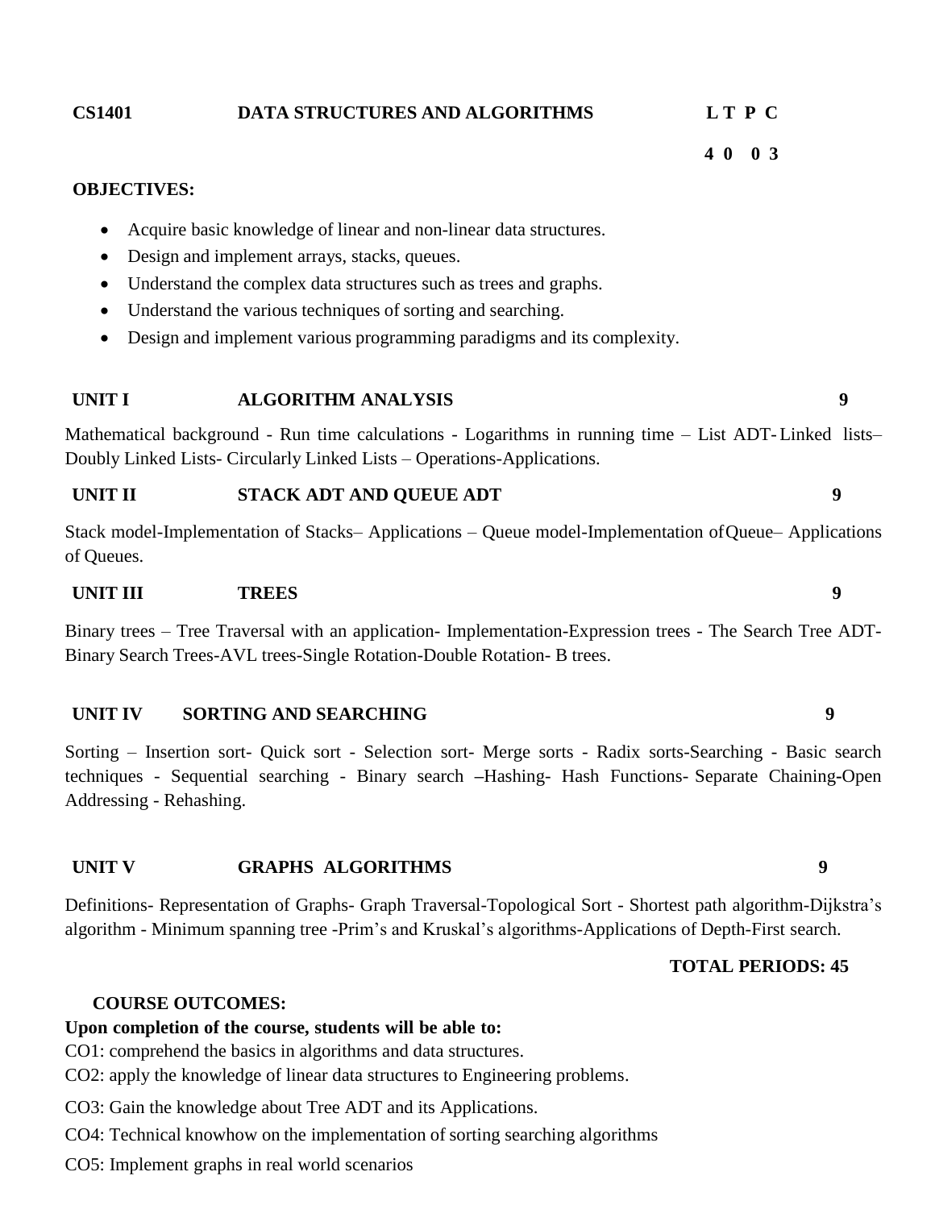**CS1401 DATA STRUCTURES AND ALGORITHMS**

| L | T | P | C |
|---|---|---|---|
| 4 | 0 | 0 | 3 |

**OBJECTIVES:**

- Acquire basic knowledge of linear and non-linear data structures.
- Design and implement arrays, stacks, queues.
- Understand the complex data structures such as trees and graphs.
- Understand the various techniques of sorting and searching.
- Design and implement various programming paradigms and its complexity.

**UNIT I ALGORITHM ANALYSIS 9**

Mathematical background - Run time calculations - Logarithms in running time – List ADT- Linked lists– Doubly Linked Lists- Circularly Linked Lists – Operations-Applications.

**UNIT II STACK ADT AND QUEUE ADT 9**

Stack model-Implementation of Stacks– Applications – Queue model-Implementation of Queue– Applications of Queues.

**UNIT III TREES 9**

Binary trees – Tree Traversal with an application- Implementation-Expression trees - The Search Tree ADT- Binary Search Trees-AVL trees-Single Rotation-Double Rotation- B trees.

**UNIT IV SORTING AND SEARCHING 9**

Sorting – Insertion sort- Quick sort - Selection sort- Merge sorts - Radix sorts-Searching - Basic search techniques - Sequential searching - Binary search –Hashing- Hash Functions- Separate Chaining-Open Addressing - Rehashing.

**UNIT V GRAPHS ALGORITHMS 9**

Definitions- Representation of Graphs- Graph Traversal-Topological Sort - Shortest path algorithm-Dijkstra's algorithm - Minimum spanning tree -Prim's and Kruskal's algorithms-Applications of Depth-First search.

**TOTAL PERIODS: 45**

**COURSE OUTCOMES:**

**Upon completion of the course, students will be able to:**

CO1: comprehend the basics in algorithms and data structures.

CO2: apply the knowledge of linear data structures to Engineering problems.

CO3: Gain the knowledge about Tree ADT and its Applications.

CO4: Technical knowhow on the implementation of sorting searching algorithms

CO5: Implement graphs in real world scenarios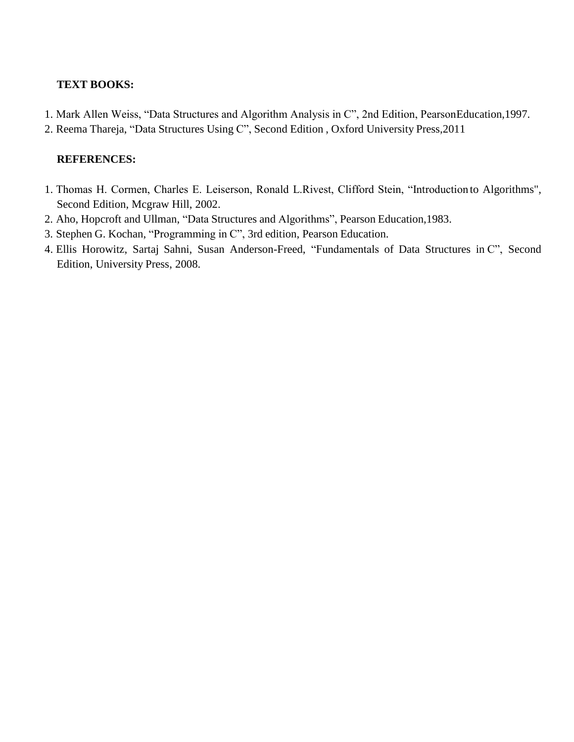**TEXT BOOKS:**

1. Mark Allen Weiss, “Data Structures and Algorithm Analysis in C”, 2nd Edition, PearsonEducation,1997.
2. Reema Thareja, “Data Structures Using C”, Second Edition , Oxford University Press,2011

**REFERENCES:**

1. Thomas H. Cormen, Charles E. Leiserson, Ronald L.Rivest, Clifford Stein, “Introduction to Algorithms", Second Edition, Mcgraw Hill, 2002.
2. Aho, Hopcroft and Ullman, “Data Structures and Algorithms”, Pearson Education,1983.
3. Stephen G. Kochan, “Programming in C”, 3rd edition, Pearson Education.
4. Ellis Horowitz, Sartaj Sahni, Susan Anderson-Freed, “Fundamentals of Data Structures in C”, Second Edition, University Press, 2008.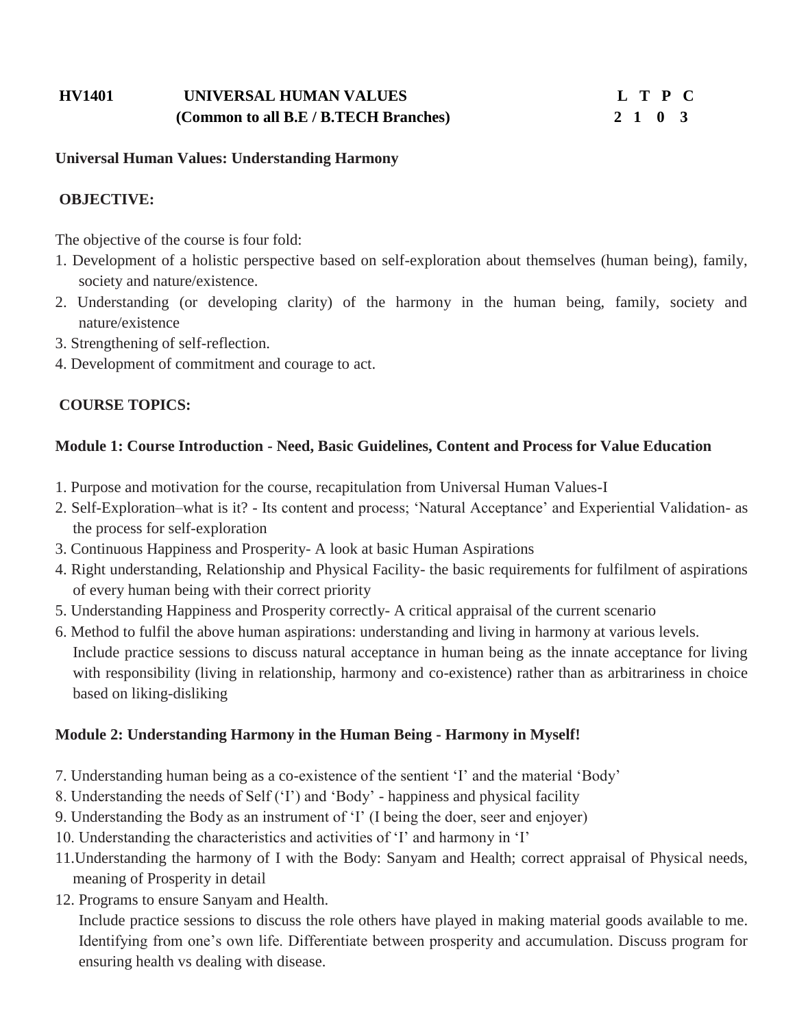**HV1401 UNIVERSAL HUMAN VALUES** **L T P C**
**(Common to all B.E / B.TECH Branches)** **2 1 0 3**

**Universal Human Values: Understanding Harmony**

**OBJECTIVE:**

The objective of the course is four fold:

1. Development of a holistic perspective based on self-exploration about themselves (human being), family, society and nature/existence.
2. Understanding (or developing clarity) of the harmony in the human being, family, society and nature/existence
3. Strengthening of self-reflection.
4. Development of commitment and courage to act.

**COURSE TOPICS:**

**Module 1: Course Introduction - Need, Basic Guidelines, Content and Process for Value Education**

1. Purpose and motivation for the course, recapitulation from Universal Human Values-I
2. Self-Exploration–what is it? - Its content and process; 'Natural Acceptance' and Experiential Validation- as the process for self-exploration
3. Continuous Happiness and Prosperity- A look at basic Human Aspirations
4. Right understanding, Relationship and Physical Facility- the basic requirements for fulfilment of aspirations of every human being with their correct priority
5. Understanding Happiness and Prosperity correctly- A critical appraisal of the current scenario
6. Method to fulfil the above human aspirations: understanding and living in harmony at various levels.
   Include practice sessions to discuss natural acceptance in human being as the innate acceptance for living with responsibility (living in relationship, harmony and co-existence) rather than as arbitrariness in choice based on liking-disliking

**Module 2: Understanding Harmony in the Human Being - Harmony in Myself!**

7. Understanding human being as a co-existence of the sentient 'I' and the material 'Body'
8. Understanding the needs of Self ('I') and 'Body' - happiness and physical facility
9. Understanding the Body as an instrument of 'I' (I being the doer, seer and enjoyer)
10. Understanding the characteristics and activities of 'I' and harmony in 'I'
11. Understanding the harmony of I with the Body: Sanyam and Health; correct appraisal of Physical needs, meaning of Prosperity in detail
12. Programs to ensure Sanyam and Health.
    Include practice sessions to discuss the role others have played in making material goods available to me. Identifying from one's own life. Differentiate between prosperity and accumulation. Discuss program for ensuring health vs dealing with disease.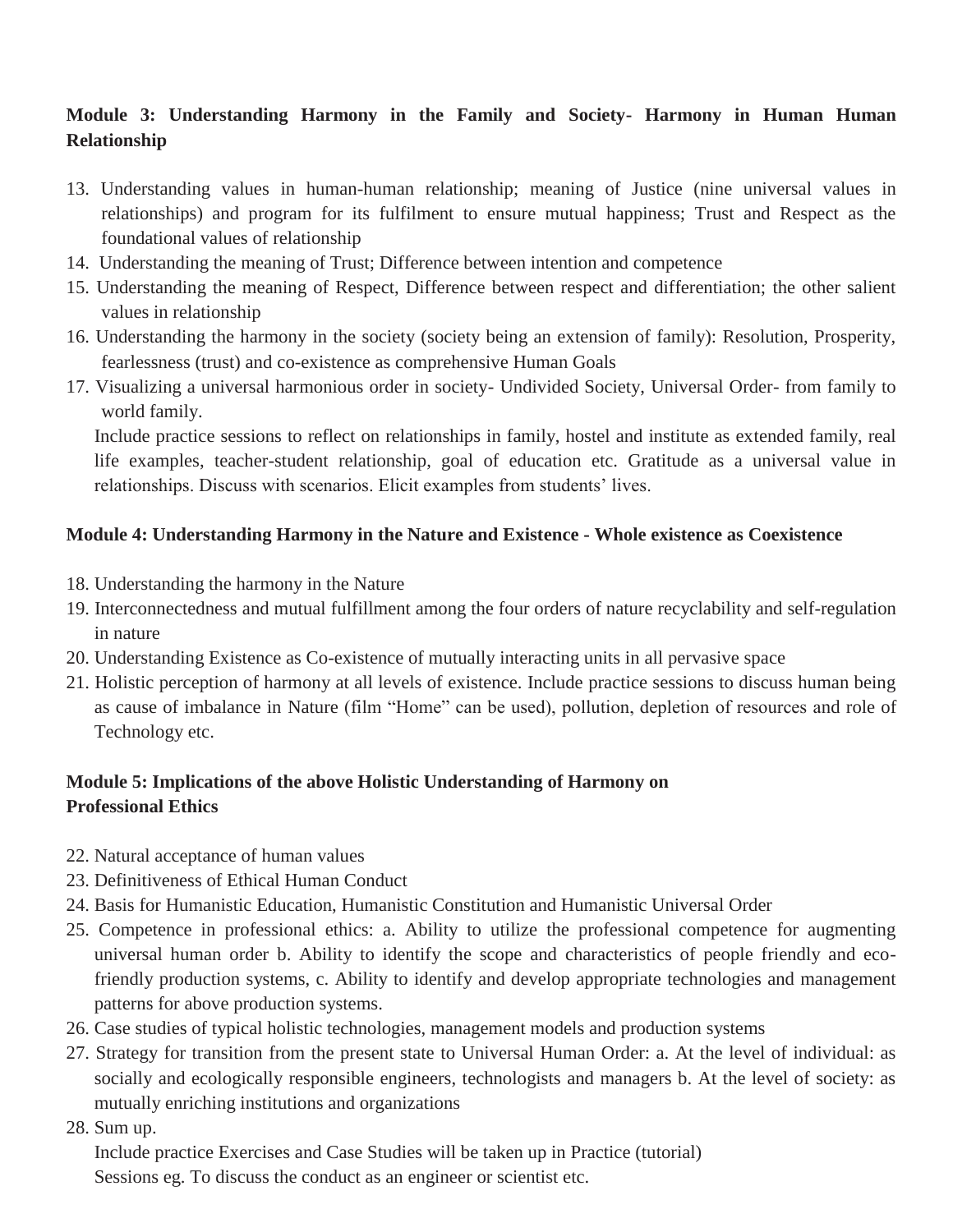**Module 3: Understanding Harmony in the Family and Society- Harmony in Human Human Relationship**

13. Understanding values in human-human relationship; meaning of Justice (nine universal values in relationships) and program for its fulfilment to ensure mutual happiness; Trust and Respect as the foundational values of relationship
14. Understanding the meaning of Trust; Difference between intention and competence
15. Understanding the meaning of Respect, Difference between respect and differentiation; the other salient values in relationship
16. Understanding the harmony in the society (society being an extension of family): Resolution, Prosperity, fearlessness (trust) and co-existence as comprehensive Human Goals
17. Visualizing a universal harmonious order in society- Undivided Society, Universal Order- from family to world family.

    Include practice sessions to reflect on relationships in family, hostel and institute as extended family, real life examples, teacher-student relationship, goal of education etc. Gratitude as a universal value in relationships. Discuss with scenarios. Elicit examples from students' lives.

**Module 4: Understanding Harmony in the Nature and Existence - Whole existence as Coexistence**

18. Understanding the harmony in the Nature
19. Interconnectedness and mutual fulfillment among the four orders of nature recyclability and self-regulation in nature
20. Understanding Existence as Co-existence of mutually interacting units in all pervasive space
21. Holistic perception of harmony at all levels of existence. Include practice sessions to discuss human being as cause of imbalance in Nature (film "Home" can be used), pollution, depletion of resources and role of Technology etc.

**Module 5: Implications of the above Holistic Understanding of Harmony on Professional Ethics**

22. Natural acceptance of human values
23. Definitiveness of Ethical Human Conduct
24. Basis for Humanistic Education, Humanistic Constitution and Humanistic Universal Order
25. Competence in professional ethics: a. Ability to utilize the professional competence for augmenting universal human order b. Ability to identify the scope and characteristics of people friendly and eco-friendly production systems, c. Ability to identify and develop appropriate technologies and management patterns for above production systems.
26. Case studies of typical holistic technologies, management models and production systems
27. Strategy for transition from the present state to Universal Human Order: a. At the level of individual: as socially and ecologically responsible engineers, technologists and managers b. At the level of society: as mutually enriching institutions and organizations
28. Sum up.

    Include practice Exercises and Case Studies will be taken up in Practice (tutorial) Sessions eg. To discuss the conduct as an engineer or scientist etc.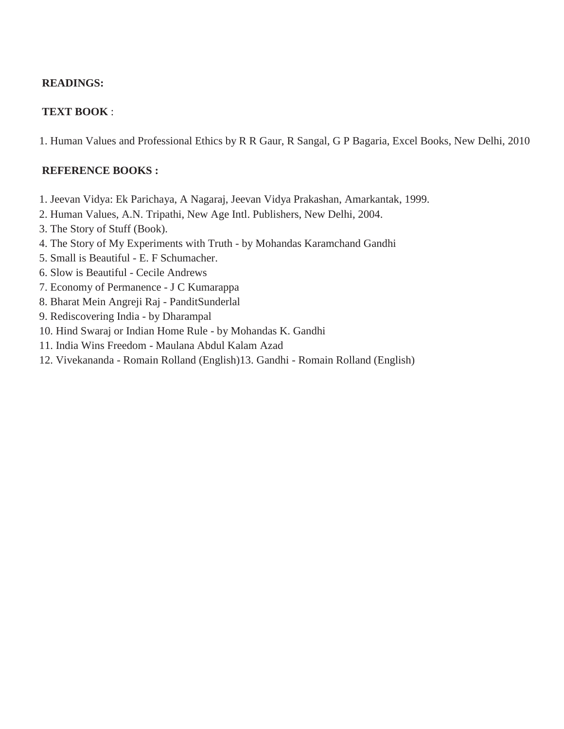**READINGS:**

**TEXT BOOK** :

1. Human Values and Professional Ethics by R R Gaur, R Sangal, G P Bagaria, Excel Books, New Delhi, 2010

**REFERENCE BOOKS :**

1. Jeevan Vidya: Ek Parichaya, A Nagaraj, Jeevan Vidya Prakashan, Amarkantak, 1999.
2. Human Values, A.N. Tripathi, New Age Intl. Publishers, New Delhi, 2004.
3. The Story of Stuff (Book).
4. The Story of My Experiments with Truth - by Mohandas Karamchand Gandhi
5. Small is Beautiful - E. F Schumacher.
6. Slow is Beautiful - Cecile Andrews
7. Economy of Permanence - J C Kumarappa
8. Bharat Mein Angreji Raj - PanditSunderlal
9. Rediscovering India - by Dharampal
10. Hind Swaraj or Indian Home Rule - by Mohandas K. Gandhi
11. India Wins Freedom - Maulana Abdul Kalam Azad
12. Vivekananda - Romain Rolland (English)13. Gandhi - Romain Rolland (English)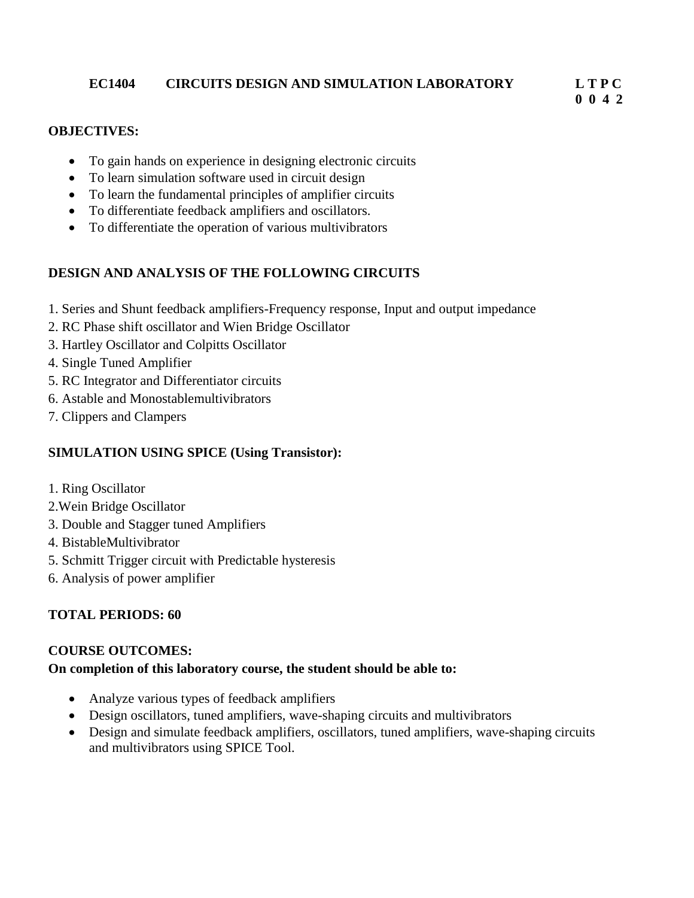**EC1404 CIRCUITS DESIGN AND SIMULATION LABORATORY** **L T P C**
**0 0 4 2**

**OBJECTIVES:**

- To gain hands on experience in designing electronic circuits
- To learn simulation software used in circuit design
- To learn the fundamental principles of amplifier circuits
- To differentiate feedback amplifiers and oscillators.
- To differentiate the operation of various multivibrators

**DESIGN AND ANALYSIS OF THE FOLLOWING CIRCUITS**

1. Series and Shunt feedback amplifiers-Frequency response, Input and output impedance
2. RC Phase shift oscillator and Wien Bridge Oscillator
3. Hartley Oscillator and Colpitts Oscillator
4. Single Tuned Amplifier
5. RC Integrator and Differentiator circuits
6. Astable and Monostablemultivibrators
7. Clippers and Clampers

**SIMULATION USING SPICE (Using Transistor):**

1. Ring Oscillator
2.Wein Bridge Oscillator
3. Double and Stagger tuned Amplifiers
4. BistableMultivibrator
5. Schmitt Trigger circuit with Predictable hysteresis
6. Analysis of power amplifier

**TOTAL PERIODS: 60**

**COURSE OUTCOMES:**
**On completion of this laboratory course, the student should be able to:**

- Analyze various types of feedback amplifiers
- Design oscillators, tuned amplifiers, wave-shaping circuits and multivibrators
- Design and simulate feedback amplifiers, oscillators, tuned amplifiers, wave-shaping circuits and multivibrators using SPICE Tool.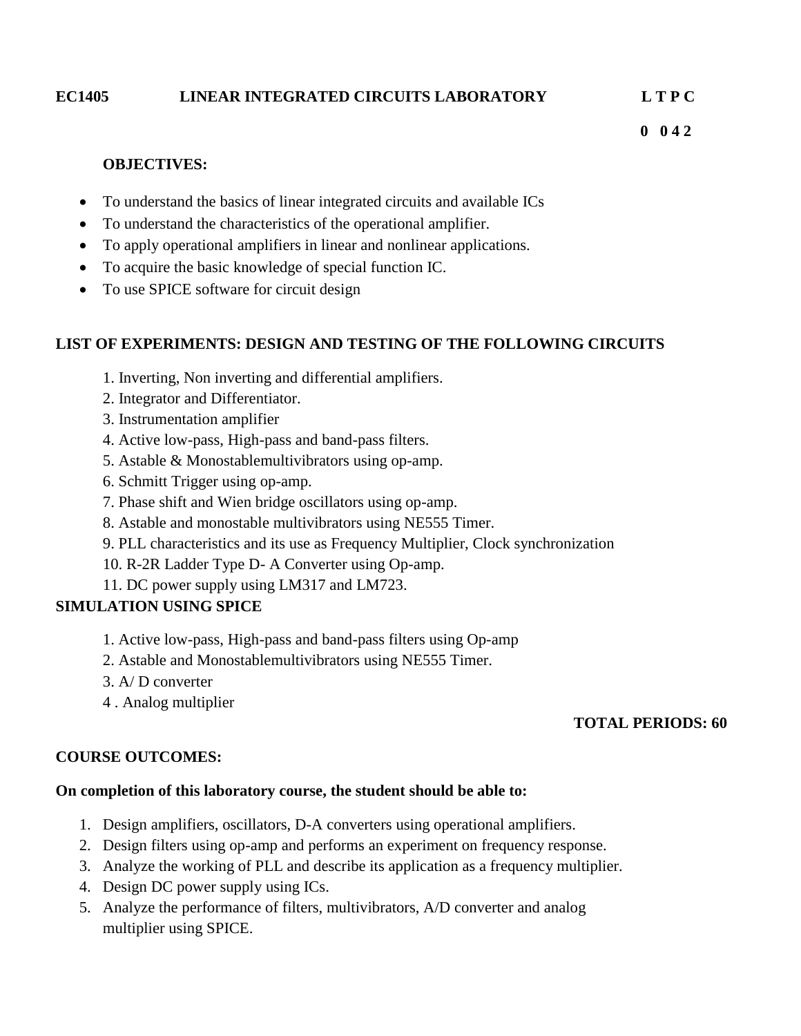**EC1405 LINEAR INTEGRATED CIRCUITS LABORATORY L T P C**

**0 0 4 2**

**OBJECTIVES:**

- To understand the basics of linear integrated circuits and available ICs
- To understand the characteristics of the operational amplifier.
- To apply operational amplifiers in linear and nonlinear applications.
- To acquire the basic knowledge of special function IC.
- To use SPICE software for circuit design

**LIST OF EXPERIMENTS: DESIGN AND TESTING OF THE FOLLOWING CIRCUITS**

1. Inverting, Non inverting and differential amplifiers.
2. Integrator and Differentiator.
3. Instrumentation amplifier
4. Active low-pass, High-pass and band-pass filters.
5. Astable & Monostablemultivibrators using op-amp.
6. Schmitt Trigger using op-amp.
7. Phase shift and Wien bridge oscillators using op-amp.
8. Astable and monostable multivibrators using NE555 Timer.
9. PLL characteristics and its use as Frequency Multiplier, Clock synchronization
10. R-2R Ladder Type D- A Converter using Op-amp.
11. DC power supply using LM317 and LM723.

**SIMULATION USING SPICE**

1. Active low-pass, High-pass and band-pass filters using Op-amp
2. Astable and Monostablemultivibrators using NE555 Timer.
3. A/ D converter
4. Analog multiplier

**TOTAL PERIODS: 60**

**COURSE OUTCOMES:**

**On completion of this laboratory course, the student should be able to:**

1. Design amplifiers, oscillators, D-A converters using operational amplifiers.
2. Design filters using op-amp and performs an experiment on frequency response.
3. Analyze the working of PLL and describe its application as a frequency multiplier.
4. Design DC power supply using ICs.
5. Analyze the performance of filters, multivibrators, A/D converter and analog multiplier using SPICE.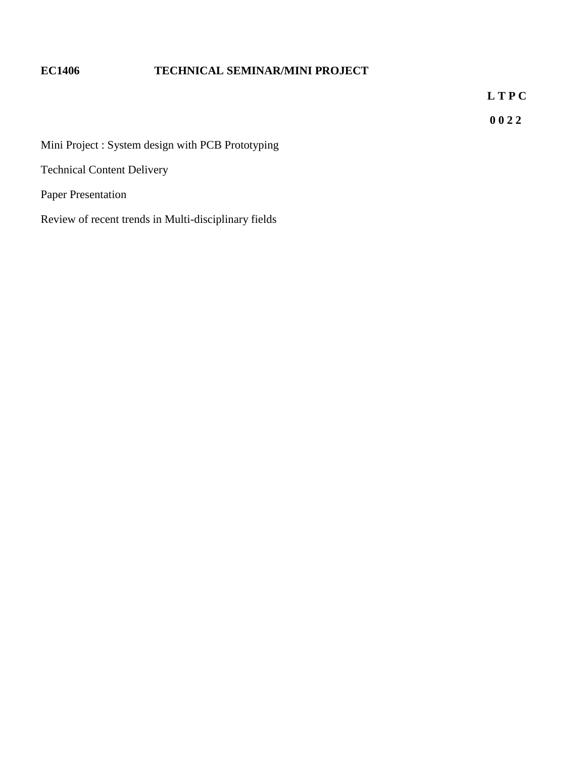**EC1406 TECHNICAL SEMINAR/MINI PROJECT**

| L | T | P | C |
|---|---|---|---|
| 0 | 0 | 2 | 2 |

Mini Project : System design with PCB Prototyping

Technical Content Delivery

Paper Presentation

Review of recent trends in Multi-disciplinary fields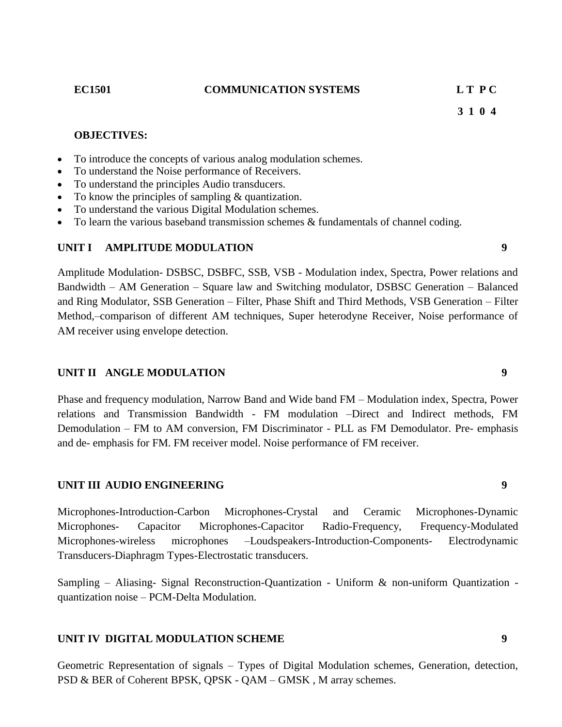**EC1501 COMMUNICATION SYSTEMS**

| | | L | T | P | C |
|---|---|---|---|---|---|
| EC1501 | COMMUNICATION SYSTEMS | 3 | 1 | 0 | 4 |

**OBJECTIVES:**

- To introduce the concepts of various analog modulation schemes.
- To understand the Noise performance of Receivers.
- To understand the principles Audio transducers.
- To know the principles of sampling & quantization.
- To understand the various Digital Modulation schemes.
- To learn the various baseband transmission schemes & fundamentals of channel coding.

**UNIT I AMPLITUDE MODULATION** **9**

Amplitude Modulation- DSBSC, DSBFC, SSB, VSB - Modulation index, Spectra, Power relations and Bandwidth – AM Generation – Square law and Switching modulator, DSBSC Generation – Balanced and Ring Modulator, SSB Generation – Filter, Phase Shift and Third Methods, VSB Generation – Filter Method,–comparison of different AM techniques, Super heterodyne Receiver, Noise performance of AM receiver using envelope detection.

**UNIT II ANGLE MODULATION** **9**

Phase and frequency modulation, Narrow Band and Wide band FM – Modulation index, Spectra, Power relations and Transmission Bandwidth - FM modulation –Direct and Indirect methods, FM Demodulation – FM to AM conversion, FM Discriminator - PLL as FM Demodulator. Pre- emphasis and de- emphasis for FM. FM receiver model. Noise performance of FM receiver.

**UNIT III AUDIO ENGINEERING** **9**

Microphones-Introduction-Carbon Microphones-Crystal and Ceramic Microphones-Dynamic Microphones- Capacitor Microphones-Capacitor Radio-Frequency, Frequency-Modulated Microphones-wireless microphones –Loudspeakers-Introduction-Components- Electrodynamic Transducers-Diaphragm Types-Electrostatic transducers.

Sampling – Aliasing- Signal Reconstruction-Quantization - Uniform & non-uniform Quantization - quantization noise – PCM-Delta Modulation.

**UNIT IV DIGITAL MODULATION SCHEME** **9**

Geometric Representation of signals – Types of Digital Modulation schemes, Generation, detection, PSD & BER of Coherent BPSK, QPSK - QAM – GMSK , M array schemes.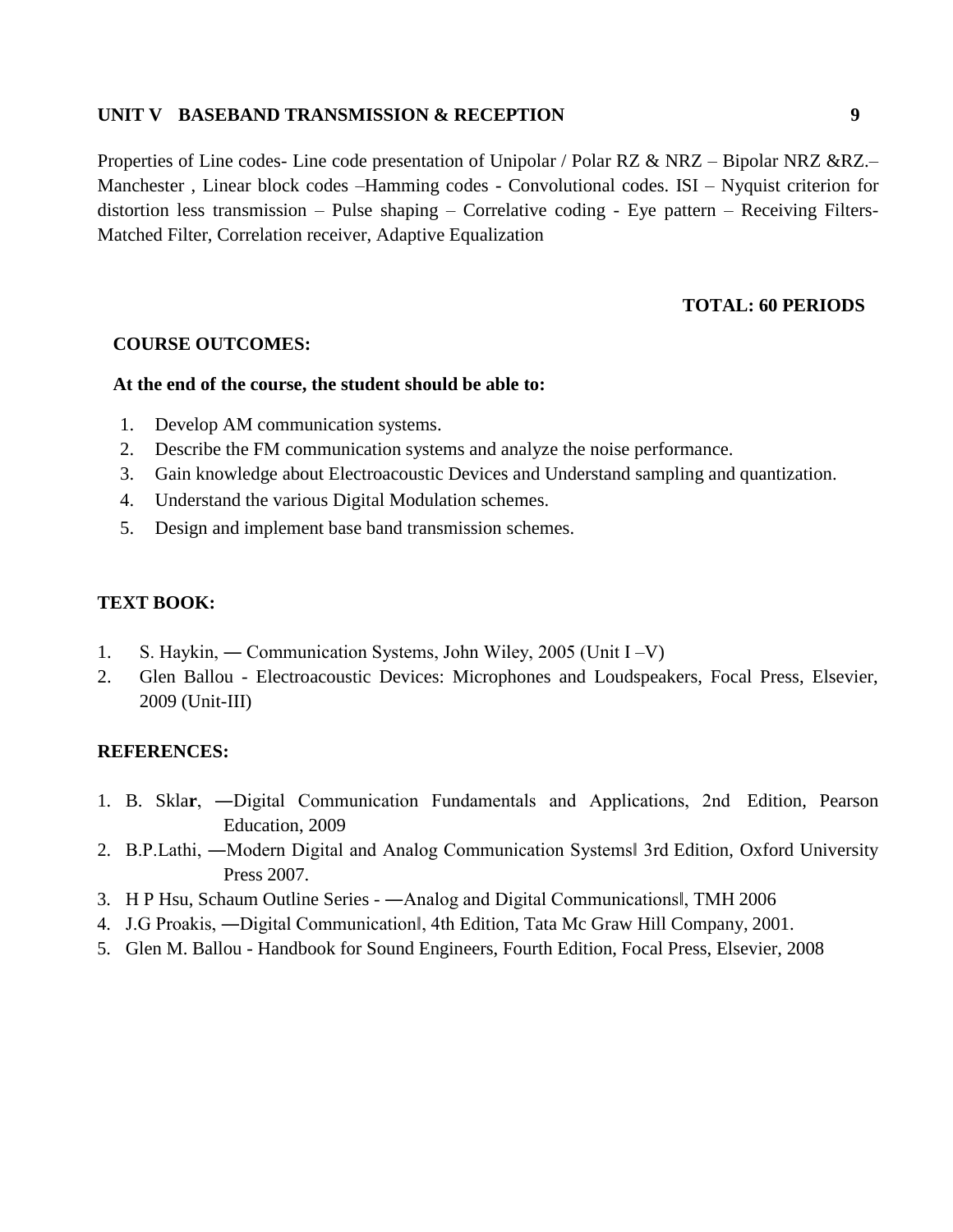**UNIT V BASEBAND TRANSMISSION & RECEPTION 9**

Properties of Line codes- Line code presentation of Unipolar / Polar RZ & NRZ – Bipolar NRZ &RZ.– Manchester , Linear block codes –Hamming codes - Convolutional codes. ISI – Nyquist criterion for distortion less transmission – Pulse shaping – Correlative coding - Eye pattern – Receiving Filters- Matched Filter, Correlation receiver, Adaptive Equalization

**TOTAL: 60 PERIODS**

**COURSE OUTCOMES:**

**At the end of the course, the student should be able to:**

1. Develop AM communication systems.
2. Describe the FM communication systems and analyze the noise performance.
3. Gain knowledge about Electroacoustic Devices and Understand sampling and quantization.
4. Understand the various Digital Modulation schemes.
5. Design and implement base band transmission schemes.

**TEXT BOOK:**

1. S. Haykin, ― Communication Systems, John Wiley, 2005 (Unit I –V)
2. Glen Ballou - Electroacoustic Devices: Microphones and Loudspeakers, Focal Press, Elsevier, 2009 (Unit-III)

**REFERENCES:**

1. B. Skla**r**, ―Digital Communication Fundamentals and Applications, 2nd Edition, Pearson Education, 2009
2. B.P.Lathi, ―Modern Digital and Analog Communication Systems‖ 3rd Edition, Oxford University Press 2007.
3. H P Hsu, Schaum Outline Series - ―Analog and Digital Communications‖, TMH 2006
4. J.G Proakis, ―Digital Communication‖, 4th Edition, Tata Mc Graw Hill Company, 2001.
5. Glen M. Ballou - Handbook for Sound Engineers, Fourth Edition, Focal Press, Elsevier, 2008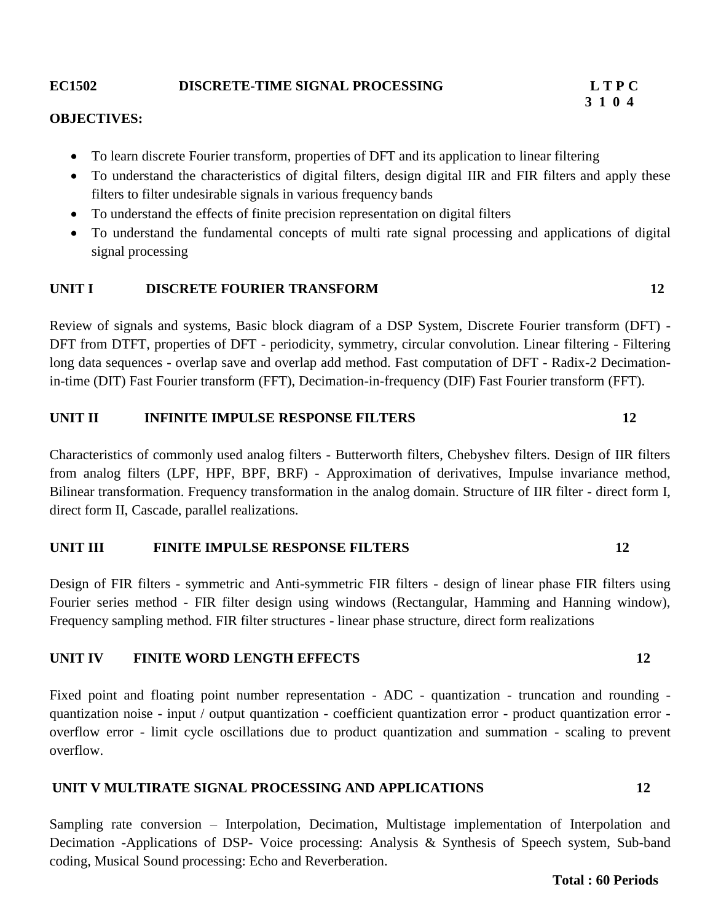**EC1502 DISCRETE-TIME SIGNAL PROCESSING**

| L | T | P | C |
|---|---|---|---|
| 3 | 1 | 0 | 4 |

**OBJECTIVES:**

- To learn discrete Fourier transform, properties of DFT and its application to linear filtering
- To understand the characteristics of digital filters, design digital IIR and FIR filters and apply these filters to filter undesirable signals in various frequency bands
- To understand the effects of finite precision representation on digital filters
- To understand the fundamental concepts of multi rate signal processing and applications of digital signal processing

**UNIT I DISCRETE FOURIER TRANSFORM 12**

Review of signals and systems, Basic block diagram of a DSP System, Discrete Fourier transform (DFT) - DFT from DTFT, properties of DFT - periodicity, symmetry, circular convolution. Linear filtering - Filtering long data sequences - overlap save and overlap add method. Fast computation of DFT - Radix-2 Decimation-in-time (DIT) Fast Fourier transform (FFT), Decimation-in-frequency (DIF) Fast Fourier transform (FFT).

**UNIT II INFINITE IMPULSE RESPONSE FILTERS 12**

Characteristics of commonly used analog filters - Butterworth filters, Chebyshev filters. Design of IIR filters from analog filters (LPF, HPF, BPF, BRF) - Approximation of derivatives, Impulse invariance method, Bilinear transformation. Frequency transformation in the analog domain. Structure of IIR filter - direct form I, direct form II, Cascade, parallel realizations.

**UNIT III FINITE IMPULSE RESPONSE FILTERS 12**

Design of FIR filters - symmetric and Anti-symmetric FIR filters - design of linear phase FIR filters using Fourier series method - FIR filter design using windows (Rectangular, Hamming and Hanning window), Frequency sampling method. FIR filter structures - linear phase structure, direct form realizations

**UNIT IV FINITE WORD LENGTH EFFECTS 12**

Fixed point and floating point number representation - ADC - quantization - truncation and rounding - quantization noise - input / output quantization - coefficient quantization error - product quantization error - overflow error - limit cycle oscillations due to product quantization and summation - scaling to prevent overflow.

**UNIT V MULTIRATE SIGNAL PROCESSING AND APPLICATIONS 12**

Sampling rate conversion – Interpolation, Decimation, Multistage implementation of Interpolation and Decimation -Applications of DSP- Voice processing: Analysis & Synthesis of Speech system, Sub-band coding, Musical Sound processing: Echo and Reverberation.

**Total : 60 Periods**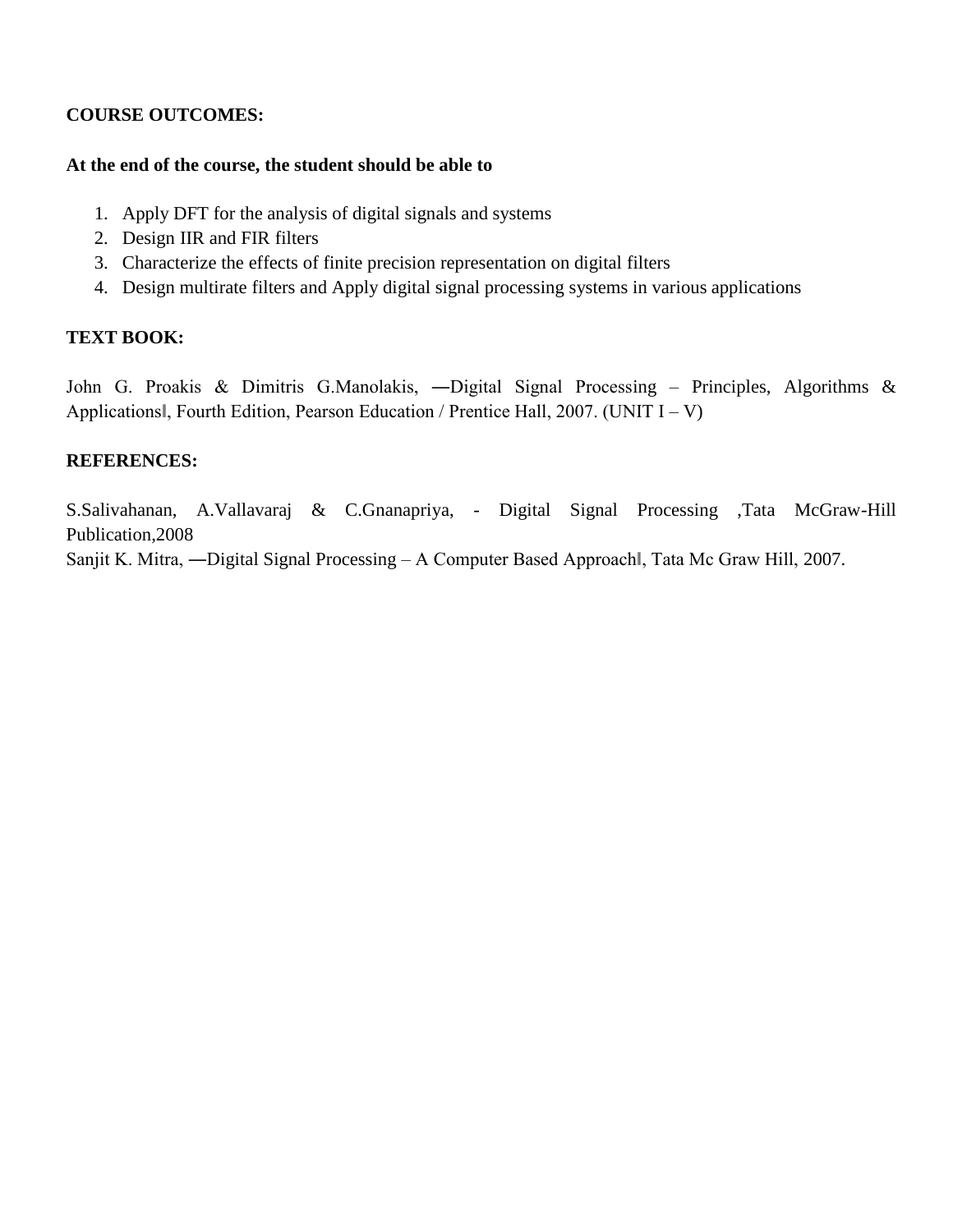**COURSE OUTCOMES:**

**At the end of the course, the student should be able to**

1. Apply DFT for the analysis of digital signals and systems
2. Design IIR and FIR filters
3. Characterize the effects of finite precision representation on digital filters
4. Design multirate filters and Apply digital signal processing systems in various applications

**TEXT BOOK:**

John G. Proakis & Dimitris G.Manolakis, ―Digital Signal Processing – Principles, Algorithms & Applications‖, Fourth Edition, Pearson Education / Prentice Hall, 2007. (UNIT I – V)

**REFERENCES:**

S.Salivahanan, A.Vallavaraj & C.Gnanapriya, - Digital Signal Processing ,Tata McGraw-Hill Publication,2008

Sanjit K. Mitra, ―Digital Signal Processing – A Computer Based Approach‖, Tata Mc Graw Hill, 2007.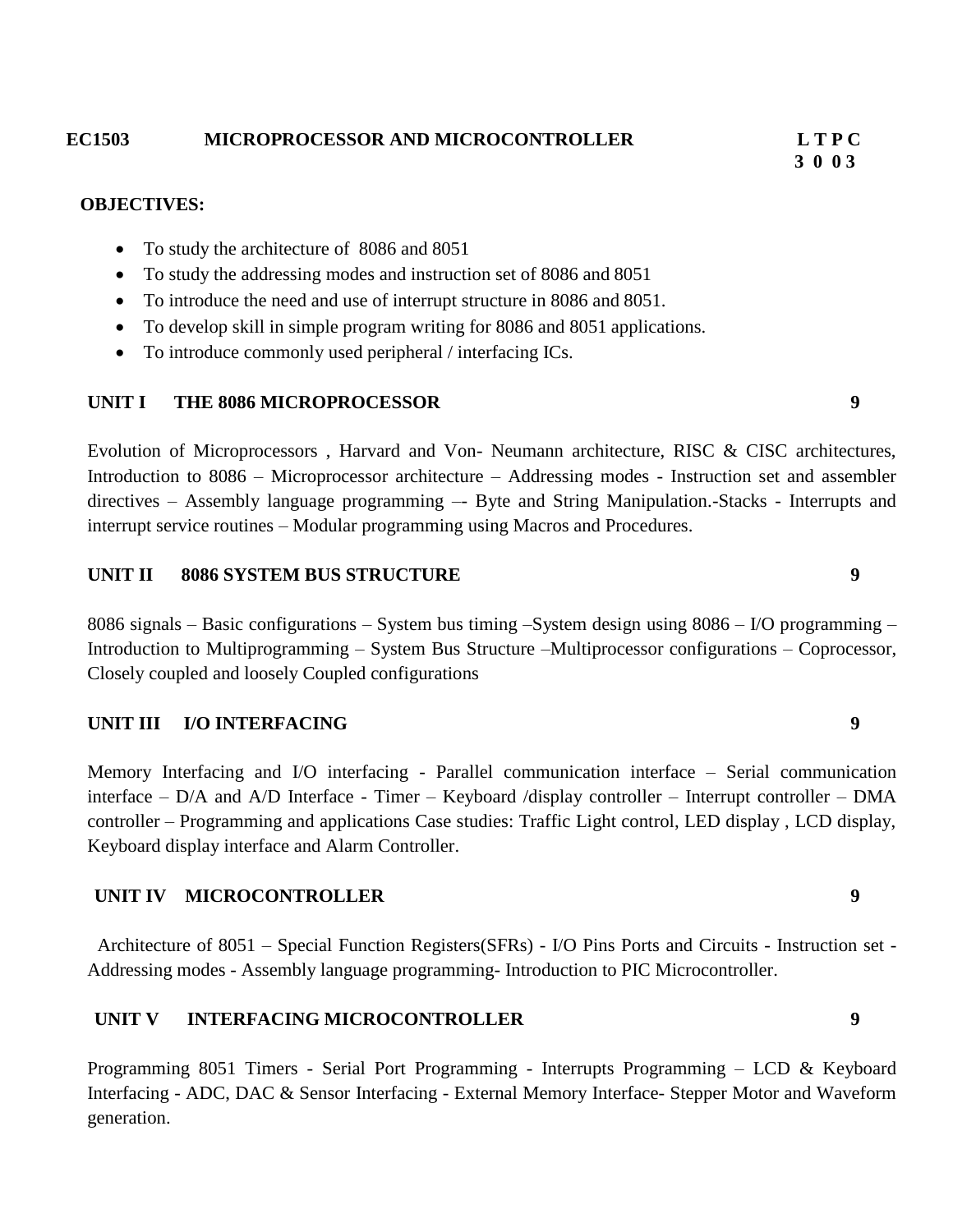**EC1503 MICROPROCESSOR AND MICROCONTROLLER**

| L | T | P | C |
|---|---|---|---|
| 3 | 0 | 0 | 3 |

**OBJECTIVES:**

- To study the architecture of 8086 and 8051
- To study the addressing modes and instruction set of 8086 and 8051
- To introduce the need and use of interrupt structure in 8086 and 8051.
- To develop skill in simple program writing for 8086 and 8051 applications.
- To introduce commonly used peripheral / interfacing ICs.

**UNIT I THE 8086 MICROPROCESSOR** **9**

Evolution of Microprocessors , Harvard and Von- Neumann architecture, RISC & CISC architectures, Introduction to 8086 – Microprocessor architecture – Addressing modes - Instruction set and assembler directives – Assembly language programming –- Byte and String Manipulation.-Stacks - Interrupts and interrupt service routines – Modular programming using Macros and Procedures.

**UNIT II 8086 SYSTEM BUS STRUCTURE** **9**

8086 signals – Basic configurations – System bus timing –System design using 8086 – I/O programming – Introduction to Multiprogramming – System Bus Structure –Multiprocessor configurations – Coprocessor, Closely coupled and loosely Coupled configurations

**UNIT III I/O INTERFACING** **9**

Memory Interfacing and I/O interfacing - Parallel communication interface – Serial communication interface – D/A and A/D Interface - Timer – Keyboard /display controller – Interrupt controller – DMA controller – Programming and applications Case studies: Traffic Light control, LED display , LCD display, Keyboard display interface and Alarm Controller.

**UNIT IV MICROCONTROLLER** **9**

Architecture of 8051 – Special Function Registers(SFRs) - I/O Pins Ports and Circuits - Instruction set - Addressing modes - Assembly language programming- Introduction to PIC Microcontroller.

**UNIT V INTERFACING MICROCONTROLLER** **9**

Programming 8051 Timers - Serial Port Programming - Interrupts Programming – LCD & Keyboard Interfacing - ADC, DAC & Sensor Interfacing - External Memory Interface- Stepper Motor and Waveform generation.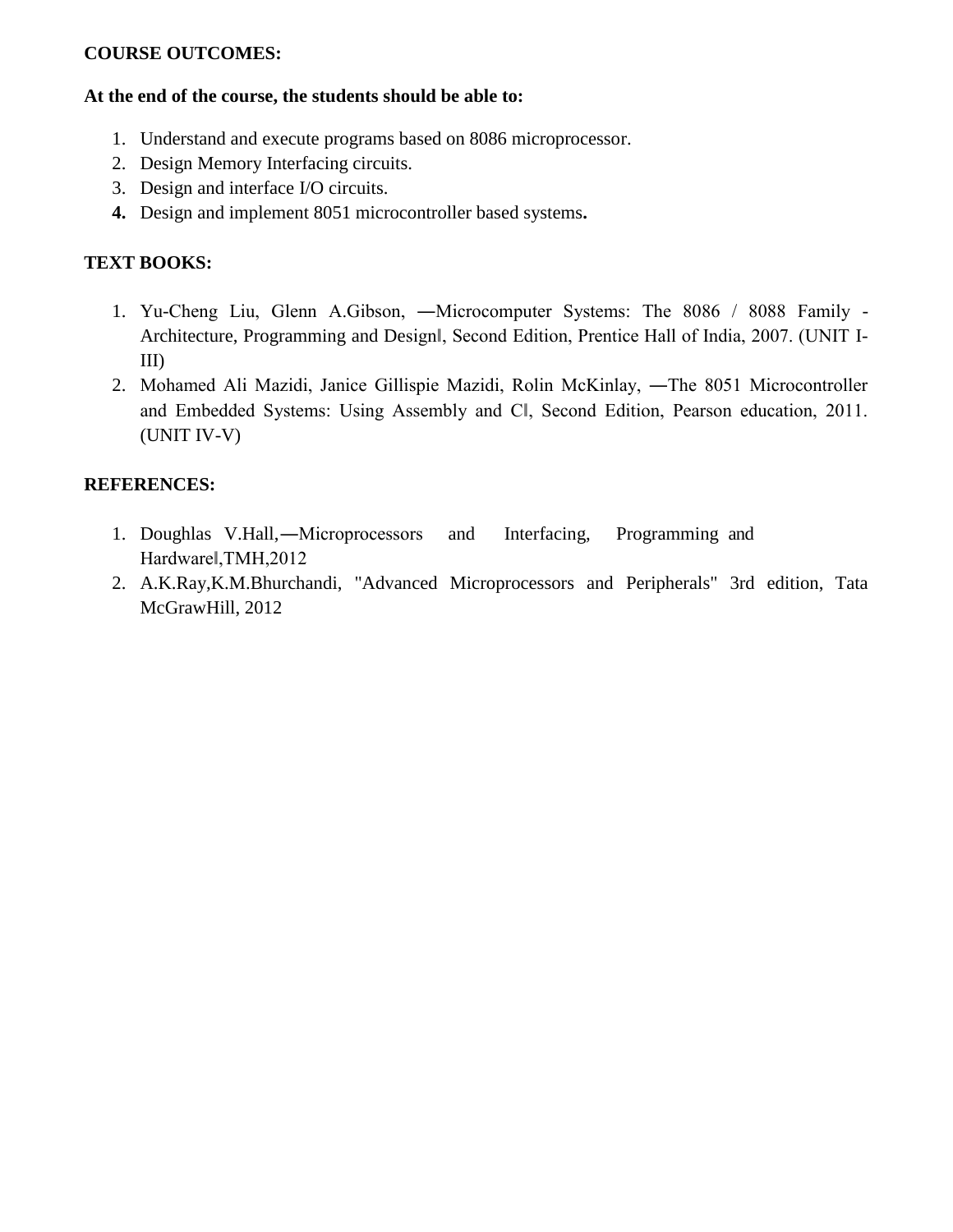**COURSE OUTCOMES:**

**At the end of the course, the students should be able to:**

1. Understand and execute programs based on 8086 microprocessor.
2. Design Memory Interfacing circuits.
3. Design and interface I/O circuits.
4. Design and implement 8051 microcontroller based systems**.**

**TEXT BOOKS:**

1. Yu-Cheng Liu, Glenn A.Gibson, ―Microcomputer Systems: The 8086 / 8088 Family - Architecture, Programming and Design‖, Second Edition, Prentice Hall of India, 2007. (UNIT I-III)
2. Mohamed Ali Mazidi, Janice Gillispie Mazidi, Rolin McKinlay, ―The 8051 Microcontroller and Embedded Systems: Using Assembly and C‖, Second Edition, Pearson education, 2011. (UNIT IV-V)

**REFERENCES:**

1. Doughlas V.Hall,―Microprocessors and Interfacing, Programming and Hardware‖,TMH,2012
2. A.K.Ray,K.M.Bhurchandi, "Advanced Microprocessors and Peripherals" 3rd edition, Tata McGrawHill, 2012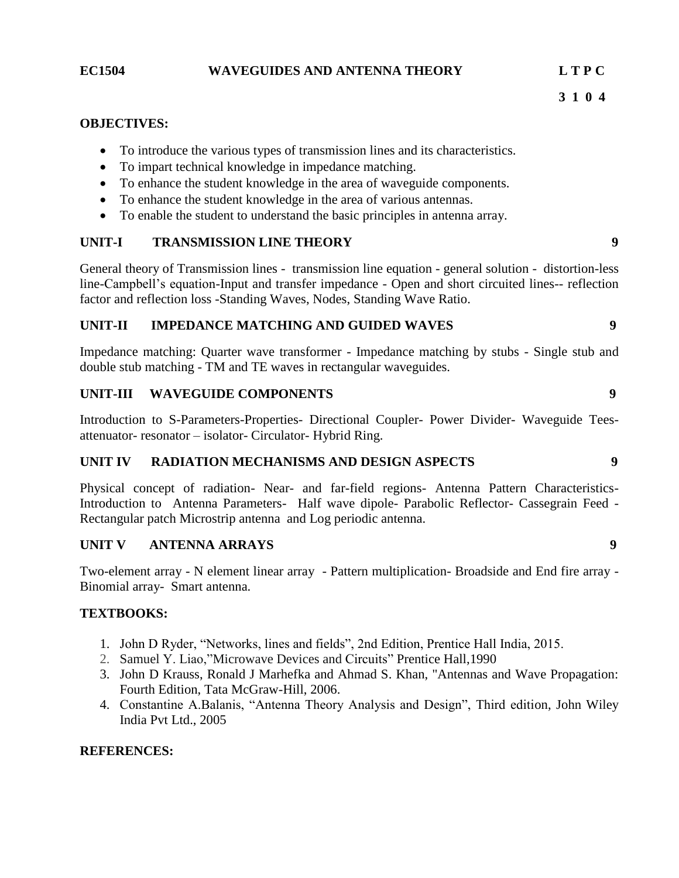**EC1504 WAVEGUIDES AND ANTENNA THEORY L T P C**

**3 1 0 4**

**OBJECTIVES:**

- To introduce the various types of transmission lines and its characteristics.
- To impart technical knowledge in impedance matching.
- To enhance the student knowledge in the area of waveguide components.
- To enhance the student knowledge in the area of various antennas.
- To enable the student to understand the basic principles in antenna array.

**UNIT-I TRANSMISSION LINE THEORY 9**

General theory of Transmission lines - transmission line equation - general solution - distortion-less line-Campbell's equation-Input and transfer impedance - Open and short circuited lines-- reflection factor and reflection loss -Standing Waves, Nodes, Standing Wave Ratio.

**UNIT-II IMPEDANCE MATCHING AND GUIDED WAVES 9**

Impedance matching: Quarter wave transformer - Impedance matching by stubs - Single stub and double stub matching - TM and TE waves in rectangular waveguides.

**UNIT-III WAVEGUIDE COMPONENTS 9**

Introduction to S-Parameters-Properties- Directional Coupler- Power Divider- Waveguide Tees-attenuator- resonator – isolator- Circulator- Hybrid Ring.

**UNIT IV RADIATION MECHANISMS AND DESIGN ASPECTS 9**

Physical concept of radiation- Near- and far-field regions- Antenna Pattern Characteristics-Introduction to Antenna Parameters- Half wave dipole- Parabolic Reflector- Cassegrain Feed - Rectangular patch Microstrip antenna and Log periodic antenna.

**UNIT V ANTENNA ARRAYS 9**

Two-element array - N element linear array - Pattern multiplication- Broadside and End fire array - Binomial array- Smart antenna.

**TEXTBOOKS:**

1. John D Ryder, "Networks, lines and fields", 2nd Edition, Prentice Hall India, 2015.
2. Samuel Y. Liao,"Microwave Devices and Circuits" Prentice Hall,1990
3. John D Krauss, Ronald J Marhefka and Ahmad S. Khan, "Antennas and Wave Propagation: Fourth Edition, Tata McGraw-Hill, 2006.
4. Constantine A.Balanis, "Antenna Theory Analysis and Design", Third edition, John Wiley India Pvt Ltd., 2005

**REFERENCES:**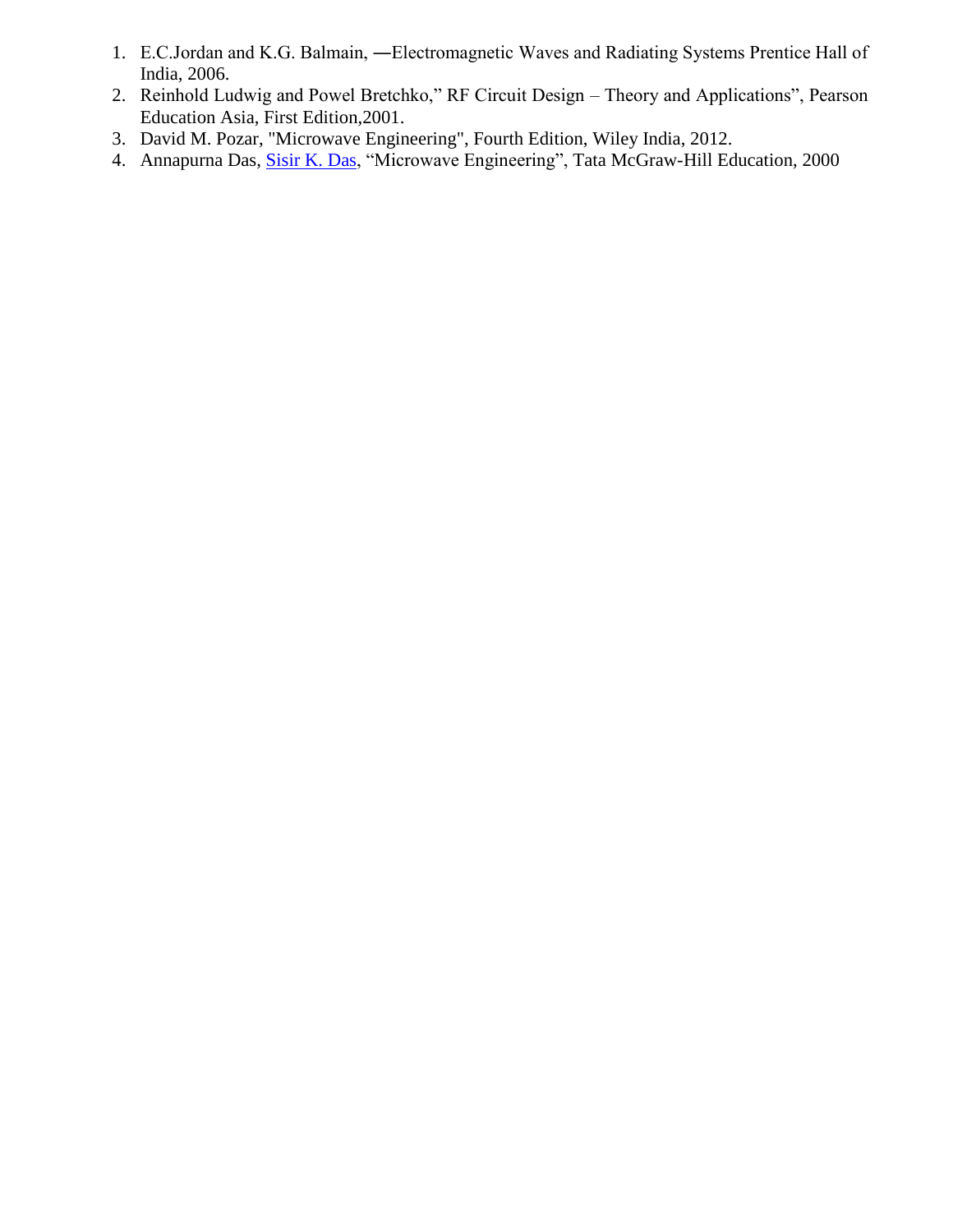1. E.C.Jordan and K.G. Balmain, ―Electromagnetic Waves and Radiating Systems Prentice Hall of India, 2006.
2. Reinhold Ludwig and Powel Bretchko," RF Circuit Design – Theory and Applications", Pearson Education Asia, First Edition,2001.
3. David M. Pozar, "Microwave Engineering", Fourth Edition, Wiley India, 2012.
4. Annapurna Das, Sisir K. Das, "Microwave Engineering", Tata McGraw-Hill Education, 2000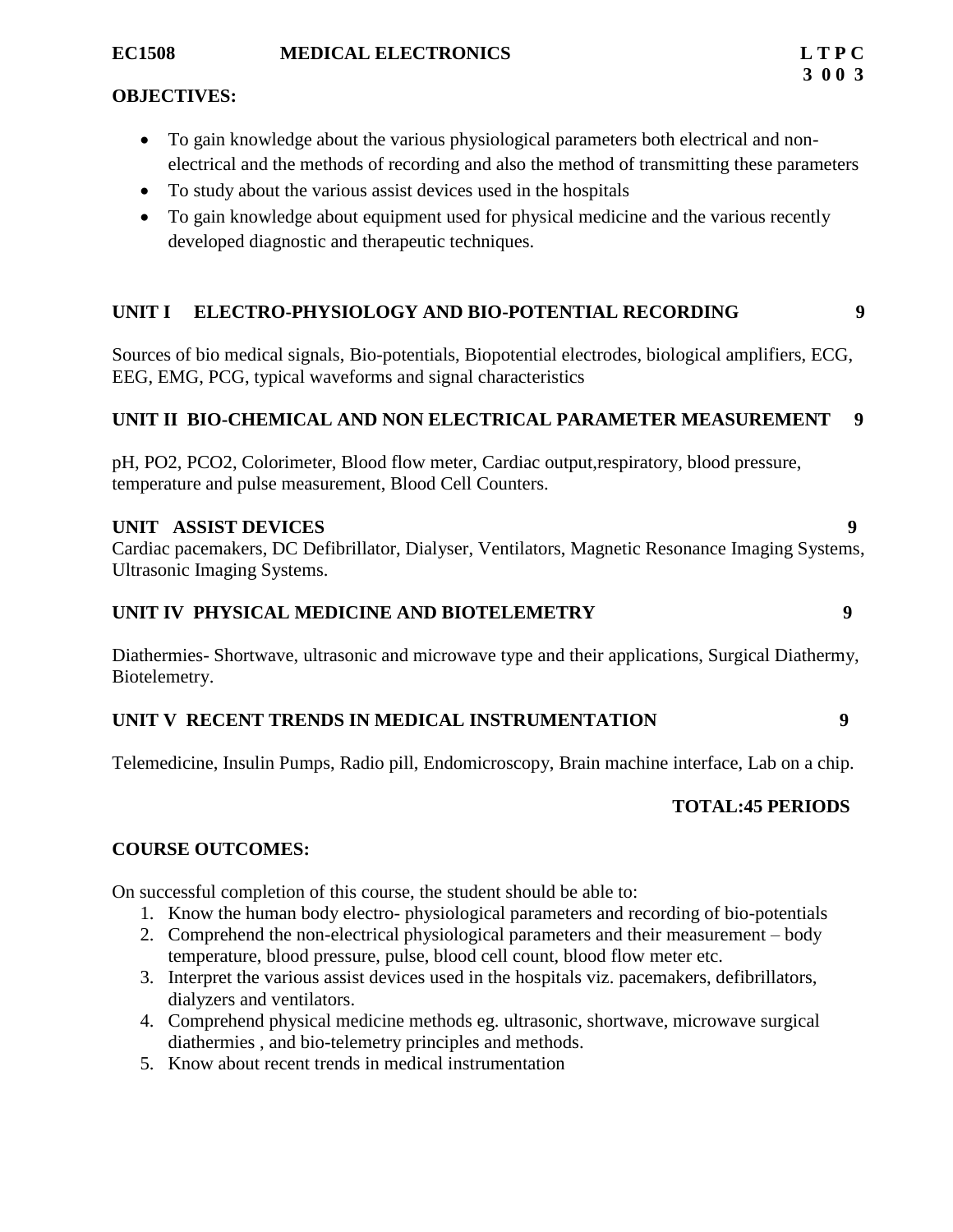**EC1508 MEDICAL ELECTRONICS**

| L | T | P | C |
|---|---|---|---|
| 3 | 0 | 0 | 3 |

**OBJECTIVES:**

- To gain knowledge about the various physiological parameters both electrical and non-electrical and the methods of recording and also the method of transmitting these parameters
- To study about the various assist devices used in the hospitals
- To gain knowledge about equipment used for physical medicine and the various recently developed diagnostic and therapeutic techniques.

**UNIT I ELECTRO-PHYSIOLOGY AND BIO-POTENTIAL RECORDING 9**

Sources of bio medical signals, Bio-potentials, Biopotential electrodes, biological amplifiers, ECG, EEG, EMG, PCG, typical waveforms and signal characteristics

**UNIT II BIO-CHEMICAL AND NON ELECTRICAL PARAMETER MEASUREMENT 9**

pH, PO2, PCO2, Colorimeter, Blood flow meter, Cardiac output,respiratory, blood pressure, temperature and pulse measurement, Blood Cell Counters.

**UNIT ASSIST DEVICES 9**

Cardiac pacemakers, DC Defibrillator, Dialyser, Ventilators, Magnetic Resonance Imaging Systems, Ultrasonic Imaging Systems.

**UNIT IV PHYSICAL MEDICINE AND BIOTELEMETRY 9**

Diathermies- Shortwave, ultrasonic and microwave type and their applications, Surgical Diathermy, Biotelemetry.

**UNIT V RECENT TRENDS IN MEDICAL INSTRUMENTATION 9**

Telemedicine, Insulin Pumps, Radio pill, Endomicroscopy, Brain machine interface, Lab on a chip.

**TOTAL:45 PERIODS**

**COURSE OUTCOMES:**

On successful completion of this course, the student should be able to:

1. Know the human body electro- physiological parameters and recording of bio-potentials
2. Comprehend the non-electrical physiological parameters and their measurement – body temperature, blood pressure, pulse, blood cell count, blood flow meter etc.
3. Interpret the various assist devices used in the hospitals viz. pacemakers, defibrillators, dialyzers and ventilators.
4. Comprehend physical medicine methods eg. ultrasonic, shortwave, microwave surgical diathermies , and bio-telemetry principles and methods.
5. Know about recent trends in medical instrumentation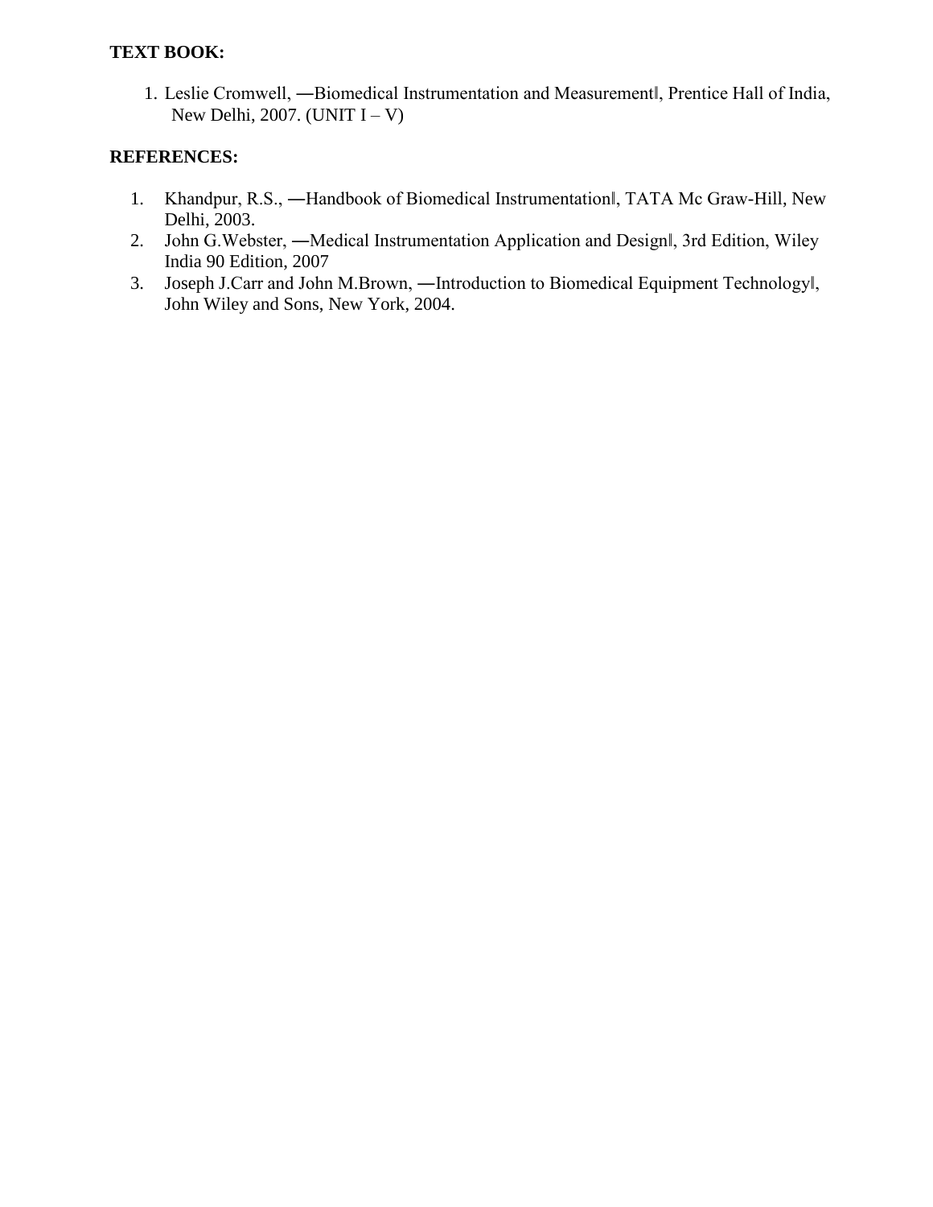**TEXT BOOK:**

1. Leslie Cromwell, ―Biomedical Instrumentation and Measurement‖, Prentice Hall of India, New Delhi, 2007. (UNIT I – V)

**REFERENCES:**

1. Khandpur, R.S., ―Handbook of Biomedical Instrumentation‖, TATA Mc Graw-Hill, New Delhi, 2003.
2. John G.Webster, ―Medical Instrumentation Application and Design‖, 3rd Edition, Wiley India 90 Edition, 2007
3. Joseph J.Carr and John M.Brown, ―Introduction to Biomedical Equipment Technology‖, John Wiley and Sons, New York, 2004.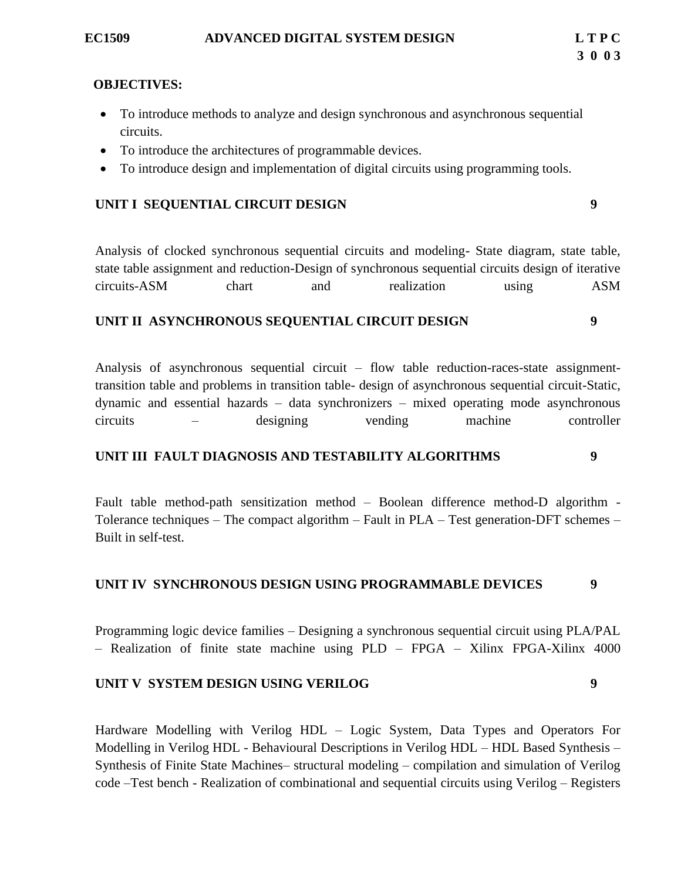**EC1509 ADVANCED DIGITAL SYSTEM DESIGN**

| L | T | P | C |
|---|---|---|---|
| 3 | 0 | 0 | 3 |

**OBJECTIVES:**

- To introduce methods to analyze and design synchronous and asynchronous sequential circuits.
- To introduce the architectures of programmable devices.
- To introduce design and implementation of digital circuits using programming tools.

**UNIT I SEQUENTIAL CIRCUIT DESIGN** **9**

Analysis of clocked synchronous sequential circuits and modeling- State diagram, state table, state table assignment and reduction-Design of synchronous sequential circuits design of iterative circuits-ASM chart and realization using ASM

**UNIT II ASYNCHRONOUS SEQUENTIAL CIRCUIT DESIGN** **9**

Analysis of asynchronous sequential circuit – flow table reduction-races-state assignment-transition table and problems in transition table- design of asynchronous sequential circuit-Static, dynamic and essential hazards – data synchronizers – mixed operating mode asynchronous circuits – designing vending machine controller

**UNIT III FAULT DIAGNOSIS AND TESTABILITY ALGORITHMS** **9**

Fault table method-path sensitization method – Boolean difference method-D algorithm - Tolerance techniques – The compact algorithm – Fault in PLA – Test generation-DFT schemes – Built in self-test.

**UNIT IV SYNCHRONOUS DESIGN USING PROGRAMMABLE DEVICES** **9**

Programming logic device families – Designing a synchronous sequential circuit using PLA/PAL – Realization of finite state machine using PLD – FPGA – Xilinx FPGA-Xilinx 4000

**UNIT V SYSTEM DESIGN USING VERILOG** **9**

Hardware Modelling with Verilog HDL – Logic System, Data Types and Operators For Modelling in Verilog HDL - Behavioural Descriptions in Verilog HDL – HDL Based Synthesis – Synthesis of Finite State Machines– structural modeling – compilation and simulation of Verilog code –Test bench - Realization of combinational and sequential circuits using Verilog – Registers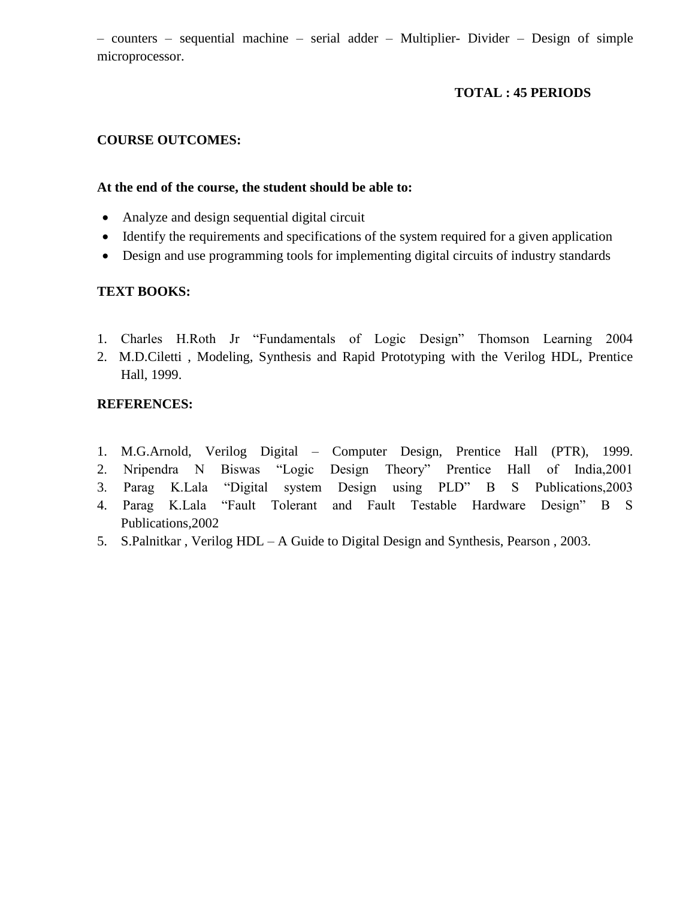– counters – sequential machine – serial adder – Multiplier- Divider – Design of simple microprocessor.

**TOTAL : 45 PERIODS**

**COURSE OUTCOMES:**

**At the end of the course, the student should be able to:**

- Analyze and design sequential digital circuit
- Identify the requirements and specifications of the system required for a given application
- Design and use programming tools for implementing digital circuits of industry standards

**TEXT BOOKS:**

1. Charles H.Roth Jr “Fundamentals of Logic Design” Thomson Learning 2004
2. M.D.Ciletti , Modeling, Synthesis and Rapid Prototyping with the Verilog HDL, Prentice Hall, 1999.

**REFERENCES:**

1. M.G.Arnold, Verilog Digital – Computer Design, Prentice Hall (PTR), 1999.
2. Nripendra N Biswas “Logic Design Theory” Prentice Hall of India,2001
3. Parag K.Lala “Digital system Design using PLD” B S Publications,2003
4. Parag K.Lala “Fault Tolerant and Fault Testable Hardware Design” B S Publications,2002
5. S.Palnitkar , Verilog HDL – A Guide to Digital Design and Synthesis, Pearson , 2003.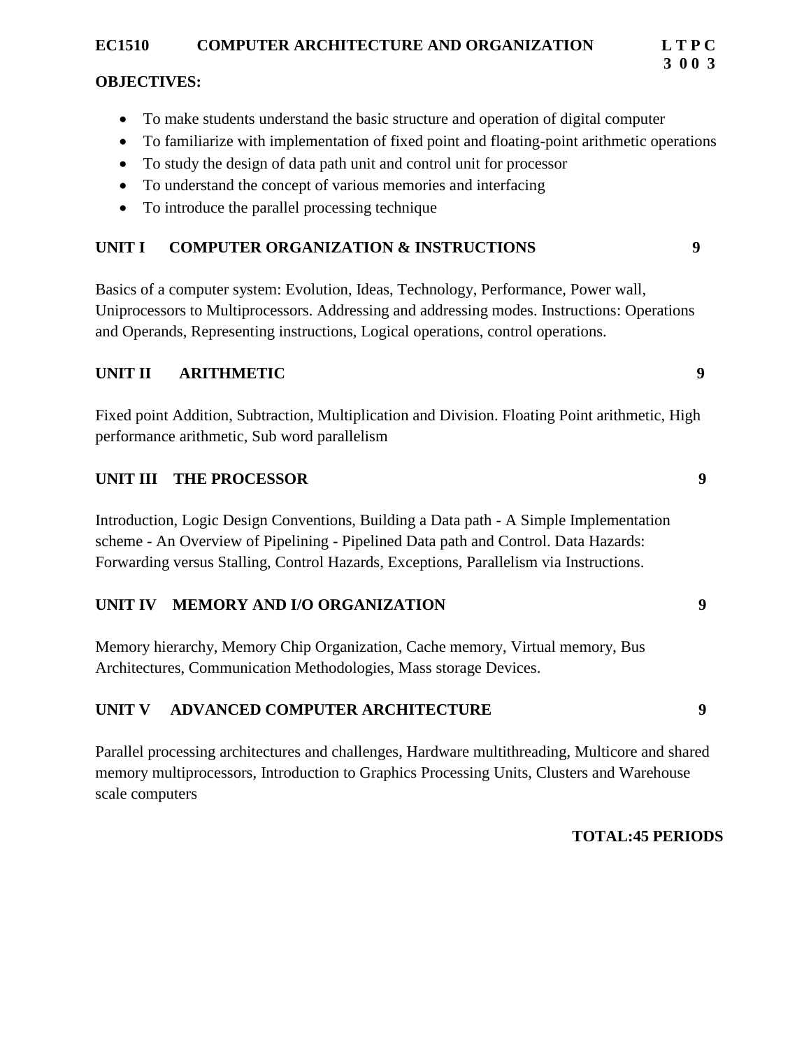**EC1510 COMPUTER ARCHITECTURE AND ORGANIZATION** **L T P C**
**3 0 0 3**

**OBJECTIVES:**

- To make students understand the basic structure and operation of digital computer
- To familiarize with implementation of fixed point and floating-point arithmetic operations
- To study the design of data path unit and control unit for processor
- To understand the concept of various memories and interfacing
- To introduce the parallel processing technique

**UNIT I COMPUTER ORGANIZATION & INSTRUCTIONS** **9**

Basics of a computer system: Evolution, Ideas, Technology, Performance, Power wall, Uniprocessors to Multiprocessors. Addressing and addressing modes. Instructions: Operations and Operands, Representing instructions, Logical operations, control operations.

**UNIT II ARITHMETIC** **9**

Fixed point Addition, Subtraction, Multiplication and Division. Floating Point arithmetic, High performance arithmetic, Sub word parallelism

**UNIT III THE PROCESSOR** **9**

Introduction, Logic Design Conventions, Building a Data path - A Simple Implementation scheme - An Overview of Pipelining - Pipelined Data path and Control. Data Hazards: Forwarding versus Stalling, Control Hazards, Exceptions, Parallelism via Instructions.

**UNIT IV MEMORY AND I/O ORGANIZATION** **9**

Memory hierarchy, Memory Chip Organization, Cache memory, Virtual memory, Bus Architectures, Communication Methodologies, Mass storage Devices.

**UNIT V ADVANCED COMPUTER ARCHITECTURE** **9**

Parallel processing architectures and challenges, Hardware multithreading, Multicore and shared memory multiprocessors, Introduction to Graphics Processing Units, Clusters and Warehouse scale computers

**TOTAL:45 PERIODS**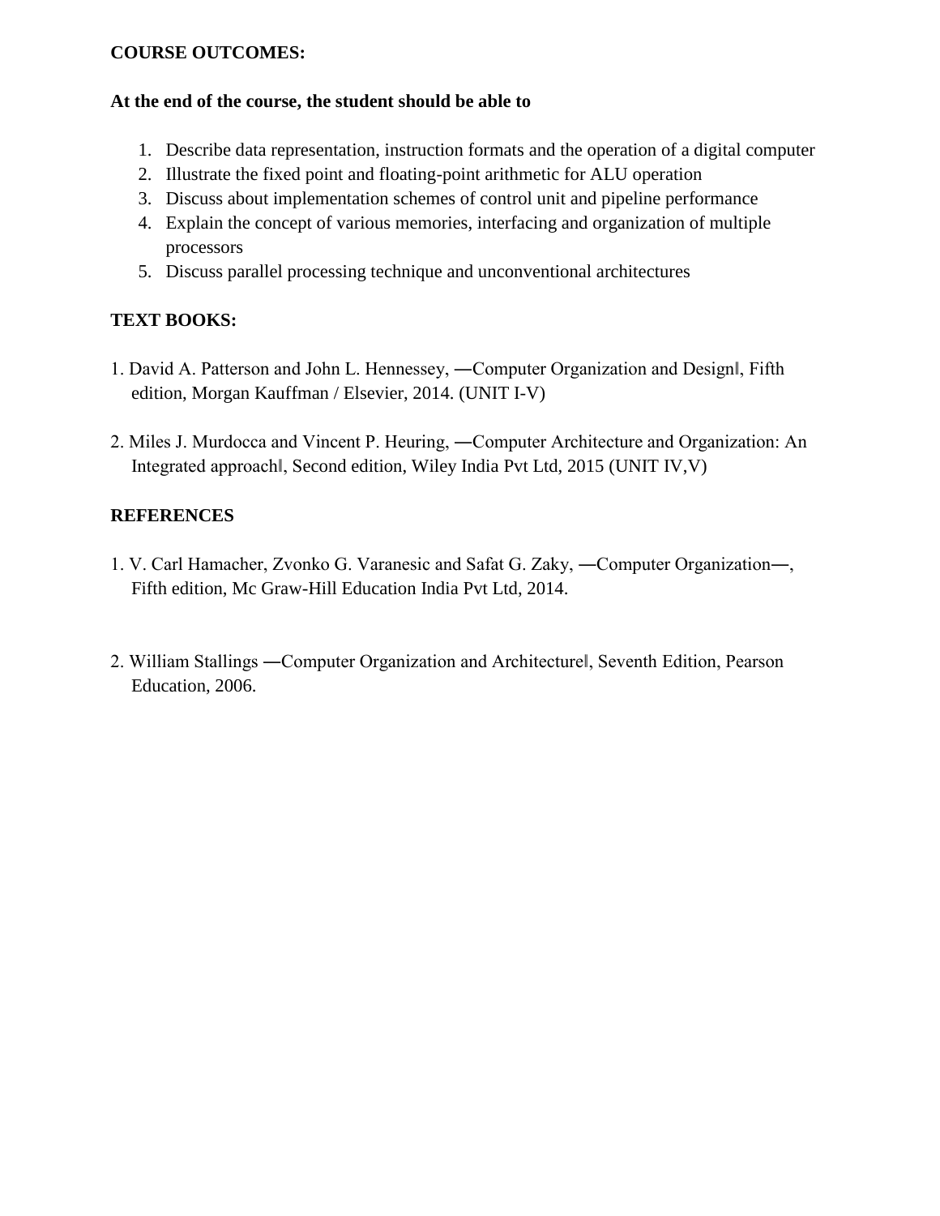**COURSE OUTCOMES:**

**At the end of the course, the student should be able to**

1. Describe data representation, instruction formats and the operation of a digital computer
2. Illustrate the fixed point and floating-point arithmetic for ALU operation
3. Discuss about implementation schemes of control unit and pipeline performance
4. Explain the concept of various memories, interfacing and organization of multiple processors
5. Discuss parallel processing technique and unconventional architectures

**TEXT BOOKS:**

1. David A. Patterson and John L. Hennessey, ―Computer Organization and Design‖, Fifth edition, Morgan Kauffman / Elsevier, 2014. (UNIT I-V)

2. Miles J. Murdocca and Vincent P. Heuring, ―Computer Architecture and Organization: An Integrated approach‖, Second edition, Wiley India Pvt Ltd, 2015 (UNIT IV,V)

**REFERENCES**

1. V. Carl Hamacher, Zvonko G. Varanesic and Safat G. Zaky, ―Computer Organization―, Fifth edition, Mc Graw-Hill Education India Pvt Ltd, 2014.

2. William Stallings ―Computer Organization and Architecture‖, Seventh Edition, Pearson Education, 2006.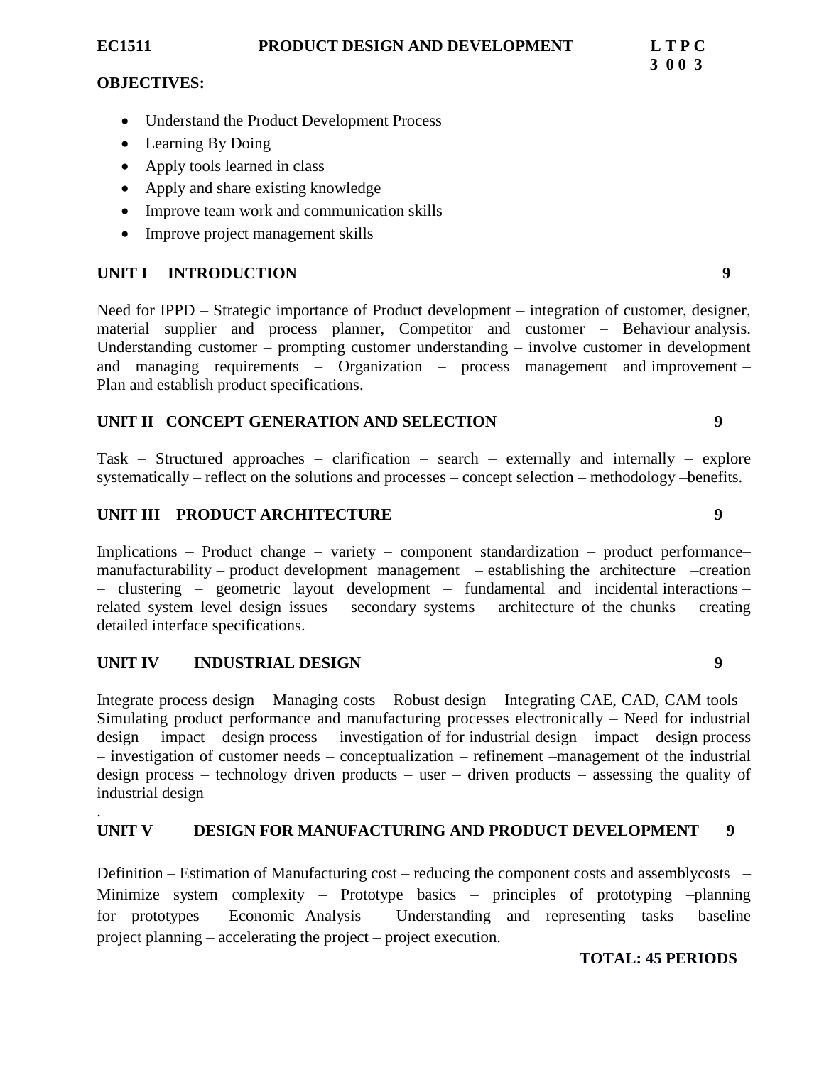**EC1511 PRODUCT DESIGN AND DEVELOPMENT**

| L | T | P | C |
|---|---|---|---|
| 3 | 0 | 0 | 3 |

**OBJECTIVES:**

- Understand the Product Development Process
- Learning By Doing
- Apply tools learned in class
- Apply and share existing knowledge
- Improve team work and communication skills
- Improve project management skills

## UNIT I INTRODUCTION 9

Need for IPPD – Strategic importance of Product development – integration of customer, designer, material supplier and process planner, Competitor and customer – Behaviour analysis. Understanding customer – prompting customer understanding – involve customer in development and managing requirements – Organization – process management and improvement – Plan and establish product specifications.

## UNIT II CONCEPT GENERATION AND SELECTION 9

Task – Structured approaches – clarification – search – externally and internally – explore systematically – reflect on the solutions and processes – concept selection – methodology –benefits.

## UNIT III PRODUCT ARCHITECTURE 9

Implications – Product change – variety – component standardization – product performance– manufacturability – product development management – establishing the architecture –creation – clustering – geometric layout development – fundamental and incidental interactions – related system level design issues – secondary systems – architecture of the chunks – creating detailed interface specifications.

## UNIT IV INDUSTRIAL DESIGN 9

Integrate process design – Managing costs – Robust design – Integrating CAE, CAD, CAM tools – Simulating product performance and manufacturing processes electronically – Need for industrial design – impact – design process – investigation of for industrial design –impact – design process – investigation of customer needs – conceptualization – refinement –management of the industrial design process – technology driven products – user – driven products – assessing the quality of industrial design

.

## UNIT V DESIGN FOR MANUFACTURING AND PRODUCT DEVELOPMENT 9

Definition – Estimation of Manufacturing cost – reducing the component costs and assemblycosts – Minimize system complexity – Prototype basics – principles of prototyping –planning for prototypes – Economic Analysis – Understanding and representing tasks –baseline project planning – accelerating the project – project execution.

**TOTAL: 45 PERIODS**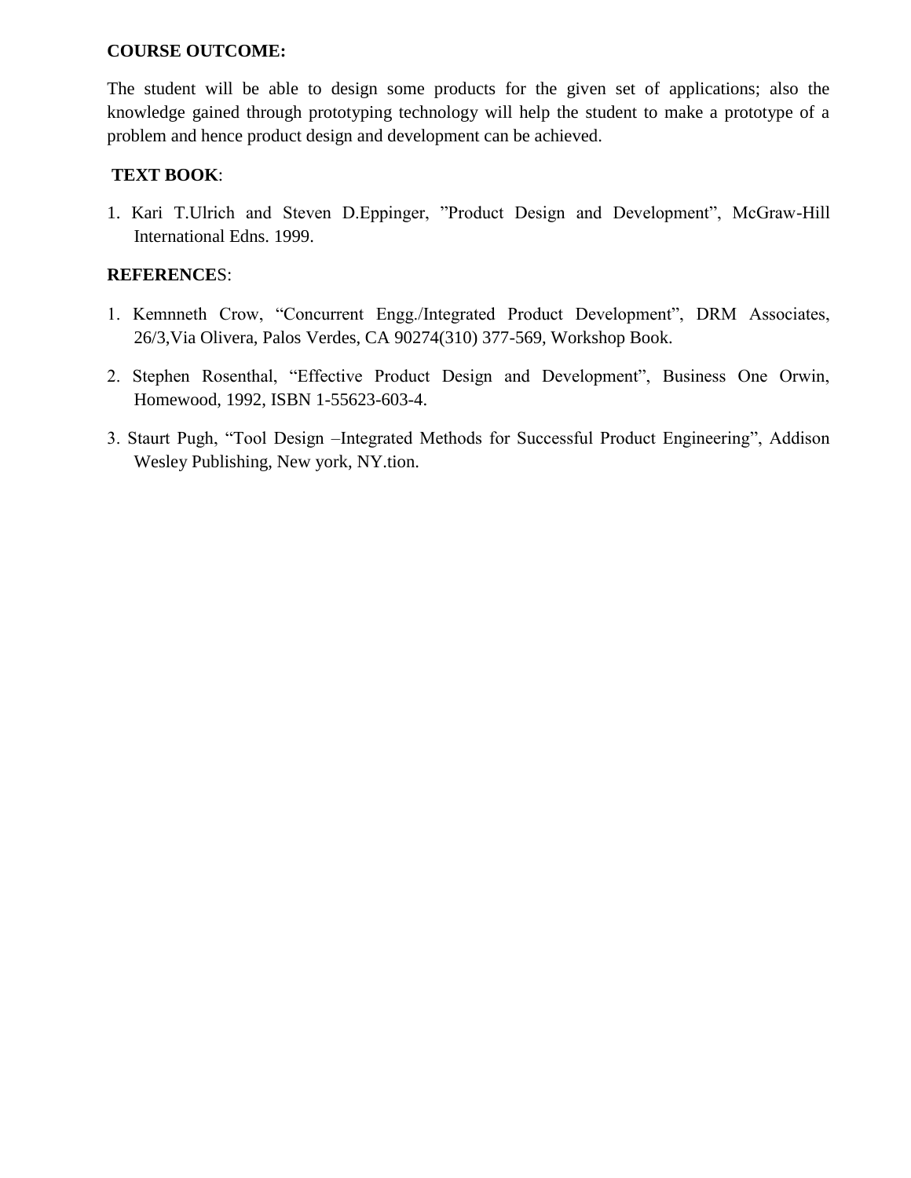**COURSE OUTCOME:**

The student will be able to design some products for the given set of applications; also the knowledge gained through prototyping technology will help the student to make a prototype of a problem and hence product design and development can be achieved.

**TEXT BOOK**:

1. Kari T.Ulrich and Steven D.Eppinger, "Product Design and Development", McGraw-Hill International Edns. 1999.

**REFERENCE**S:

1. Kemnneth Crow, "Concurrent Engg./Integrated Product Development", DRM Associates, 26/3,Via Olivera, Palos Verdes, CA 90274(310) 377-569, Workshop Book.
2. Stephen Rosenthal, "Effective Product Design and Development", Business One Orwin, Homewood, 1992, ISBN 1-55623-603-4.
3. Staurt Pugh, "Tool Design –Integrated Methods for Successful Product Engineering", Addison Wesley Publishing, New york, NY.tion.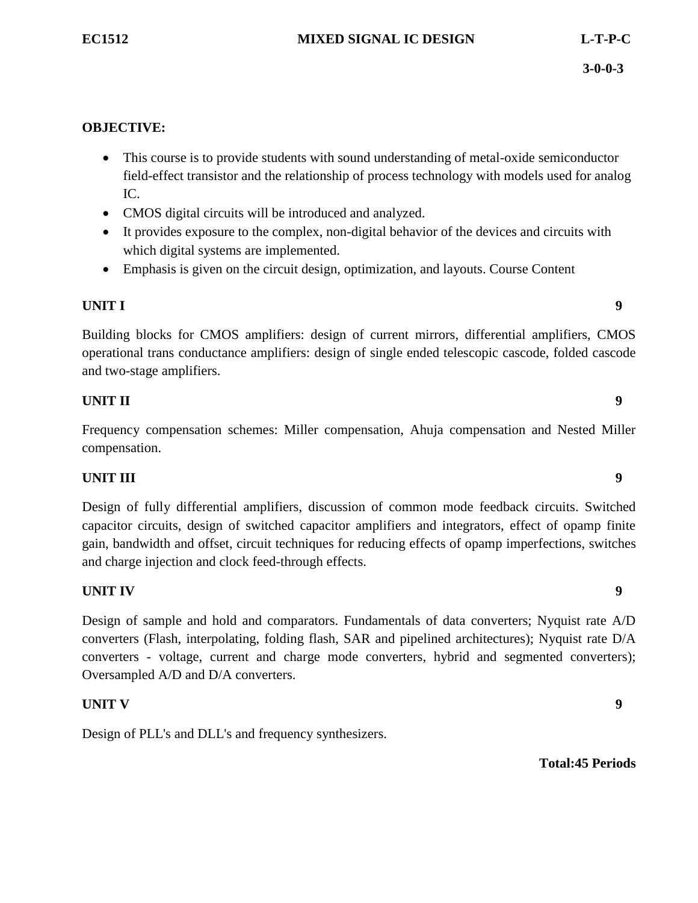**EC1512** **MIXED SIGNAL IC DESIGN** **L-T-P-C**

**3-0-0-3**

**OBJECTIVE:**

- This course is to provide students with sound understanding of metal-oxide semiconductor field-effect transistor and the relationship of process technology with models used for analog IC.
- CMOS digital circuits will be introduced and analyzed.
- It provides exposure to the complex, non-digital behavior of the devices and circuits with which digital systems are implemented.
- Emphasis is given on the circuit design, optimization, and layouts. Course Content

**UNIT I** **9**

Building blocks for CMOS amplifiers: design of current mirrors, differential amplifiers, CMOS operational trans conductance amplifiers: design of single ended telescopic cascode, folded cascode and two-stage amplifiers.

**UNIT II** **9**

Frequency compensation schemes: Miller compensation, Ahuja compensation and Nested Miller compensation.

**UNIT III** **9**

Design of fully differential amplifiers, discussion of common mode feedback circuits. Switched capacitor circuits, design of switched capacitor amplifiers and integrators, effect of opamp finite gain, bandwidth and offset, circuit techniques for reducing effects of opamp imperfections, switches and charge injection and clock feed-through effects.

**UNIT IV** **9**

Design of sample and hold and comparators. Fundamentals of data converters; Nyquist rate A/D converters (Flash, interpolating, folding flash, SAR and pipelined architectures); Nyquist rate D/A converters - voltage, current and charge mode converters, hybrid and segmented converters); Oversampled A/D and D/A converters.

**UNIT V** **9**

Design of PLL's and DLL's and frequency synthesizers.

**Total:45 Periods**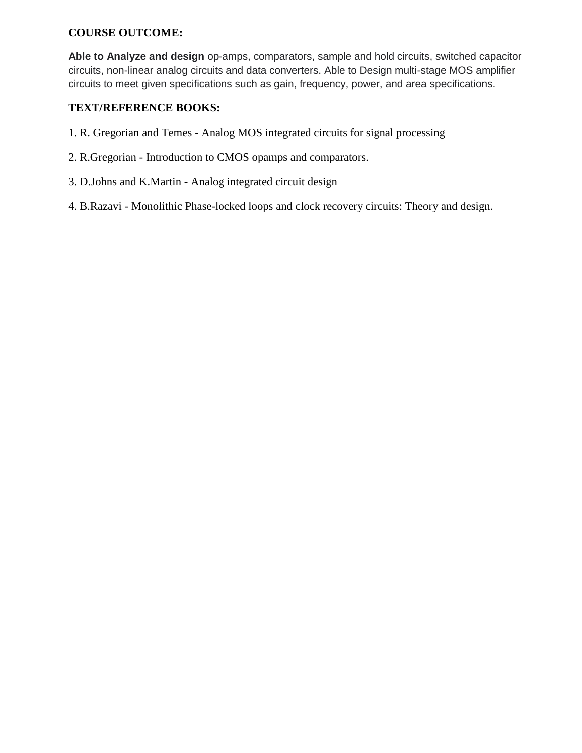**COURSE OUTCOME:**

**Able to Analyze and design** op-amps, comparators, sample and hold circuits, switched capacitor circuits, non-linear analog circuits and data converters. Able to Design multi-stage MOS amplifier circuits to meet given specifications such as gain, frequency, power, and area specifications.

**TEXT/REFERENCE BOOKS:**

1. R. Gregorian and Temes - Analog MOS integrated circuits for signal processing
2. R.Gregorian - Introduction to CMOS opamps and comparators.
3. D.Johns and K.Martin - Analog integrated circuit design
4. B.Razavi - Monolithic Phase-locked loops and clock recovery circuits: Theory and design.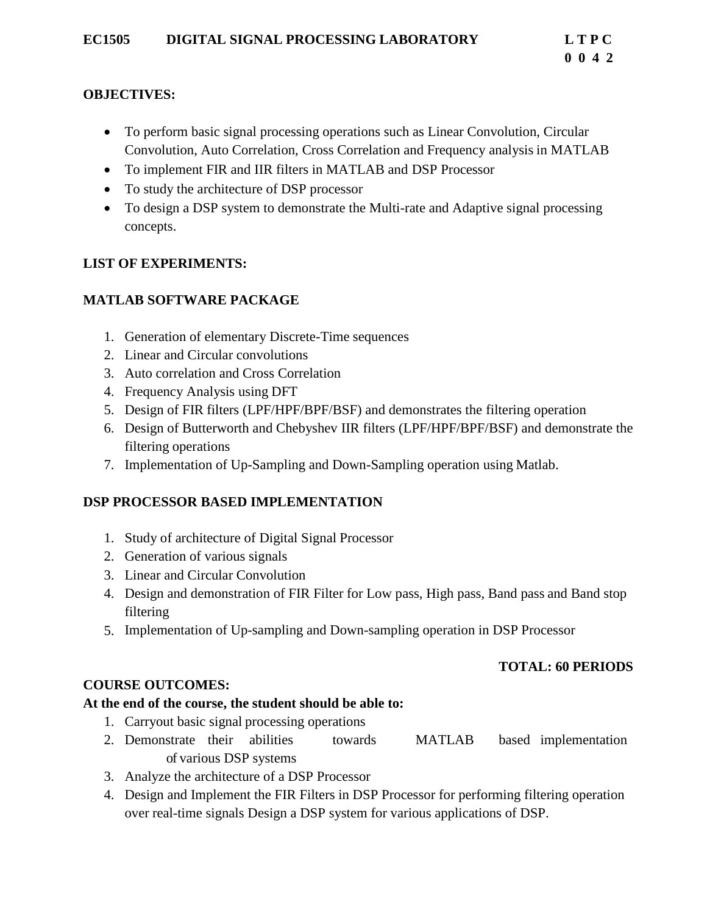**EC1505 DIGITAL SIGNAL PROCESSING LABORATORY** **L T P C**
**0 0 4 2**

**OBJECTIVES:**

- To perform basic signal processing operations such as Linear Convolution, Circular Convolution, Auto Correlation, Cross Correlation and Frequency analysis in MATLAB
- To implement FIR and IIR filters in MATLAB and DSP Processor
- To study the architecture of DSP processor
- To design a DSP system to demonstrate the Multi-rate and Adaptive signal processing concepts.

**LIST OF EXPERIMENTS:**

**MATLAB SOFTWARE PACKAGE**

1. Generation of elementary Discrete-Time sequences
2. Linear and Circular convolutions
3. Auto correlation and Cross Correlation
4. Frequency Analysis using DFT
5. Design of FIR filters (LPF/HPF/BPF/BSF) and demonstrates the filtering operation
6. Design of Butterworth and Chebyshev IIR filters (LPF/HPF/BPF/BSF) and demonstrate the filtering operations
7. Implementation of Up-Sampling and Down-Sampling operation using Matlab.

**DSP PROCESSOR BASED IMPLEMENTATION**

1. Study of architecture of Digital Signal Processor
2. Generation of various signals
3. Linear and Circular Convolution
4. Design and demonstration of FIR Filter for Low pass, High pass, Band pass and Band stop filtering
5. Implementation of Up-sampling and Down-sampling operation in DSP Processor

**TOTAL: 60 PERIODS**

**COURSE OUTCOMES:**

**At the end of the course, the student should be able to:**

1. Carryout basic signal processing operations
2. Demonstrate their abilities towards MATLAB based implementation of various DSP systems
3. Analyze the architecture of a DSP Processor
4. Design and Implement the FIR Filters in DSP Processor for performing filtering operation over real-time signals Design a DSP system for various applications of DSP.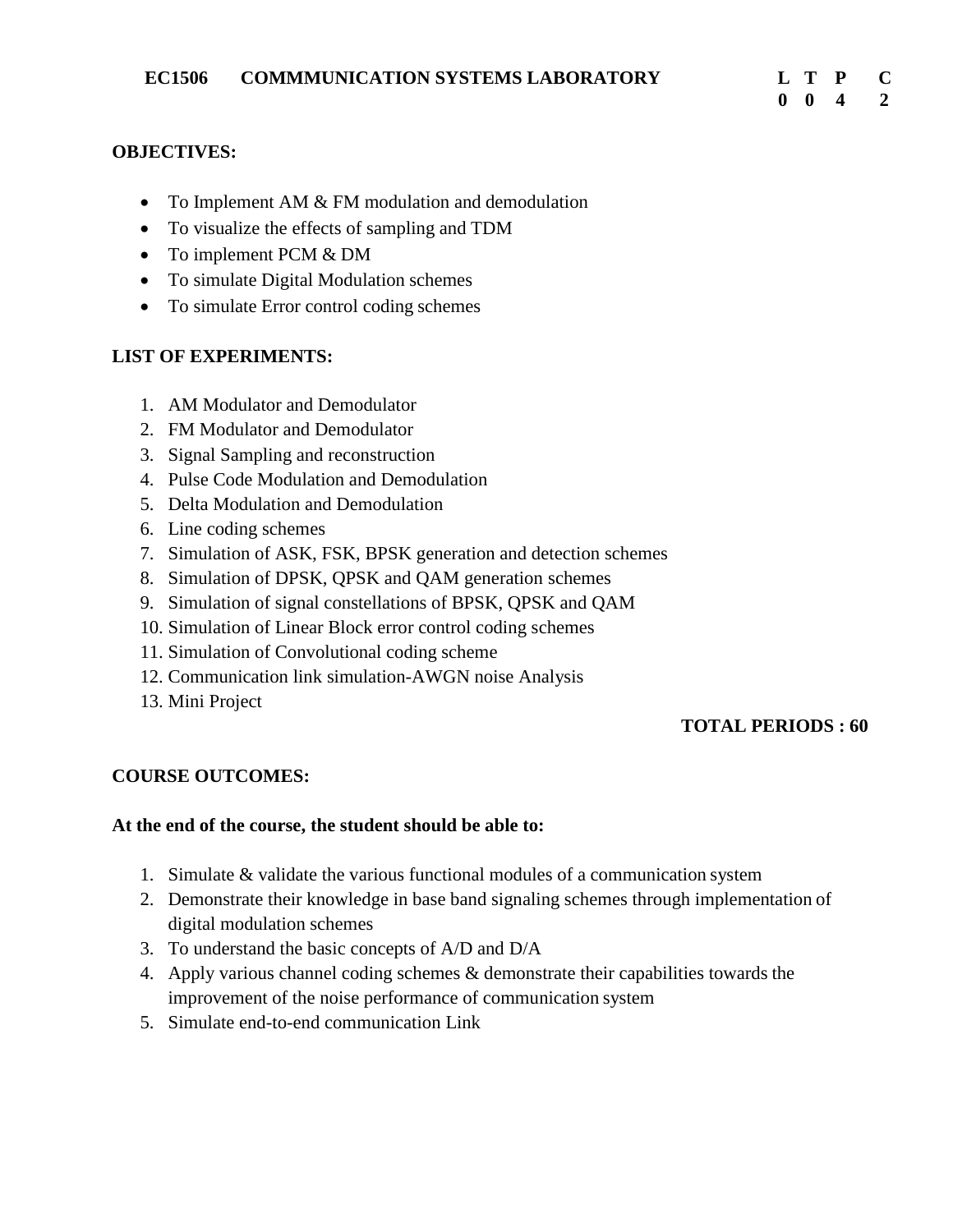## EC1506 COMMMUNICATION SYSTEMS LABORATORY

| L | T | P | C |
|---|---|---|---|
| 0 | 0 | 4 | 2 |

**OBJECTIVES:**

- To Implement AM & FM modulation and demodulation
- To visualize the effects of sampling and TDM
- To implement PCM & DM
- To simulate Digital Modulation schemes
- To simulate Error control coding schemes

**LIST OF EXPERIMENTS:**

1. AM Modulator and Demodulator
2. FM Modulator and Demodulator
3. Signal Sampling and reconstruction
4. Pulse Code Modulation and Demodulation
5. Delta Modulation and Demodulation
6. Line coding schemes
7. Simulation of ASK, FSK, BPSK generation and detection schemes
8. Simulation of DPSK, QPSK and QAM generation schemes
9. Simulation of signal constellations of BPSK, QPSK and QAM
10. Simulation of Linear Block error control coding schemes
11. Simulation of Convolutional coding scheme
12. Communication link simulation-AWGN noise Analysis
13. Mini Project

**TOTAL PERIODS : 60**

**COURSE OUTCOMES:**

**At the end of the course, the student should be able to:**

1. Simulate & validate the various functional modules of a communication system
2. Demonstrate their knowledge in base band signaling schemes through implementation of digital modulation schemes
3. To understand the basic concepts of A/D and D/A
4. Apply various channel coding schemes & demonstrate their capabilities towards the improvement of the noise performance of communication system
5. Simulate end-to-end communication Link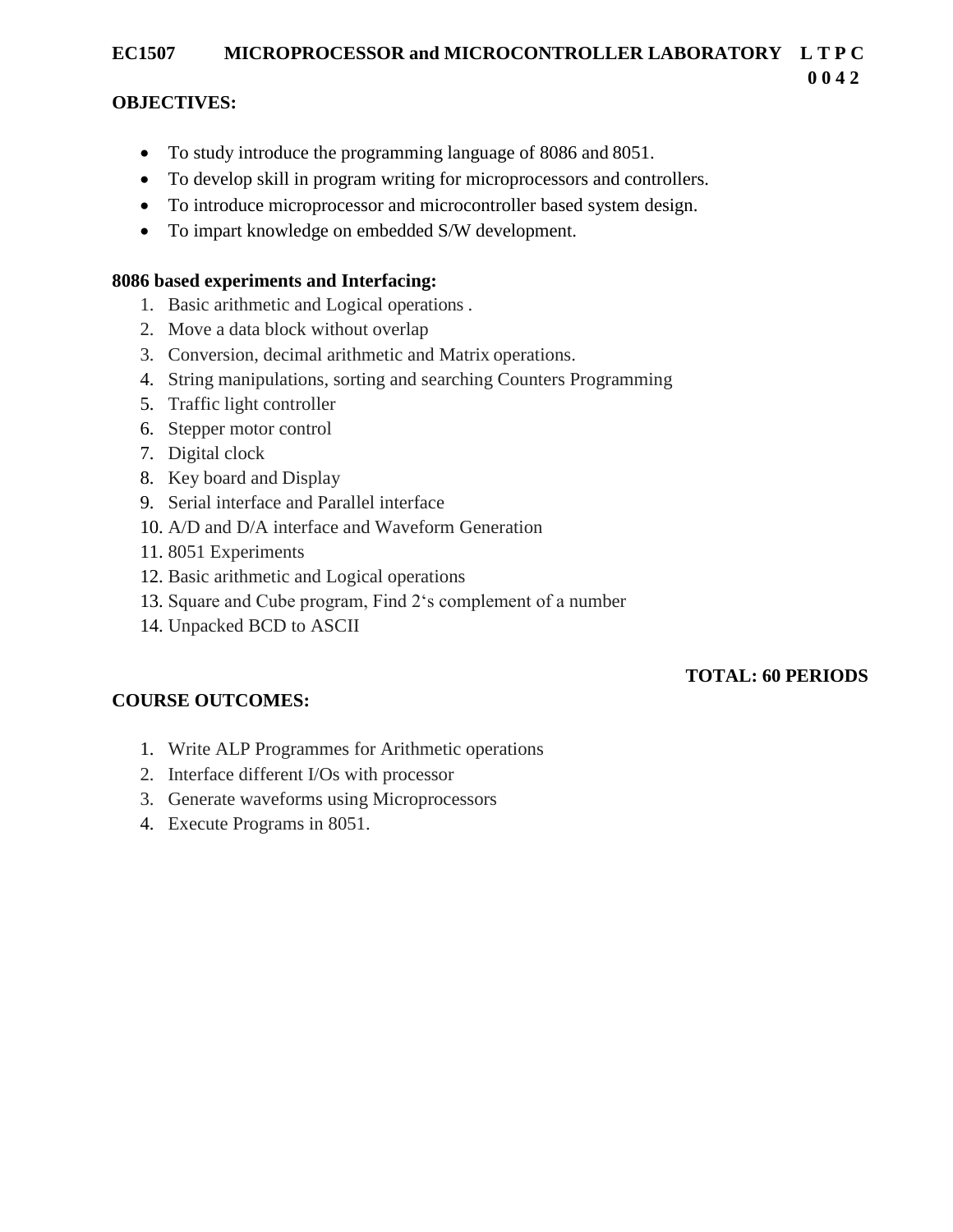**EC1507 MICROPROCESSOR and MICROCONTROLLER LABORATORY L T P C**
**0 0 4 2**

**OBJECTIVES:**

- To study introduce the programming language of 8086 and 8051.
- To develop skill in program writing for microprocessors and controllers.
- To introduce microprocessor and microcontroller based system design.
- To impart knowledge on embedded S/W development.

**8086 based experiments and Interfacing:**

1. Basic arithmetic and Logical operations .
2. Move a data block without overlap
3. Conversion, decimal arithmetic and Matrix operations.
4. String manipulations, sorting and searching Counters Programming
5. Traffic light controller
6. Stepper motor control
7. Digital clock
8. Key board and Display
9. Serial interface and Parallel interface
10. A/D and D/A interface and Waveform Generation
11. 8051 Experiments
12. Basic arithmetic and Logical operations
13. Square and Cube program, Find 2's complement of a number
14. Unpacked BCD to ASCII

**TOTAL: 60 PERIODS**

**COURSE OUTCOMES:**

1. Write ALP Programmes for Arithmetic operations
2. Interface different I/Os with processor
3. Generate waveforms using Microprocessors
4. Execute Programs in 8051.